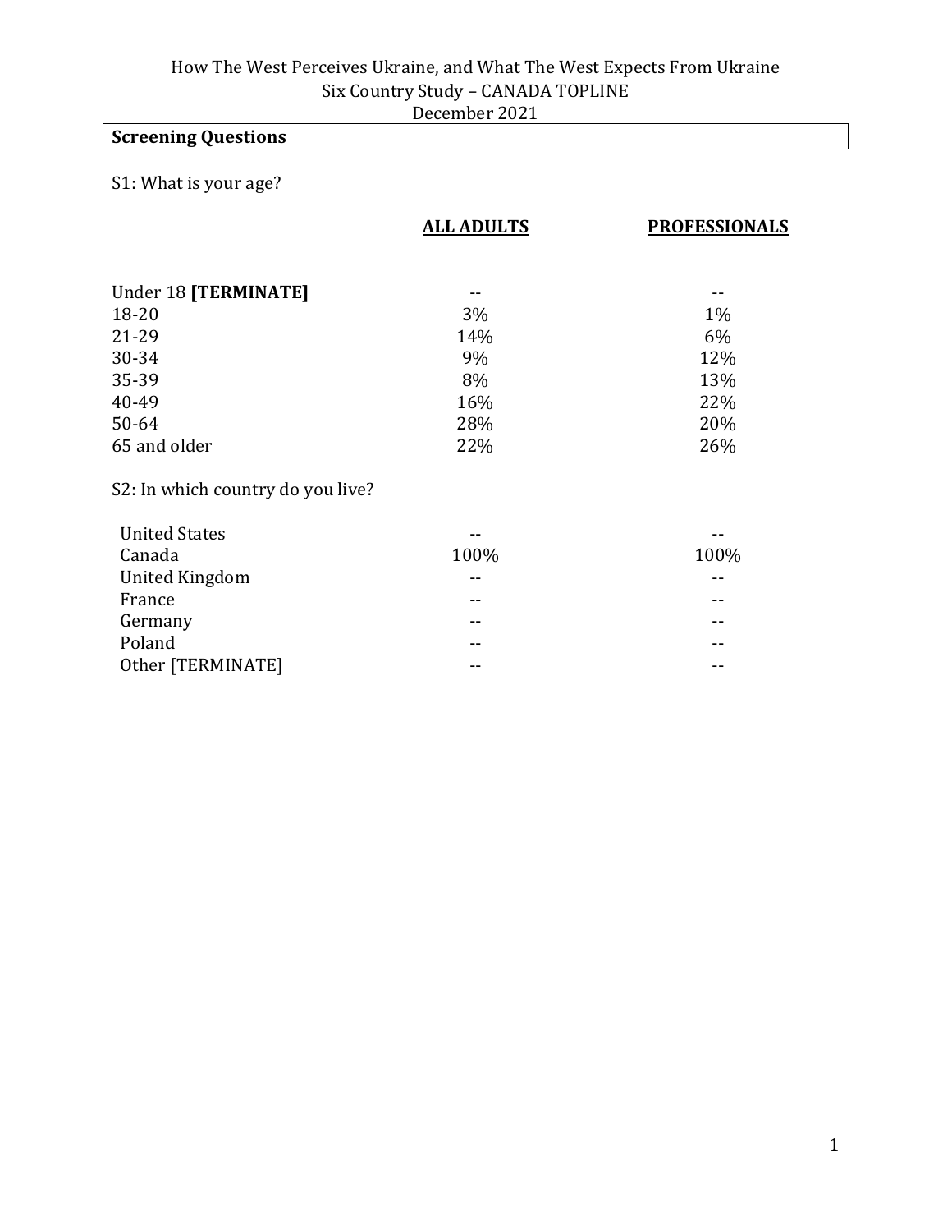# How The West Perceives Ukraine, and What The West Expects From Ukraine
## Six Country Study – CANADA TOPLINE
### December 2021

**Screening Questions**

S1: What is your age?

| | ALL ADULTS | PROFESSIONALS |
|---|---|---|
| Under 18 **[TERMINATE]** | -- | -- |
| 18-20 | 3% | 1% |
| 21-29 | 14% | 6% |
| 30-34 | 9% | 12% |
| 35-39 | 8% | 13% |
| 40-49 | 16% | 22% |
| 50-64 | 28% | 20% |
| 65 and older | 22% | 26% |

S2: In which country do you live?

| | ALL ADULTS | PROFESSIONALS |
|---|---|---|
| United States | -- | -- |
| Canada | 100% | 100% |
| United Kingdom | -- | -- |
| France | -- | -- |
| Germany | -- | -- |
| Poland | -- | -- |
| Other [TERMINATE] | -- | -- |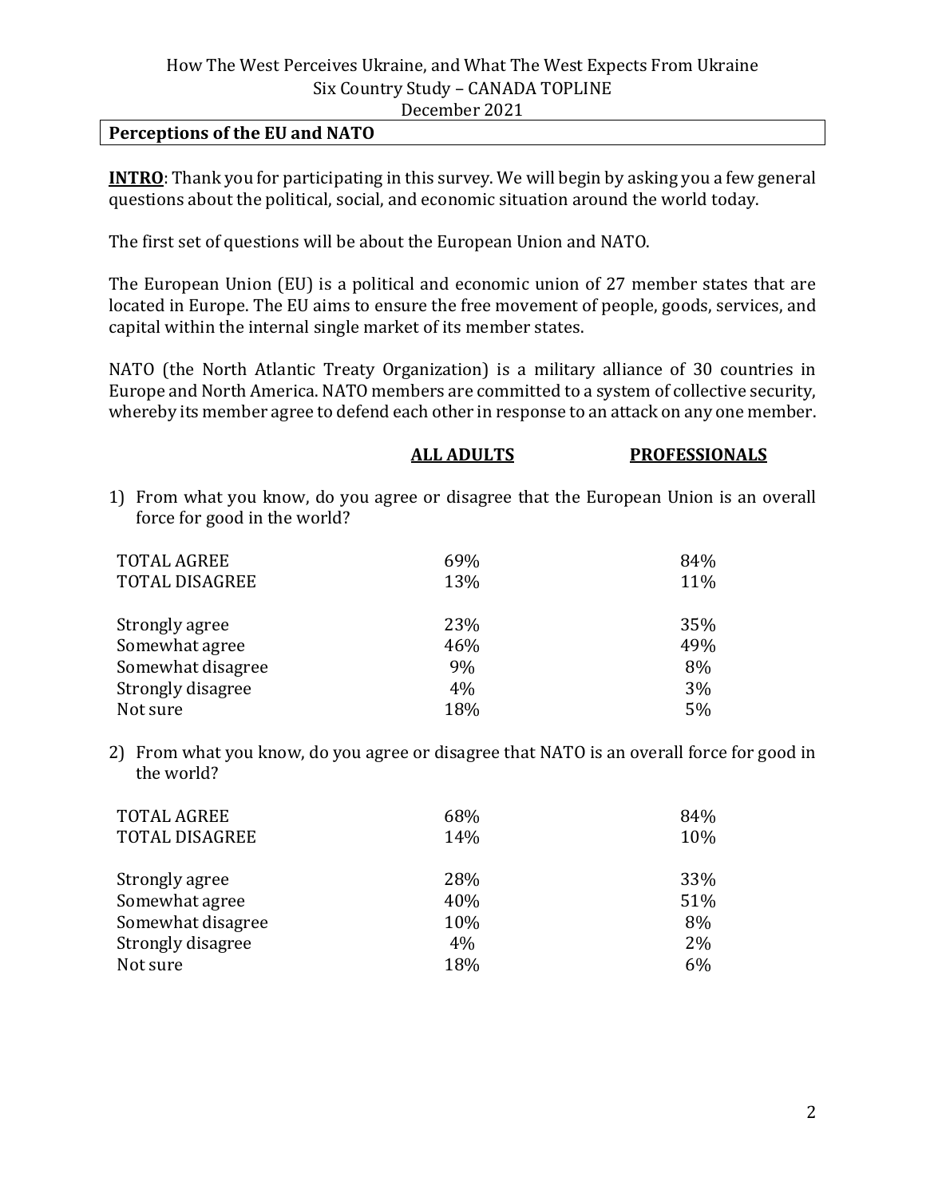How The West Perceives Ukraine, and What The West Expects From Ukraine
Six Country Study – CANADA TOPLINE
December 2021

## Perceptions of the EU and NATO

**INTRO**: Thank you for participating in this survey. We will begin by asking you a few general questions about the political, social, and economic situation around the world today.

The first set of questions will be about the European Union and NATO.

The European Union (EU) is a political and economic union of 27 member states that are located in Europe. The EU aims to ensure the free movement of people, goods, services, and capital within the internal single market of its member states.

NATO (the North Atlantic Treaty Organization) is a military alliance of 30 countries in Europe and North America. NATO members are committed to a system of collective security, whereby its member agree to defend each other in response to an attack on any one member.

1) From what you know, do you agree or disagree that the European Union is an overall force for good in the world?

| | ALL ADULTS | PROFESSIONALS |
|---|---|---|
| TOTAL AGREE | 69% | 84% |
| TOTAL DISAGREE | 13% | 11% |
| Strongly agree | 23% | 35% |
| Somewhat agree | 46% | 49% |
| Somewhat disagree | 9% | 8% |
| Strongly disagree | 4% | 3% |
| Not sure | 18% | 5% |

2) From what you know, do you agree or disagree that NATO is an overall force for good in the world?

| | ALL ADULTS | PROFESSIONALS |
|---|---|---|
| TOTAL AGREE | 68% | 84% |
| TOTAL DISAGREE | 14% | 10% |
| Strongly agree | 28% | 33% |
| Somewhat agree | 40% | 51% |
| Somewhat disagree | 10% | 8% |
| Strongly disagree | 4% | 2% |
| Not sure | 18% | 6% |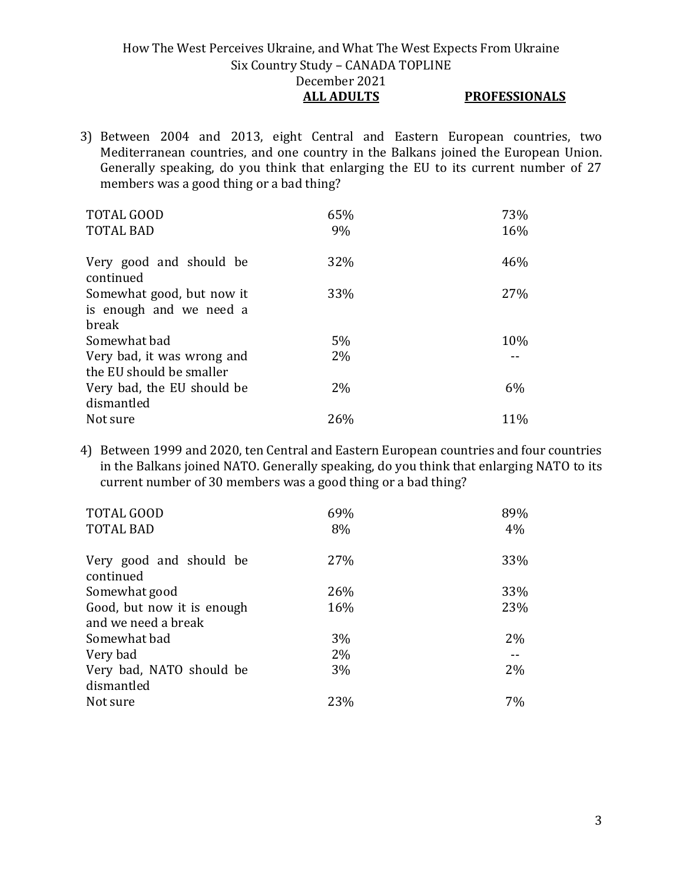3) Between 2004 and 2013, eight Central and Eastern European countries, two Mediterranean countries, and one country in the Balkans joined the European Union. Generally speaking, do you think that enlarging the EU to its current number of 27 members was a good thing or a bad thing?

| | ALL ADULTS | PROFESSIONALS |
|---|---|---|
| TOTAL GOOD | 65% | 73% |
| TOTAL BAD | 9% | 16% |
| Very good and should be continued | 32% | 46% |
| Somewhat good, but now it is enough and we need a break | 33% | 27% |
| Somewhat bad | 5% | 10% |
| Very bad, it was wrong and the EU should be smaller | 2% | -- |
| Very bad, the EU should be dismantled | 2% | 6% |
| Not sure | 26% | 11% |

4) Between 1999 and 2020, ten Central and Eastern European countries and four countries in the Balkans joined NATO. Generally speaking, do you think that enlarging NATO to its current number of 30 members was a good thing or a bad thing?

| | ALL ADULTS | PROFESSIONALS |
|---|---|---|
| TOTAL GOOD | 69% | 89% |
| TOTAL BAD | 8% | 4% |
| Very good and should be continued | 27% | 33% |
| Somewhat good | 26% | 33% |
| Good, but now it is enough and we need a break | 16% | 23% |
| Somewhat bad | 3% | 2% |
| Very bad | 2% | -- |
| Very bad, NATO should be dismantled | 3% | 2% |
| Not sure | 23% | 7% |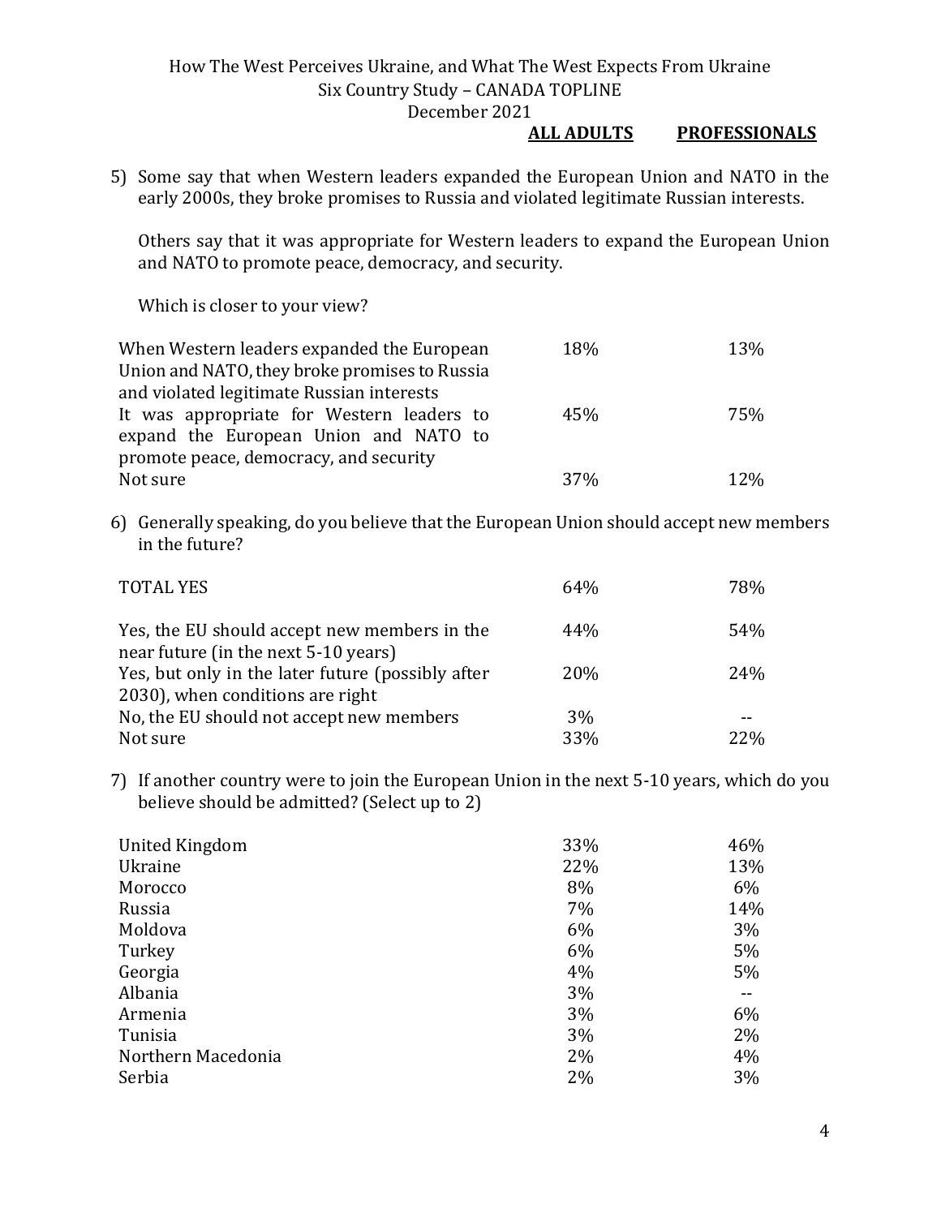5) Some say that when Western leaders expanded the European Union and NATO in the early 2000s, they broke promises to Russia and violated legitimate Russian interests.

   Others say that it was appropriate for Western leaders to expand the European Union and NATO to promote peace, democracy, and security.

   Which is closer to your view?

| | ALL ADULTS | PROFESSIONALS |
|---|---|---|
| When Western leaders expanded the European Union and NATO, they broke promises to Russia and violated legitimate Russian interests | 18% | 13% |
| It was appropriate for Western leaders to expand the European Union and NATO to promote peace, democracy, and security | 45% | 75% |
| Not sure | 37% | 12% |

6) Generally speaking, do you believe that the European Union should accept new members in the future?

| | ALL ADULTS | PROFESSIONALS |
|---|---|---|
| TOTAL YES | 64% | 78% |
| Yes, the EU should accept new members in the near future (in the next 5-10 years) | 44% | 54% |
| Yes, but only in the later future (possibly after 2030), when conditions are right | 20% | 24% |
| No, the EU should not accept new members | 3% | -- |
| Not sure | 33% | 22% |

7) If another country were to join the European Union in the next 5-10 years, which do you believe should be admitted? (Select up to 2)

| | ALL ADULTS | PROFESSIONALS |
|---|---|---|
| United Kingdom | 33% | 46% |
| Ukraine | 22% | 13% |
| Morocco | 8% | 6% |
| Russia | 7% | 14% |
| Moldova | 6% | 3% |
| Turkey | 6% | 5% |
| Georgia | 4% | 5% |
| Albania | 3% | -- |
| Armenia | 3% | 6% |
| Tunisia | 3% | 2% |
| Northern Macedonia | 2% | 4% |
| Serbia | 2% | 3% |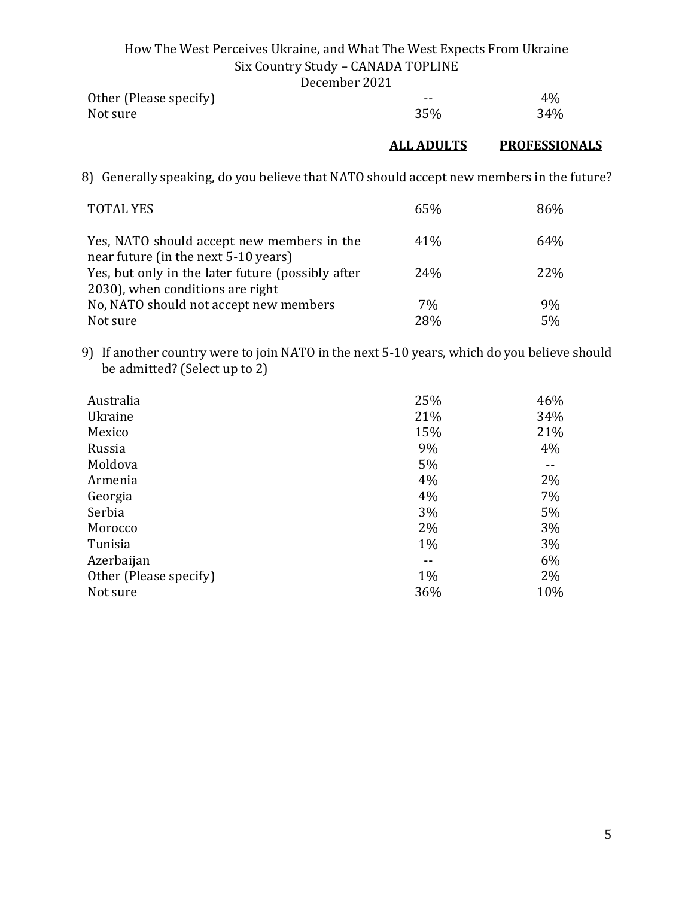| | | |
|---|---|---|
| Other (Please specify) | -- | 4% |
| Not sure | 35% | 34% |

| | **ALL ADULTS** | **PROFESSIONALS** |
|---|---|---|

8) Generally speaking, do you believe that NATO should accept new members in the future?

| | ALL ADULTS | PROFESSIONALS |
|---|---|---|
| TOTAL YES | 65% | 86% |
| Yes, NATO should accept new members in the near future (in the next 5-10 years) | 41% | 64% |
| Yes, but only in the later future (possibly after 2030), when conditions are right | 24% | 22% |
| No, NATO should not accept new members | 7% | 9% |
| Not sure | 28% | 5% |

9) If another country were to join NATO in the next 5-10 years, which do you believe should be admitted? (Select up to 2)

| | ALL ADULTS | PROFESSIONALS |
|---|---|---|
| Australia | 25% | 46% |
| Ukraine | 21% | 34% |
| Mexico | 15% | 21% |
| Russia | 9% | 4% |
| Moldova | 5% | -- |
| Armenia | 4% | 2% |
| Georgia | 4% | 7% |
| Serbia | 3% | 5% |
| Morocco | 2% | 3% |
| Tunisia | 1% | 3% |
| Azerbaijan | -- | 6% |
| Other (Please specify) | 1% | 2% |
| Not sure | 36% | 10% |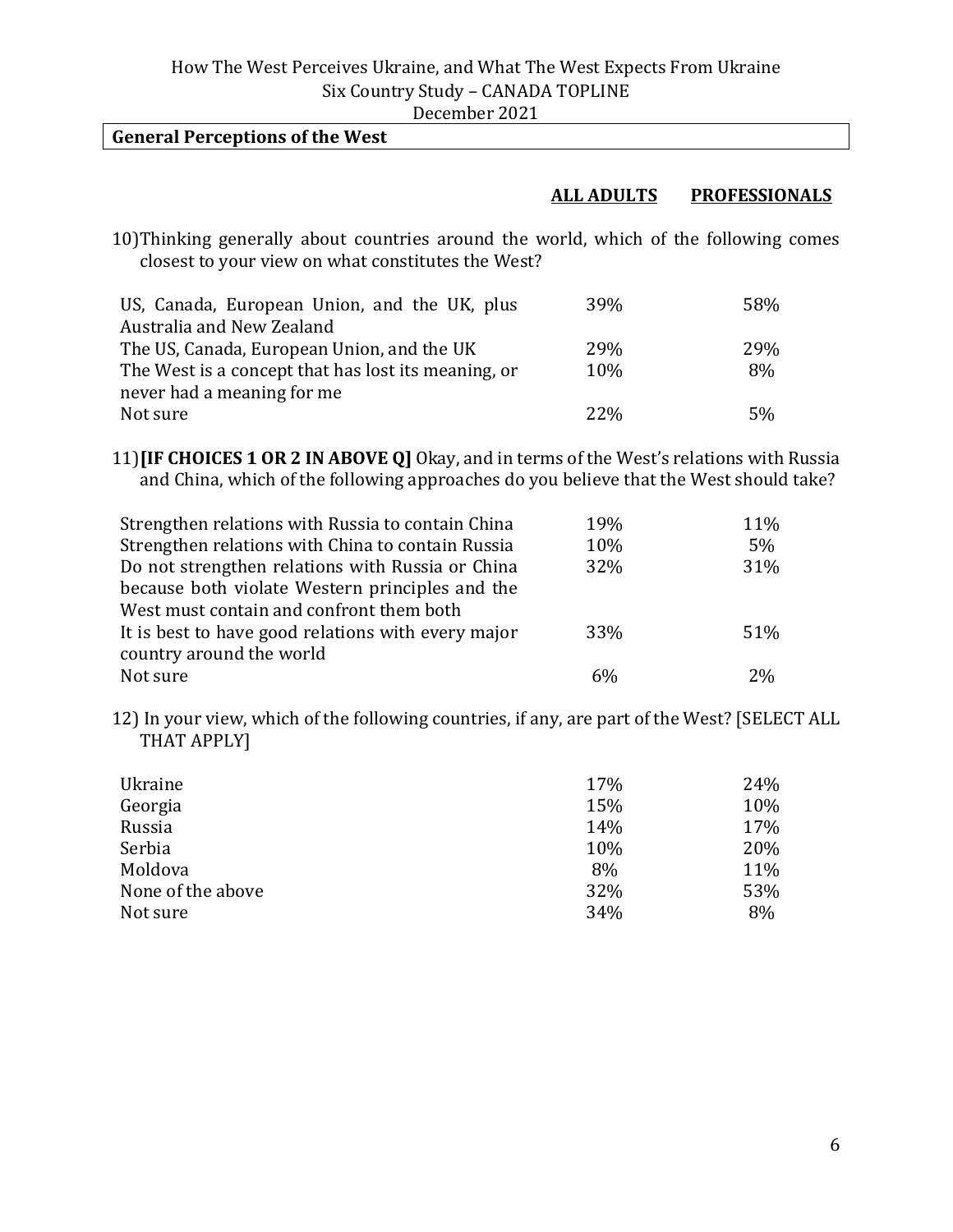## General Perceptions of the West

10) Thinking generally about countries around the world, which of the following comes closest to your view on what constitutes the West?

| | ALL ADULTS | PROFESSIONALS |
|---|---|---|
| US, Canada, European Union, and the UK, plus Australia and New Zealand | 39% | 58% |
| The US, Canada, European Union, and the UK | 29% | 29% |
| The West is a concept that has lost its meaning, or never had a meaning for me | 10% | 8% |
| Not sure | 22% | 5% |

11) **[IF CHOICES 1 OR 2 IN ABOVE Q]** Okay, and in terms of the West's relations with Russia and China, which of the following approaches do you believe that the West should take?

| | ALL ADULTS | PROFESSIONALS |
|---|---|---|
| Strengthen relations with Russia to contain China | 19% | 11% |
| Strengthen relations with China to contain Russia | 10% | 5% |
| Do not strengthen relations with Russia or China because both violate Western principles and the West must contain and confront them both | 32% | 31% |
| It is best to have good relations with every major country around the world | 33% | 51% |
| Not sure | 6% | 2% |

12) In your view, which of the following countries, if any, are part of the West? [SELECT ALL THAT APPLY]

| | ALL ADULTS | PROFESSIONALS |
|---|---|---|
| Ukraine | 17% | 24% |
| Georgia | 15% | 10% |
| Russia | 14% | 17% |
| Serbia | 10% | 20% |
| Moldova | 8% | 11% |
| None of the above | 32% | 53% |
| Not sure | 34% | 8% |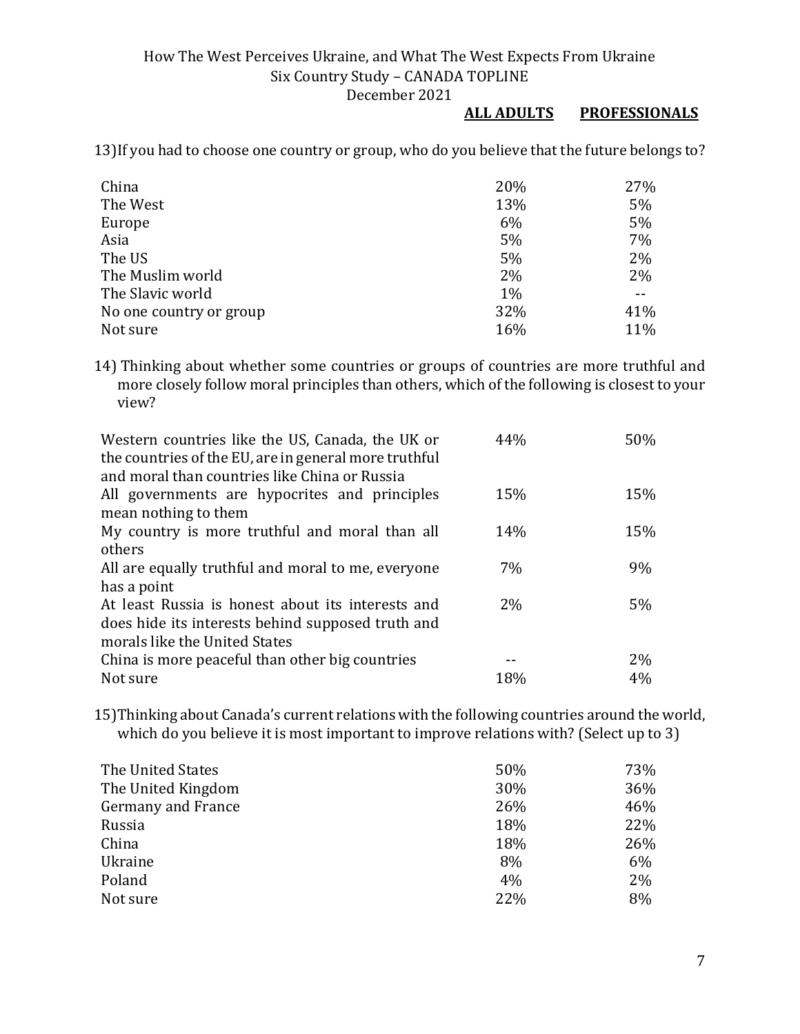13) If you had to choose one country or group, who do you believe that the future belongs to?

| | ALL ADULTS | PROFESSIONALS |
|---|---|---|
| China | 20% | 27% |
| The West | 13% | 5% |
| Europe | 6% | 5% |
| Asia | 5% | 7% |
| The US | 5% | 2% |
| The Muslim world | 2% | 2% |
| The Slavic world | 1% | -- |
| No one country or group | 32% | 41% |
| Not sure | 16% | 11% |

14) Thinking about whether some countries or groups of countries are more truthful and more closely follow moral principles than others, which of the following is closest to your view?

| | ALL ADULTS | PROFESSIONALS |
|---|---|---|
| Western countries like the US, Canada, the UK or the countries of the EU, are in general more truthful and moral than countries like China or Russia | 44% | 50% |
| All governments are hypocrites and principles mean nothing to them | 15% | 15% |
| My country is more truthful and moral than all others | 14% | 15% |
| All are equally truthful and moral to me, everyone has a point | 7% | 9% |
| At least Russia is honest about its interests and does hide its interests behind supposed truth and morals like the United States | 2% | 5% |
| China is more peaceful than other big countries | -- | 2% |
| Not sure | 18% | 4% |

15) Thinking about Canada's current relations with the following countries around the world, which do you believe it is most important to improve relations with? (Select up to 3)

| | ALL ADULTS | PROFESSIONALS |
|---|---|---|
| The United States | 50% | 73% |
| The United Kingdom | 30% | 36% |
| Germany and France | 26% | 46% |
| Russia | 18% | 22% |
| China | 18% | 26% |
| Ukraine | 8% | 6% |
| Poland | 4% | 2% |
| Not sure | 22% | 8% |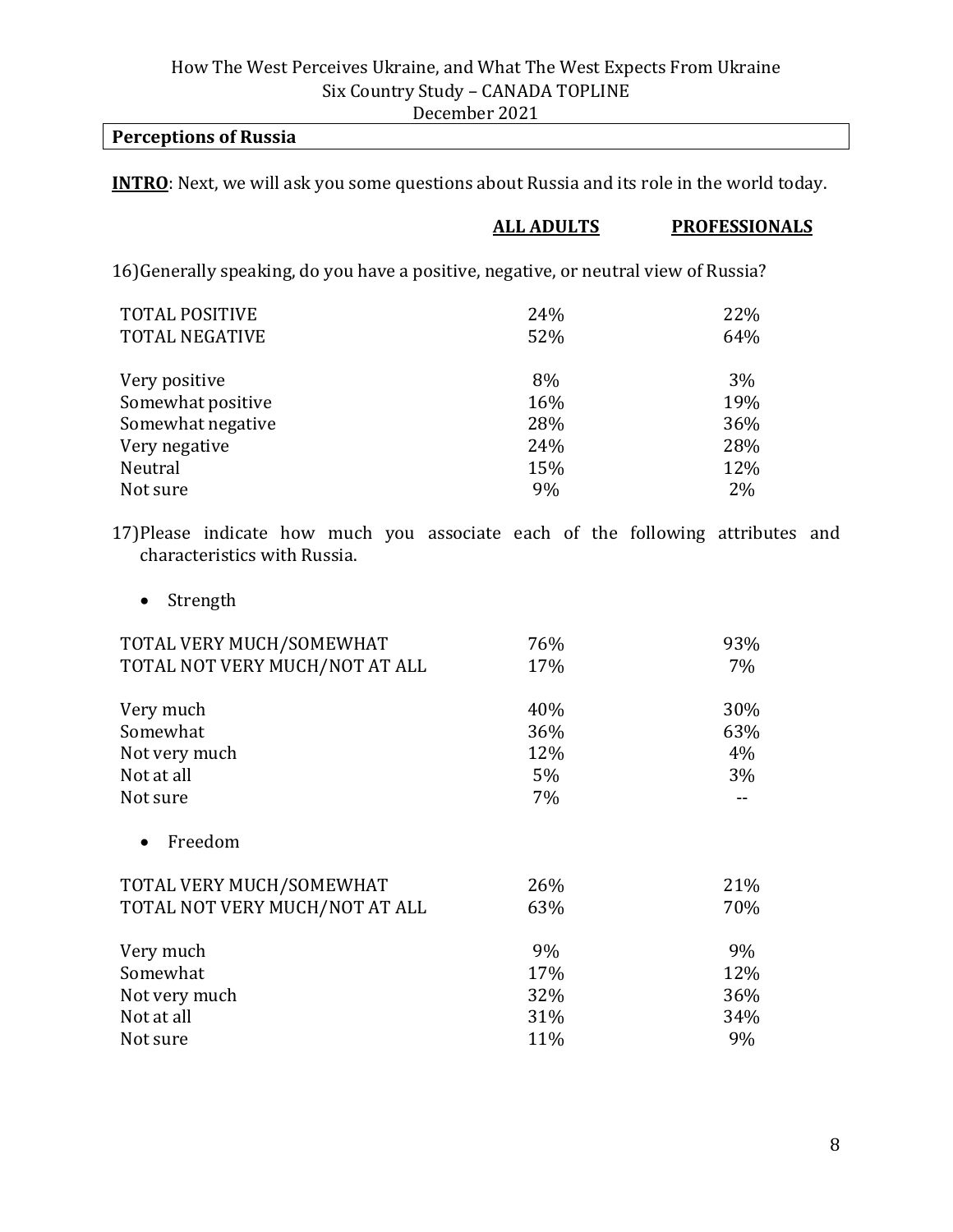**Perceptions of Russia**

**INTRO**: Next, we will ask you some questions about Russia and its role in the world today.

16) Generally speaking, do you have a positive, negative, or neutral view of Russia?

| | ALL ADULTS | PROFESSIONALS |
|---|---|---|
| TOTAL POSITIVE | 24% | 22% |
| TOTAL NEGATIVE | 52% | 64% |
| | | |
| Very positive | 8% | 3% |
| Somewhat positive | 16% | 19% |
| Somewhat negative | 28% | 36% |
| Very negative | 24% | 28% |
| Neutral | 15% | 12% |
| Not sure | 9% | 2% |

17) Please indicate how much you associate each of the following attributes and characteristics with Russia.

- Strength

| | ALL ADULTS | PROFESSIONALS |
|---|---|---|
| TOTAL VERY MUCH/SOMEWHAT | 76% | 93% |
| TOTAL NOT VERY MUCH/NOT AT ALL | 17% | 7% |
| | | |
| Very much | 40% | 30% |
| Somewhat | 36% | 63% |
| Not very much | 12% | 4% |
| Not at all | 5% | 3% |
| Not sure | 7% | -- |

- Freedom

| | ALL ADULTS | PROFESSIONALS |
|---|---|---|
| TOTAL VERY MUCH/SOMEWHAT | 26% | 21% |
| TOTAL NOT VERY MUCH/NOT AT ALL | 63% | 70% |
| | | |
| Very much | 9% | 9% |
| Somewhat | 17% | 12% |
| Not very much | 32% | 36% |
| Not at all | 31% | 34% |
| Not sure | 11% | 9% |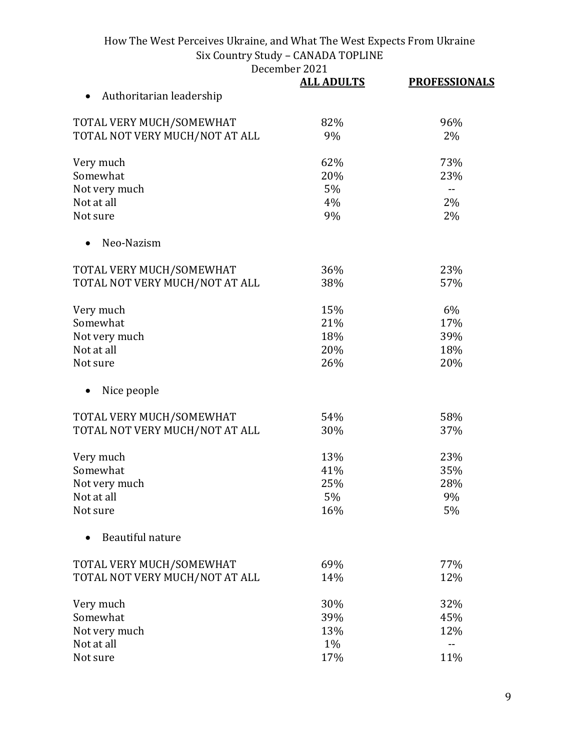|  | ALL ADULTS | PROFESSIONALS |
|---|---|---|
| • Authoritarian leadership | | |
| TOTAL VERY MUCH/SOMEWHAT | 82% | 96% |
| TOTAL NOT VERY MUCH/NOT AT ALL | 9% | 2% |
| Very much | 62% | 73% |
| Somewhat | 20% | 23% |
| Not very much | 5% | -- |
| Not at all | 4% | 2% |
| Not sure | 9% | 2% |
| • Neo-Nazism | | |
| TOTAL VERY MUCH/SOMEWHAT | 36% | 23% |
| TOTAL NOT VERY MUCH/NOT AT ALL | 38% | 57% |
| Very much | 15% | 6% |
| Somewhat | 21% | 17% |
| Not very much | 18% | 39% |
| Not at all | 20% | 18% |
| Not sure | 26% | 20% |
| • Nice people | | |
| TOTAL VERY MUCH/SOMEWHAT | 54% | 58% |
| TOTAL NOT VERY MUCH/NOT AT ALL | 30% | 37% |
| Very much | 13% | 23% |
| Somewhat | 41% | 35% |
| Not very much | 25% | 28% |
| Not at all | 5% | 9% |
| Not sure | 16% | 5% |
| • Beautiful nature | | |
| TOTAL VERY MUCH/SOMEWHAT | 69% | 77% |
| TOTAL NOT VERY MUCH/NOT AT ALL | 14% | 12% |
| Very much | 30% | 32% |
| Somewhat | 39% | 45% |
| Not very much | 13% | 12% |
| Not at all | 1% | -- |
| Not sure | 17% | 11% |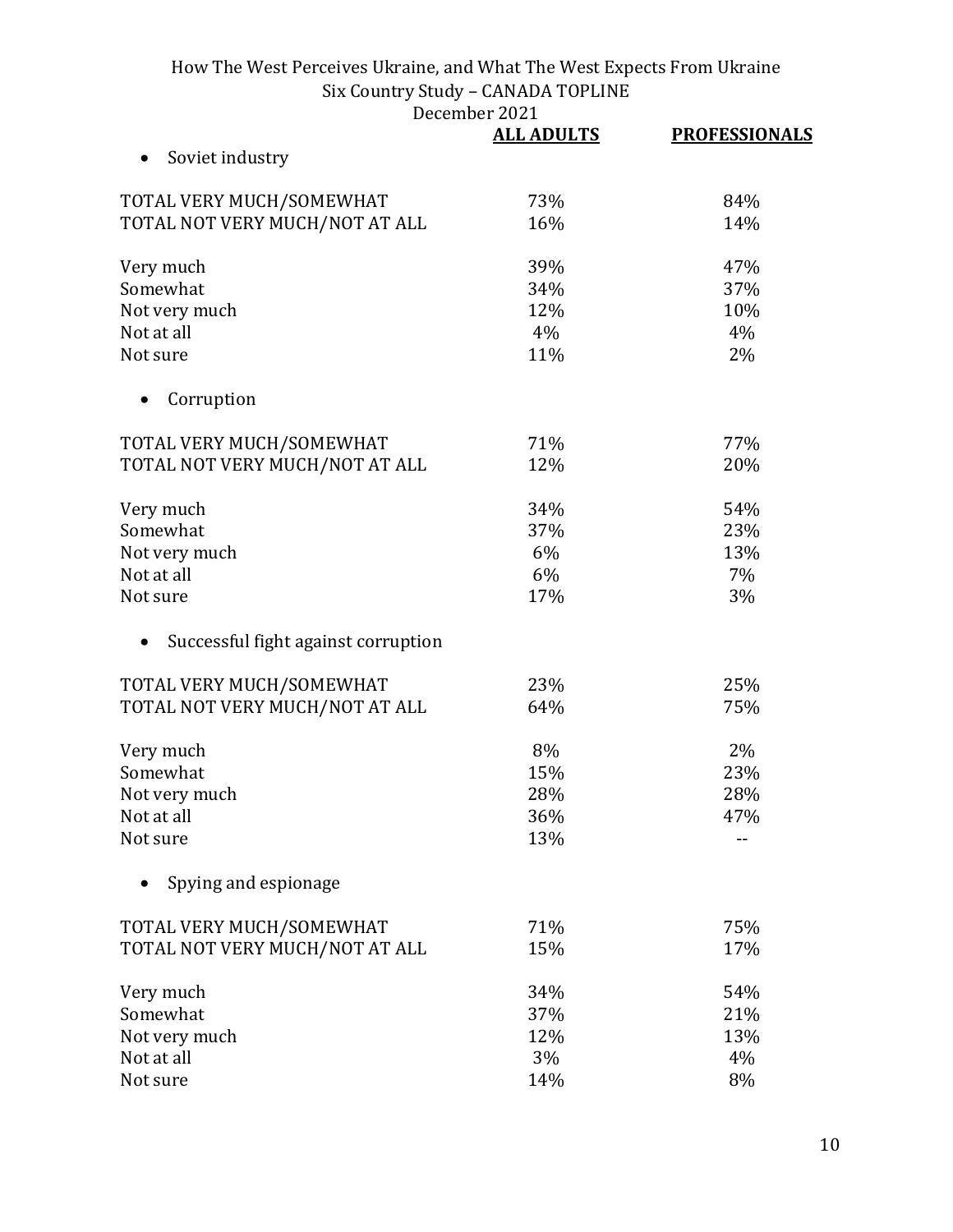| | ALL ADULTS | PROFESSIONALS |
|---|---|---|
| • Soviet industry | | |
| TOTAL VERY MUCH/SOMEWHAT | 73% | 84% |
| TOTAL NOT VERY MUCH/NOT AT ALL | 16% | 14% |
| Very much | 39% | 47% |
| Somewhat | 34% | 37% |
| Not very much | 12% | 10% |
| Not at all | 4% | 4% |
| Not sure | 11% | 2% |
| • Corruption | | |
| TOTAL VERY MUCH/SOMEWHAT | 71% | 77% |
| TOTAL NOT VERY MUCH/NOT AT ALL | 12% | 20% |
| Very much | 34% | 54% |
| Somewhat | 37% | 23% |
| Not very much | 6% | 13% |
| Not at all | 6% | 7% |
| Not sure | 17% | 3% |
| • Successful fight against corruption | | |
| TOTAL VERY MUCH/SOMEWHAT | 23% | 25% |
| TOTAL NOT VERY MUCH/NOT AT ALL | 64% | 75% |
| Very much | 8% | 2% |
| Somewhat | 15% | 23% |
| Not very much | 28% | 28% |
| Not at all | 36% | 47% |
| Not sure | 13% | -- |
| • Spying and espionage | | |
| TOTAL VERY MUCH/SOMEWHAT | 71% | 75% |
| TOTAL NOT VERY MUCH/NOT AT ALL | 15% | 17% |
| Very much | 34% | 54% |
| Somewhat | 37% | 21% |
| Not very much | 12% | 13% |
| Not at all | 3% | 4% |
| Not sure | 14% | 8% |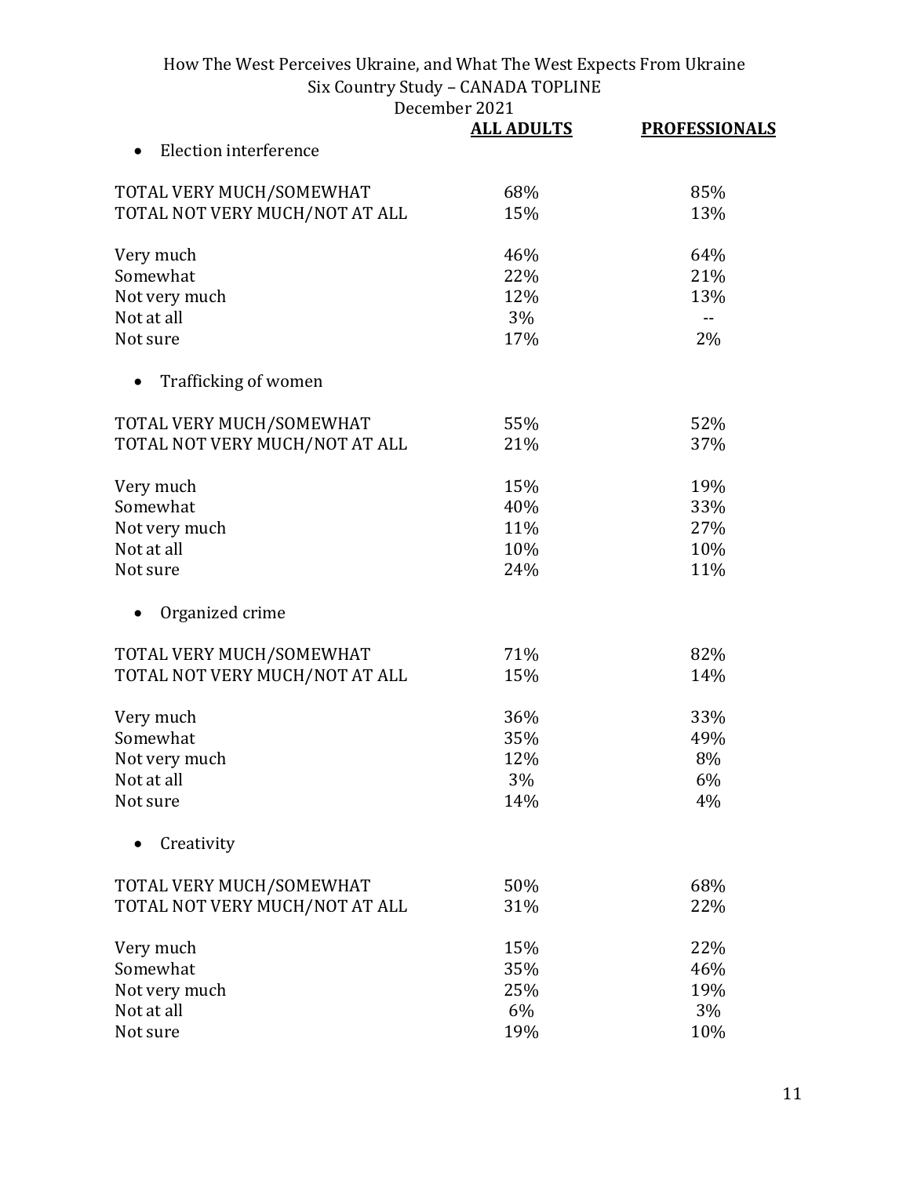| | ALL ADULTS | PROFESSIONALS |
|---|---|---|
| • Election interference | | |
| TOTAL VERY MUCH/SOMEWHAT | 68% | 85% |
| TOTAL NOT VERY MUCH/NOT AT ALL | 15% | 13% |
| Very much | 46% | 64% |
| Somewhat | 22% | 21% |
| Not very much | 12% | 13% |
| Not at all | 3% | -- |
| Not sure | 17% | 2% |
| • Trafficking of women | | |
| TOTAL VERY MUCH/SOMEWHAT | 55% | 52% |
| TOTAL NOT VERY MUCH/NOT AT ALL | 21% | 37% |
| Very much | 15% | 19% |
| Somewhat | 40% | 33% |
| Not very much | 11% | 27% |
| Not at all | 10% | 10% |
| Not sure | 24% | 11% |
| • Organized crime | | |
| TOTAL VERY MUCH/SOMEWHAT | 71% | 82% |
| TOTAL NOT VERY MUCH/NOT AT ALL | 15% | 14% |
| Very much | 36% | 33% |
| Somewhat | 35% | 49% |
| Not very much | 12% | 8% |
| Not at all | 3% | 6% |
| Not sure | 14% | 4% |
| • Creativity | | |
| TOTAL VERY MUCH/SOMEWHAT | 50% | 68% |
| TOTAL NOT VERY MUCH/NOT AT ALL | 31% | 22% |
| Very much | 15% | 22% |
| Somewhat | 35% | 46% |
| Not very much | 25% | 19% |
| Not at all | 6% | 3% |
| Not sure | 19% | 10% |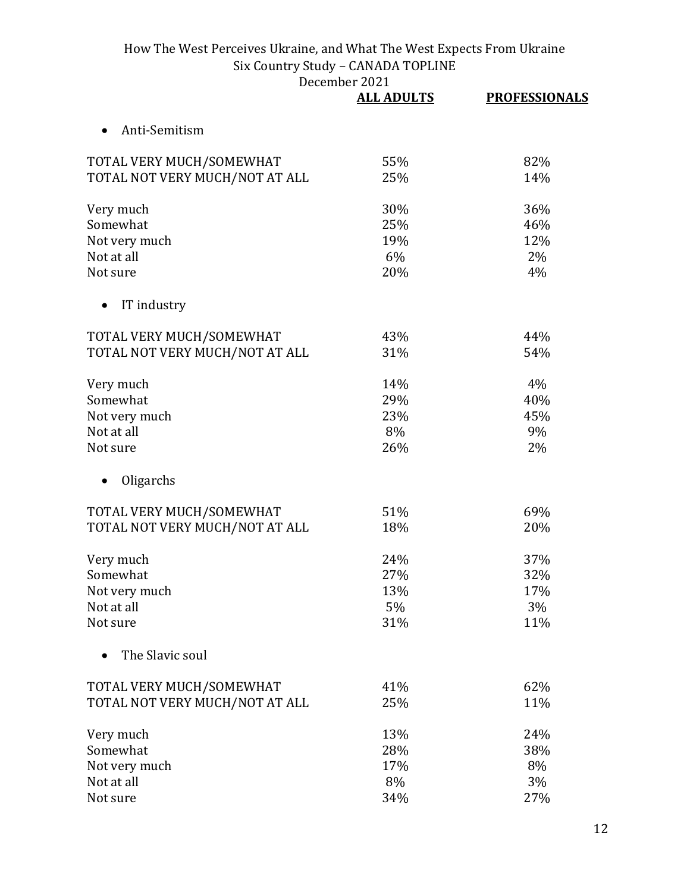| | ALL ADULTS | PROFESSIONALS |
|---|---|---|
| • Anti-Semitism | | |
| TOTAL VERY MUCH/SOMEWHAT | 55% | 82% |
| TOTAL NOT VERY MUCH/NOT AT ALL | 25% | 14% |
| Very much | 30% | 36% |
| Somewhat | 25% | 46% |
| Not very much | 19% | 12% |
| Not at all | 6% | 2% |
| Not sure | 20% | 4% |
| • IT industry | | |
| TOTAL VERY MUCH/SOMEWHAT | 43% | 44% |
| TOTAL NOT VERY MUCH/NOT AT ALL | 31% | 54% |
| Very much | 14% | 4% |
| Somewhat | 29% | 40% |
| Not very much | 23% | 45% |
| Not at all | 8% | 9% |
| Not sure | 26% | 2% |
| • Oligarchs | | |
| TOTAL VERY MUCH/SOMEWHAT | 51% | 69% |
| TOTAL NOT VERY MUCH/NOT AT ALL | 18% | 20% |
| Very much | 24% | 37% |
| Somewhat | 27% | 32% |
| Not very much | 13% | 17% |
| Not at all | 5% | 3% |
| Not sure | 31% | 11% |
| • The Slavic soul | | |
| TOTAL VERY MUCH/SOMEWHAT | 41% | 62% |
| TOTAL NOT VERY MUCH/NOT AT ALL | 25% | 11% |
| Very much | 13% | 24% |
| Somewhat | 28% | 38% |
| Not very much | 17% | 8% |
| Not at all | 8% | 3% |
| Not sure | 34% | 27% |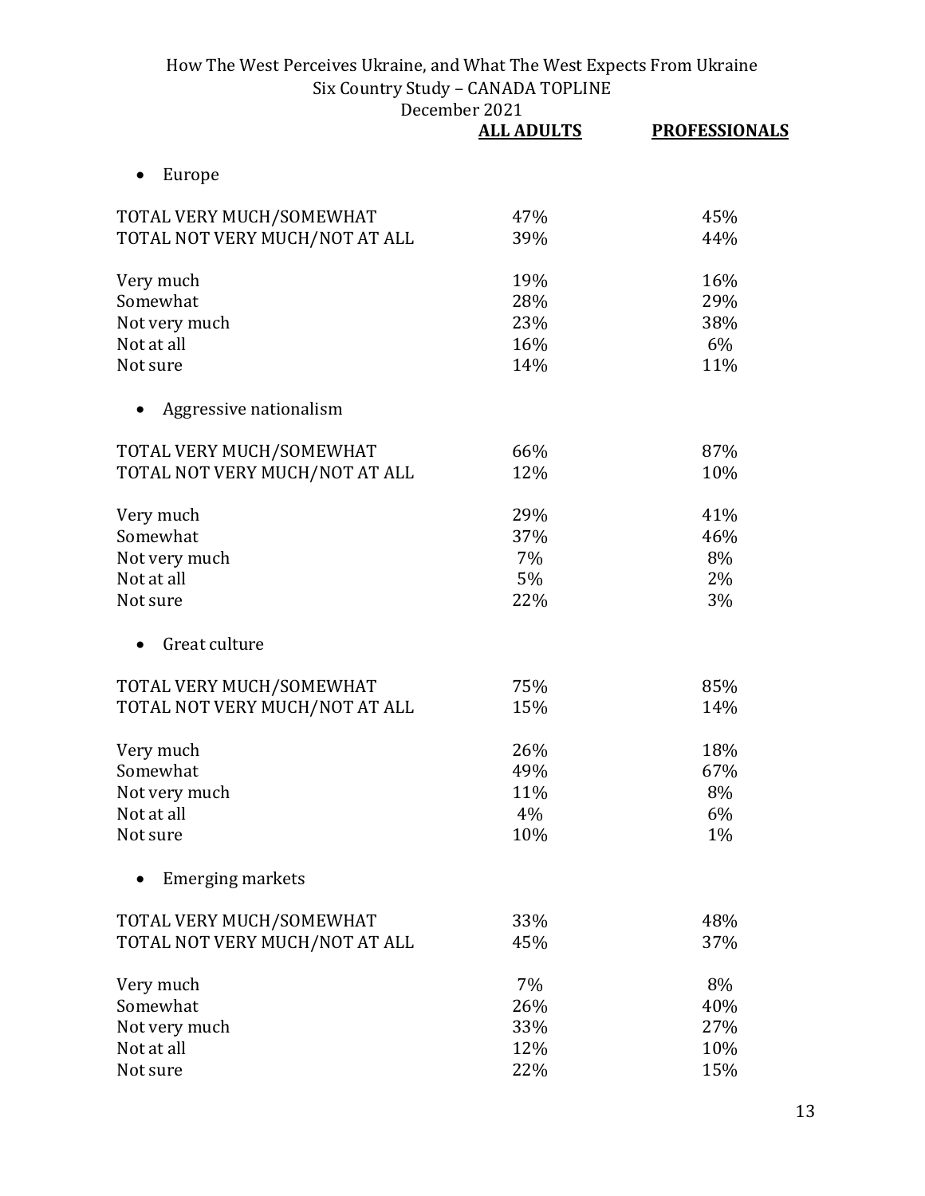| | ALL ADULTS | PROFESSIONALS |
|---|---|---|
| • Europe | | |
| TOTAL VERY MUCH/SOMEWHAT | 47% | 45% |
| TOTAL NOT VERY MUCH/NOT AT ALL | 39% | 44% |
| Very much | 19% | 16% |
| Somewhat | 28% | 29% |
| Not very much | 23% | 38% |
| Not at all | 16% | 6% |
| Not sure | 14% | 11% |
| • Aggressive nationalism | | |
| TOTAL VERY MUCH/SOMEWHAT | 66% | 87% |
| TOTAL NOT VERY MUCH/NOT AT ALL | 12% | 10% |
| Very much | 29% | 41% |
| Somewhat | 37% | 46% |
| Not very much | 7% | 8% |
| Not at all | 5% | 2% |
| Not sure | 22% | 3% |
| • Great culture | | |
| TOTAL VERY MUCH/SOMEWHAT | 75% | 85% |
| TOTAL NOT VERY MUCH/NOT AT ALL | 15% | 14% |
| Very much | 26% | 18% |
| Somewhat | 49% | 67% |
| Not very much | 11% | 8% |
| Not at all | 4% | 6% |
| Not sure | 10% | 1% |
| • Emerging markets | | |
| TOTAL VERY MUCH/SOMEWHAT | 33% | 48% |
| TOTAL NOT VERY MUCH/NOT AT ALL | 45% | 37% |
| Very much | 7% | 8% |
| Somewhat | 26% | 40% |
| Not very much | 33% | 27% |
| Not at all | 12% | 10% |
| Not sure | 22% | 15% |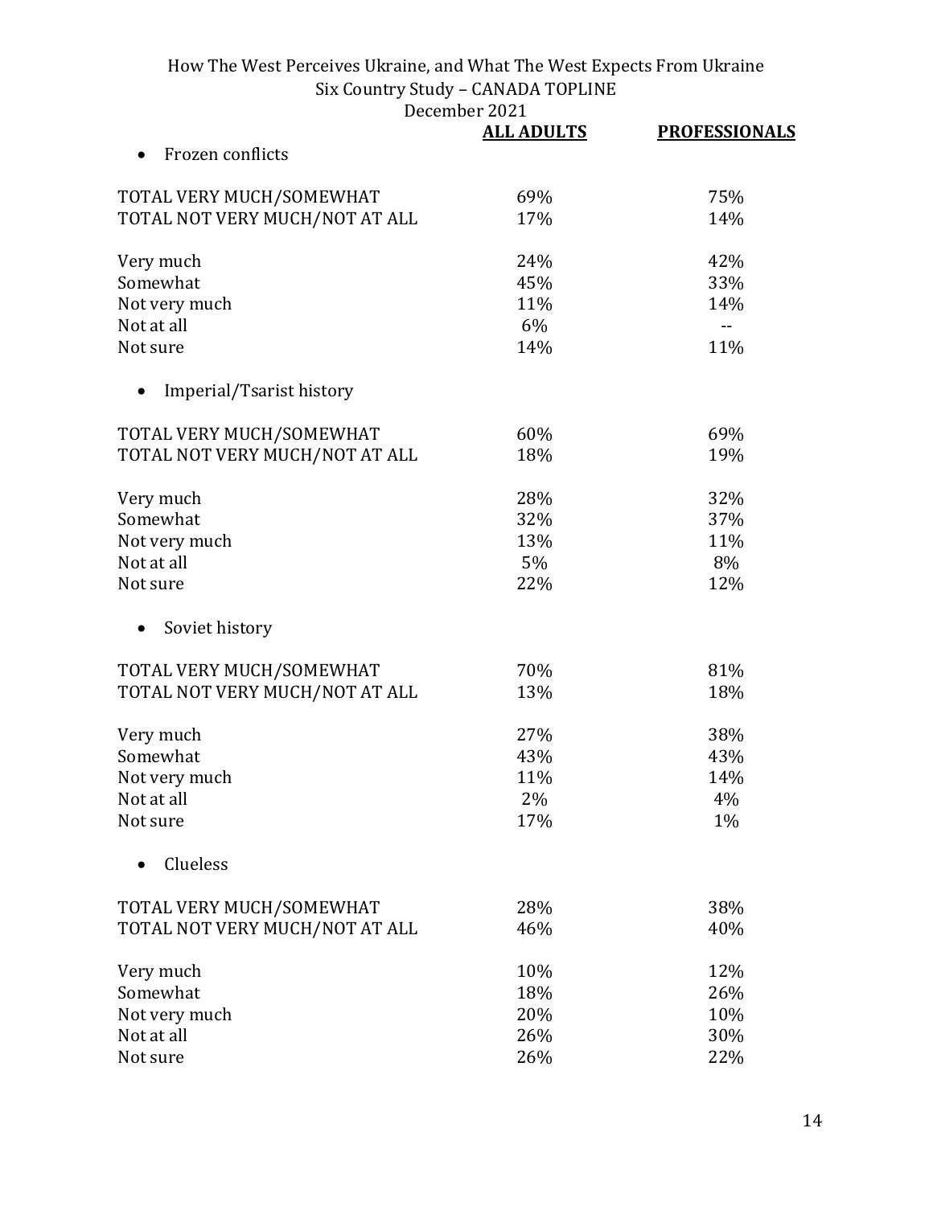|  | ALL ADULTS | PROFESSIONALS |
|---|---|---|
| • Frozen conflicts | | |
| TOTAL VERY MUCH/SOMEWHAT | 69% | 75% |
| TOTAL NOT VERY MUCH/NOT AT ALL | 17% | 14% |
| Very much | 24% | 42% |
| Somewhat | 45% | 33% |
| Not very much | 11% | 14% |
| Not at all | 6% | -- |
| Not sure | 14% | 11% |
| • Imperial/Tsarist history | | |
| TOTAL VERY MUCH/SOMEWHAT | 60% | 69% |
| TOTAL NOT VERY MUCH/NOT AT ALL | 18% | 19% |
| Very much | 28% | 32% |
| Somewhat | 32% | 37% |
| Not very much | 13% | 11% |
| Not at all | 5% | 8% |
| Not sure | 22% | 12% |
| • Soviet history | | |
| TOTAL VERY MUCH/SOMEWHAT | 70% | 81% |
| TOTAL NOT VERY MUCH/NOT AT ALL | 13% | 18% |
| Very much | 27% | 38% |
| Somewhat | 43% | 43% |
| Not very much | 11% | 14% |
| Not at all | 2% | 4% |
| Not sure | 17% | 1% |
| • Clueless | | |
| TOTAL VERY MUCH/SOMEWHAT | 28% | 38% |
| TOTAL NOT VERY MUCH/NOT AT ALL | 46% | 40% |
| Very much | 10% | 12% |
| Somewhat | 18% | 26% |
| Not very much | 20% | 10% |
| Not at all | 26% | 30% |
| Not sure | 26% | 22% |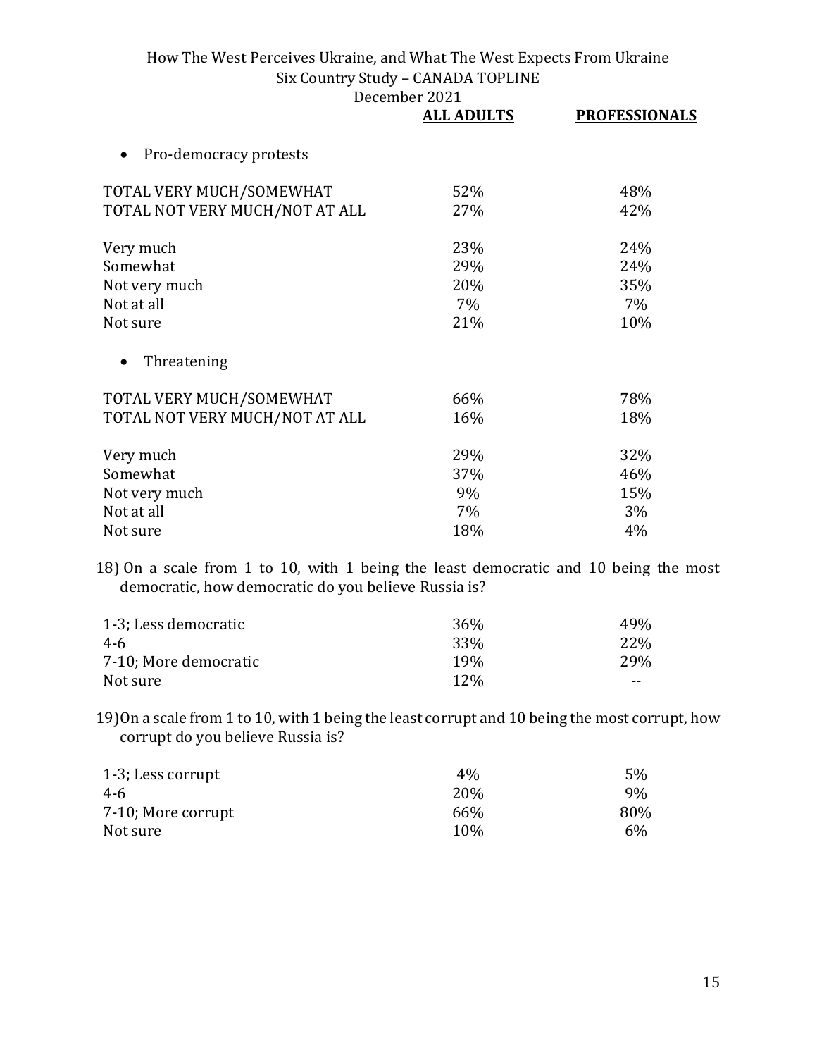| | ALL ADULTS | PROFESSIONALS |
|---|---|---|
| • Pro-democracy protests | | |
| TOTAL VERY MUCH/SOMEWHAT | 52% | 48% |
| TOTAL NOT VERY MUCH/NOT AT ALL | 27% | 42% |
| Very much | 23% | 24% |
| Somewhat | 29% | 24% |
| Not very much | 20% | 35% |
| Not at all | 7% | 7% |
| Not sure | 21% | 10% |
| • Threatening | | |
| TOTAL VERY MUCH/SOMEWHAT | 66% | 78% |
| TOTAL NOT VERY MUCH/NOT AT ALL | 16% | 18% |
| Very much | 29% | 32% |
| Somewhat | 37% | 46% |
| Not very much | 9% | 15% |
| Not at all | 7% | 3% |
| Not sure | 18% | 4% |

18) On a scale from 1 to 10, with 1 being the least democratic and 10 being the most democratic, how democratic do you believe Russia is?

| | ALL ADULTS | PROFESSIONALS |
|---|---|---|
| 1-3; Less democratic | 36% | 49% |
| 4-6 | 33% | 22% |
| 7-10; More democratic | 19% | 29% |
| Not sure | 12% | -- |

19) On a scale from 1 to 10, with 1 being the least corrupt and 10 being the most corrupt, how corrupt do you believe Russia is?

| | ALL ADULTS | PROFESSIONALS |
|---|---|---|
| 1-3; Less corrupt | 4% | 5% |
| 4-6 | 20% | 9% |
| 7-10; More corrupt | 66% | 80% |
| Not sure | 10% | 6% |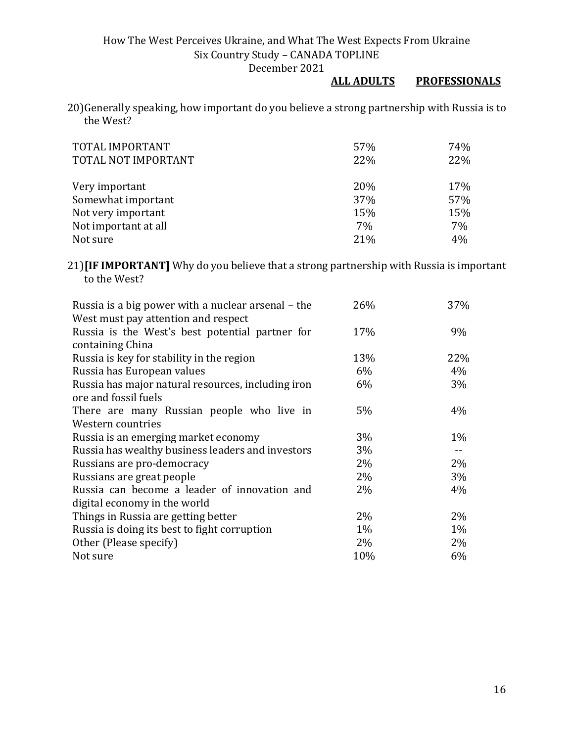| | ALL ADULTS | PROFESSIONALS |
|---|---|---|

20) Generally speaking, how important do you believe a strong partnership with Russia is to the West?

| | ALL ADULTS | PROFESSIONALS |
|---|---|---|
| TOTAL IMPORTANT | 57% | 74% |
| TOTAL NOT IMPORTANT | 22% | 22% |
| | | |
| Very important | 20% | 17% |
| Somewhat important | 37% | 57% |
| Not very important | 15% | 15% |
| Not important at all | 7% | 7% |
| Not sure | 21% | 4% |

21) **[IF IMPORTANT]** Why do you believe that a strong partnership with Russia is important to the West?

| | ALL ADULTS | PROFESSIONALS |
|---|---|---|
| Russia is a big power with a nuclear arsenal – the West must pay attention and respect | 26% | 37% |
| Russia is the West's best potential partner for containing China | 17% | 9% |
| Russia is key for stability in the region | 13% | 22% |
| Russia has European values | 6% | 4% |
| Russia has major natural resources, including iron ore and fossil fuels | 6% | 3% |
| There are many Russian people who live in Western countries | 5% | 4% |
| Russia is an emerging market economy | 3% | 1% |
| Russia has wealthy business leaders and investors | 3% | -- |
| Russians are pro-democracy | 2% | 2% |
| Russians are great people | 2% | 3% |
| Russia can become a leader of innovation and digital economy in the world | 2% | 4% |
| Things in Russia are getting better | 2% | 2% |
| Russia is doing its best to fight corruption | 1% | 1% |
| Other (Please specify) | 2% | 2% |
| Not sure | 10% | 6% |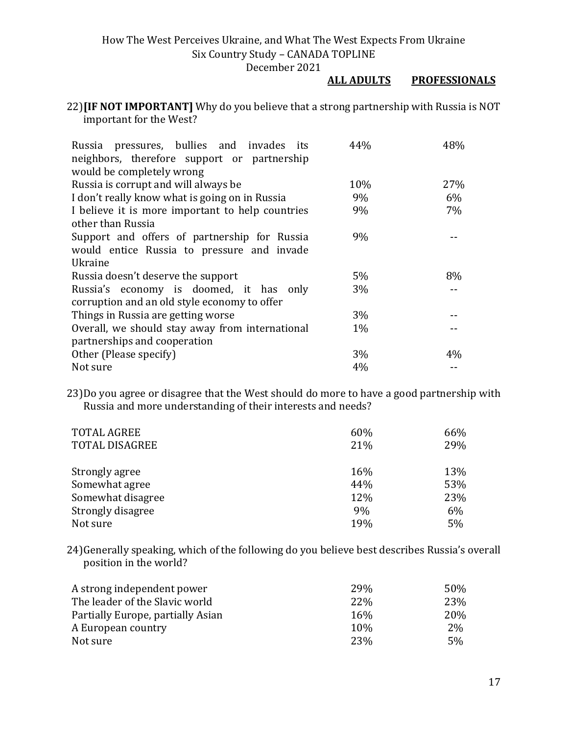22) **[IF NOT IMPORTANT]** Why do you believe that a strong partnership with Russia is NOT important for the West?

| | ALL ADULTS | PROFESSIONALS |
|---|---|---|
| Russia pressures, bullies and invades its neighbors, therefore support or partnership would be completely wrong | 44% | 48% |
| Russia is corrupt and will always be | 10% | 27% |
| I don't really know what is going on in Russia | 9% | 6% |
| I believe it is more important to help countries other than Russia | 9% | 7% |
| Support and offers of partnership for Russia would entice Russia to pressure and invade Ukraine | 9% | -- |
| Russia doesn't deserve the support | 5% | 8% |
| Russia's economy is doomed, it has only corruption and an old style economy to offer | 3% | -- |
| Things in Russia are getting worse | 3% | -- |
| Overall, we should stay away from international partnerships and cooperation | 1% | -- |
| Other (Please specify) | 3% | 4% |
| Not sure | 4% | -- |

23) Do you agree or disagree that the West should do more to have a good partnership with Russia and more understanding of their interests and needs?

| | ALL ADULTS | PROFESSIONALS |
|---|---|---|
| TOTAL AGREE | 60% | 66% |
| TOTAL DISAGREE | 21% | 29% |
| Strongly agree | 16% | 13% |
| Somewhat agree | 44% | 53% |
| Somewhat disagree | 12% | 23% |
| Strongly disagree | 9% | 6% |
| Not sure | 19% | 5% |

24) Generally speaking, which of the following do you believe best describes Russia's overall position in the world?

| | ALL ADULTS | PROFESSIONALS |
|---|---|---|
| A strong independent power | 29% | 50% |
| The leader of the Slavic world | 22% | 23% |
| Partially Europe, partially Asian | 16% | 20% |
| A European country | 10% | 2% |
| Not sure | 23% | 5% |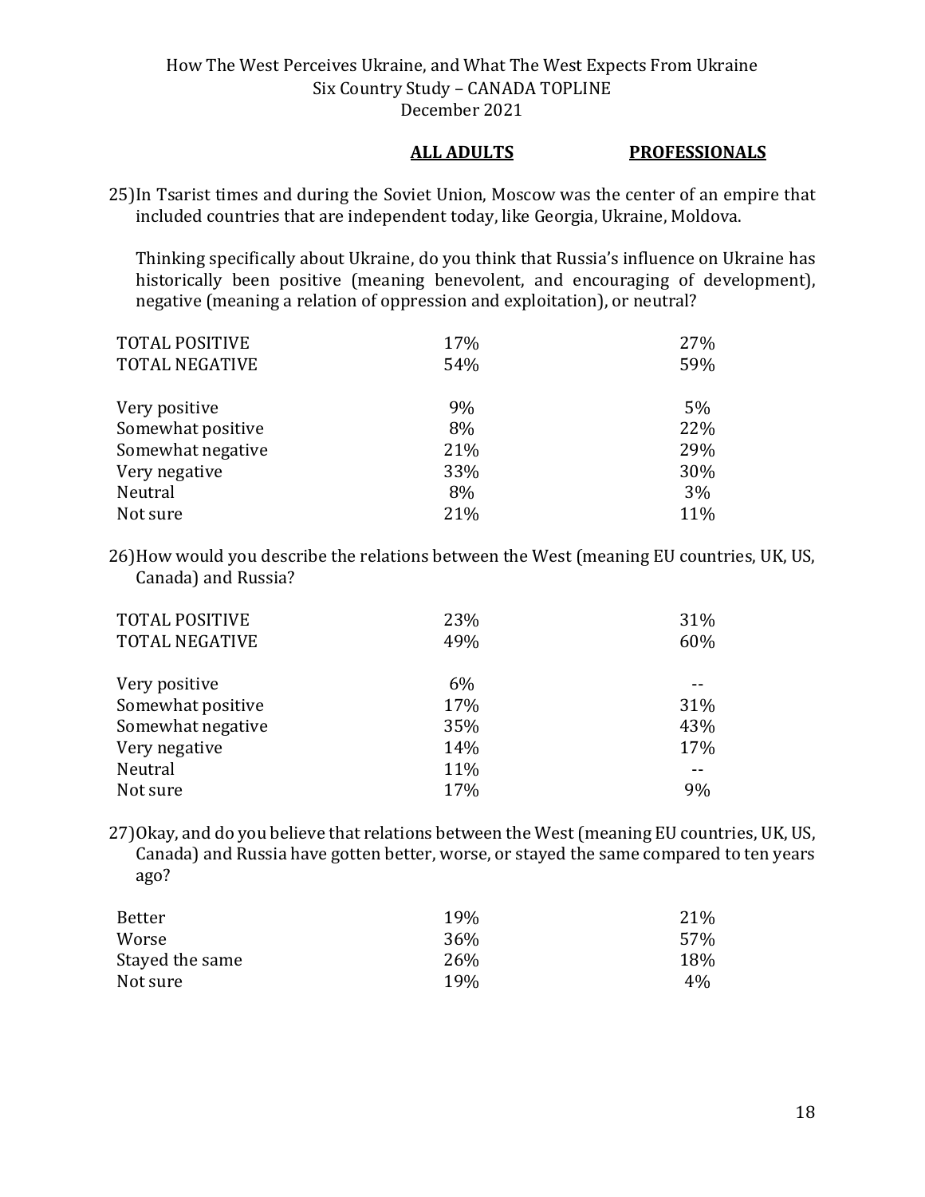| | ALL ADULTS | PROFESSIONALS |
|---|---|---|

25) In Tsarist times and during the Soviet Union, Moscow was the center of an empire that included countries that are independent today, like Georgia, Ukraine, Moldova.

Thinking specifically about Ukraine, do you think that Russia's influence on Ukraine has historically been positive (meaning benevolent, and encouraging of development), negative (meaning a relation of oppression and exploitation), or neutral?

| | ALL ADULTS | PROFESSIONALS |
|---|---|---|
| TOTAL POSITIVE | 17% | 27% |
| TOTAL NEGATIVE | 54% | 59% |
| | | |
| Very positive | 9% | 5% |
| Somewhat positive | 8% | 22% |
| Somewhat negative | 21% | 29% |
| Very negative | 33% | 30% |
| Neutral | 8% | 3% |
| Not sure | 21% | 11% |

26) How would you describe the relations between the West (meaning EU countries, UK, US, Canada) and Russia?

| | ALL ADULTS | PROFESSIONALS |
|---|---|---|
| TOTAL POSITIVE | 23% | 31% |
| TOTAL NEGATIVE | 49% | 60% |
| | | |
| Very positive | 6% | -- |
| Somewhat positive | 17% | 31% |
| Somewhat negative | 35% | 43% |
| Very negative | 14% | 17% |
| Neutral | 11% | -- |
| Not sure | 17% | 9% |

27) Okay, and do you believe that relations between the West (meaning EU countries, UK, US, Canada) and Russia have gotten better, worse, or stayed the same compared to ten years ago?

| | ALL ADULTS | PROFESSIONALS |
|---|---|---|
| Better | 19% | 21% |
| Worse | 36% | 57% |
| Stayed the same | 26% | 18% |
| Not sure | 19% | 4% |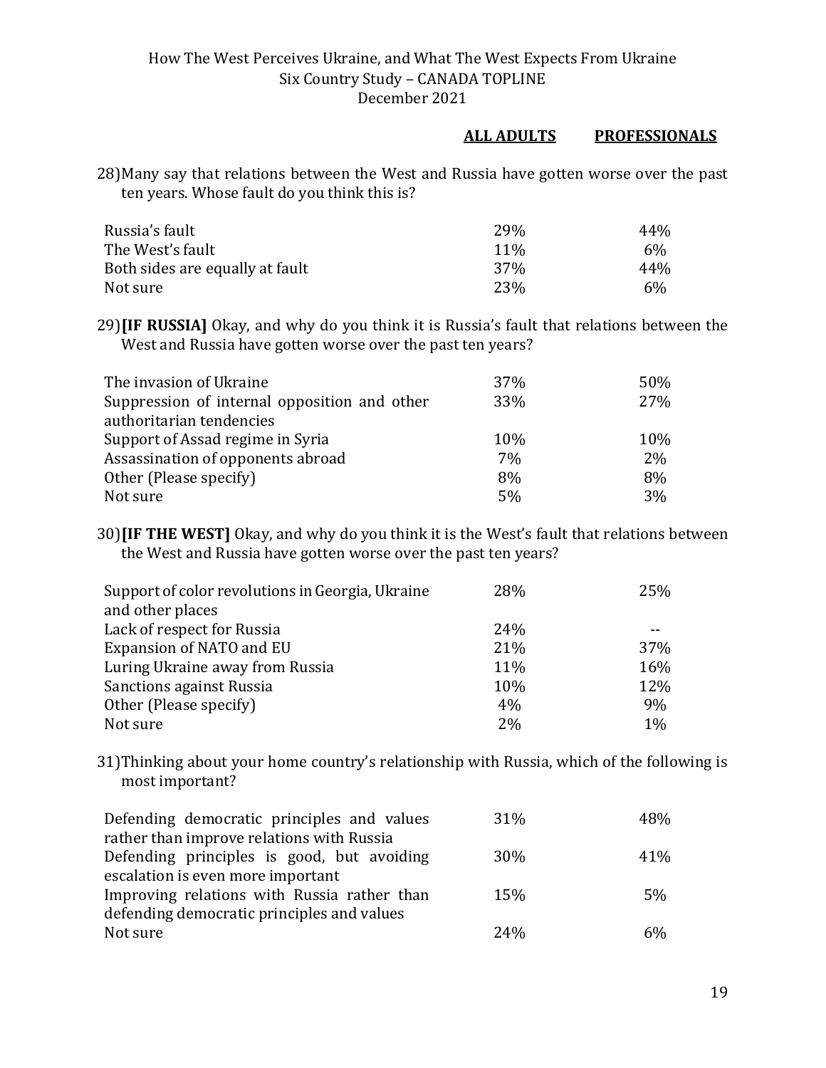| | ALL ADULTS | PROFESSIONALS |
|---|---|---|

28) Many say that relations between the West and Russia have gotten worse over the past ten years. Whose fault do you think this is?

| | ALL ADULTS | PROFESSIONALS |
|---|---|---|
| Russia's fault | 29% | 44% |
| The West's fault | 11% | 6% |
| Both sides are equally at fault | 37% | 44% |
| Not sure | 23% | 6% |

29) **[IF RUSSIA]** Okay, and why do you think it is Russia's fault that relations between the West and Russia have gotten worse over the past ten years?

| | ALL ADULTS | PROFESSIONALS |
|---|---|---|
| The invasion of Ukraine | 37% | 50% |
| Suppression of internal opposition and other authoritarian tendencies | 33% | 27% |
| Support of Assad regime in Syria | 10% | 10% |
| Assassination of opponents abroad | 7% | 2% |
| Other (Please specify) | 8% | 8% |
| Not sure | 5% | 3% |

30) **[IF THE WEST]** Okay, and why do you think it is the West's fault that relations between the West and Russia have gotten worse over the past ten years?

| | ALL ADULTS | PROFESSIONALS |
|---|---|---|
| Support of color revolutions in Georgia, Ukraine and other places | 28% | 25% |
| Lack of respect for Russia | 24% | -- |
| Expansion of NATO and EU | 21% | 37% |
| Luring Ukraine away from Russia | 11% | 16% |
| Sanctions against Russia | 10% | 12% |
| Other (Please specify) | 4% | 9% |
| Not sure | 2% | 1% |

31) Thinking about your home country's relationship with Russia, which of the following is most important?

| | ALL ADULTS | PROFESSIONALS |
|---|---|---|
| Defending democratic principles and values rather than improve relations with Russia | 31% | 48% |
| Defending principles is good, but avoiding escalation is even more important | 30% | 41% |
| Improving relations with Russia rather than defending democratic principles and values | 15% | 5% |
| Not sure | 24% | 6% |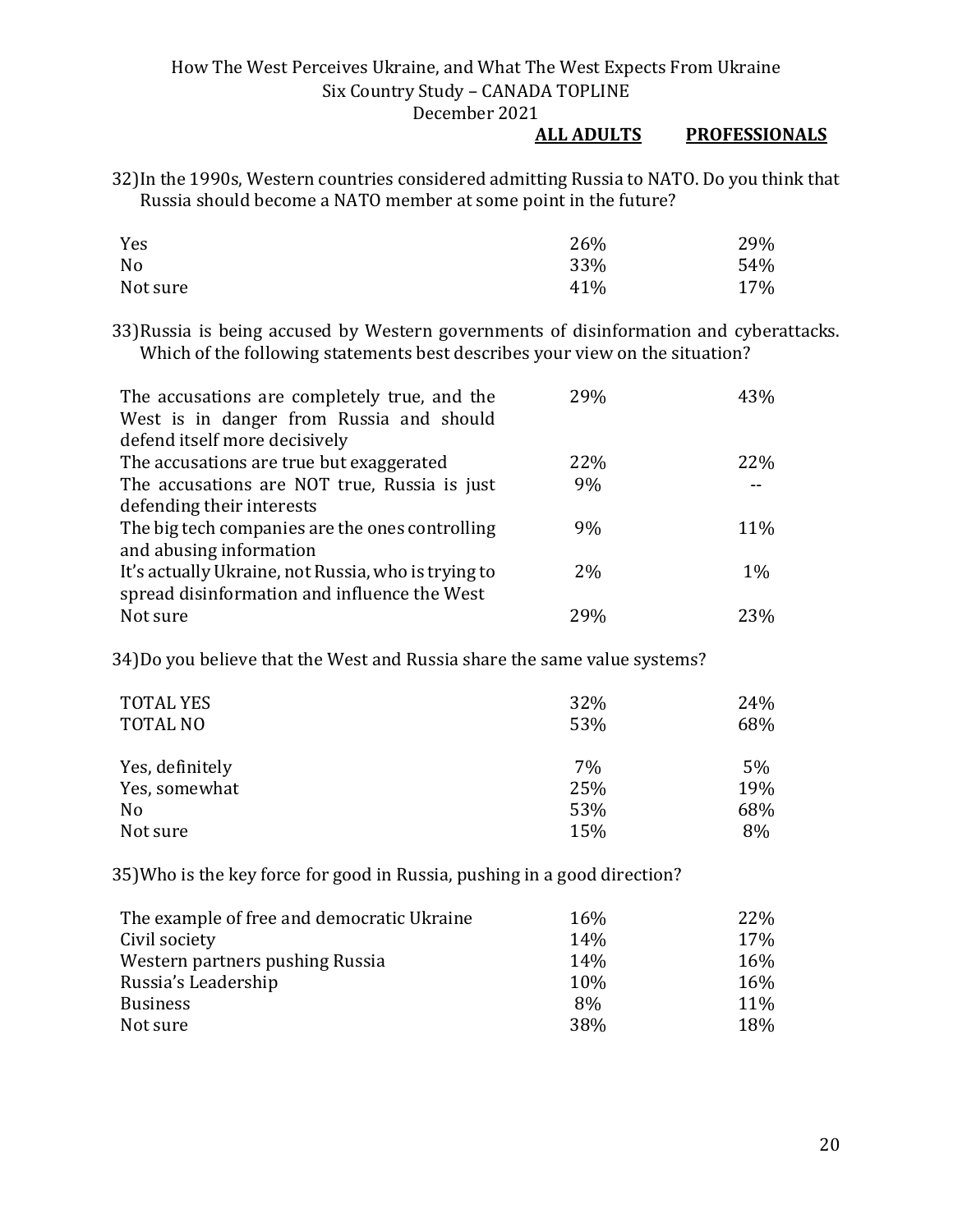32) In the 1990s, Western countries considered admitting Russia to NATO. Do you think that Russia should become a NATO member at some point in the future?

| | ALL ADULTS | PROFESSIONALS |
|---|---|---|
| Yes | 26% | 29% |
| No | 33% | 54% |
| Not sure | 41% | 17% |

33) Russia is being accused by Western governments of disinformation and cyberattacks. Which of the following statements best describes your view on the situation?

| | ALL ADULTS | PROFESSIONALS |
|---|---|---|
| The accusations are completely true, and the West is in danger from Russia and should defend itself more decisively | 29% | 43% |
| The accusations are true but exaggerated | 22% | 22% |
| The accusations are NOT true, Russia is just defending their interests | 9% | -- |
| The big tech companies are the ones controlling and abusing information | 9% | 11% |
| It's actually Ukraine, not Russia, who is trying to spread disinformation and influence the West | 2% | 1% |
| Not sure | 29% | 23% |

34) Do you believe that the West and Russia share the same value systems?

| | ALL ADULTS | PROFESSIONALS |
|---|---|---|
| TOTAL YES | 32% | 24% |
| TOTAL NO | 53% | 68% |
| | | |
| Yes, definitely | 7% | 5% |
| Yes, somewhat | 25% | 19% |
| No | 53% | 68% |
| Not sure | 15% | 8% |

35) Who is the key force for good in Russia, pushing in a good direction?

| | ALL ADULTS | PROFESSIONALS |
|---|---|---|
| The example of free and democratic Ukraine | 16% | 22% |
| Civil society | 14% | 17% |
| Western partners pushing Russia | 14% | 16% |
| Russia's Leadership | 10% | 16% |
| Business | 8% | 11% |
| Not sure | 38% | 18% |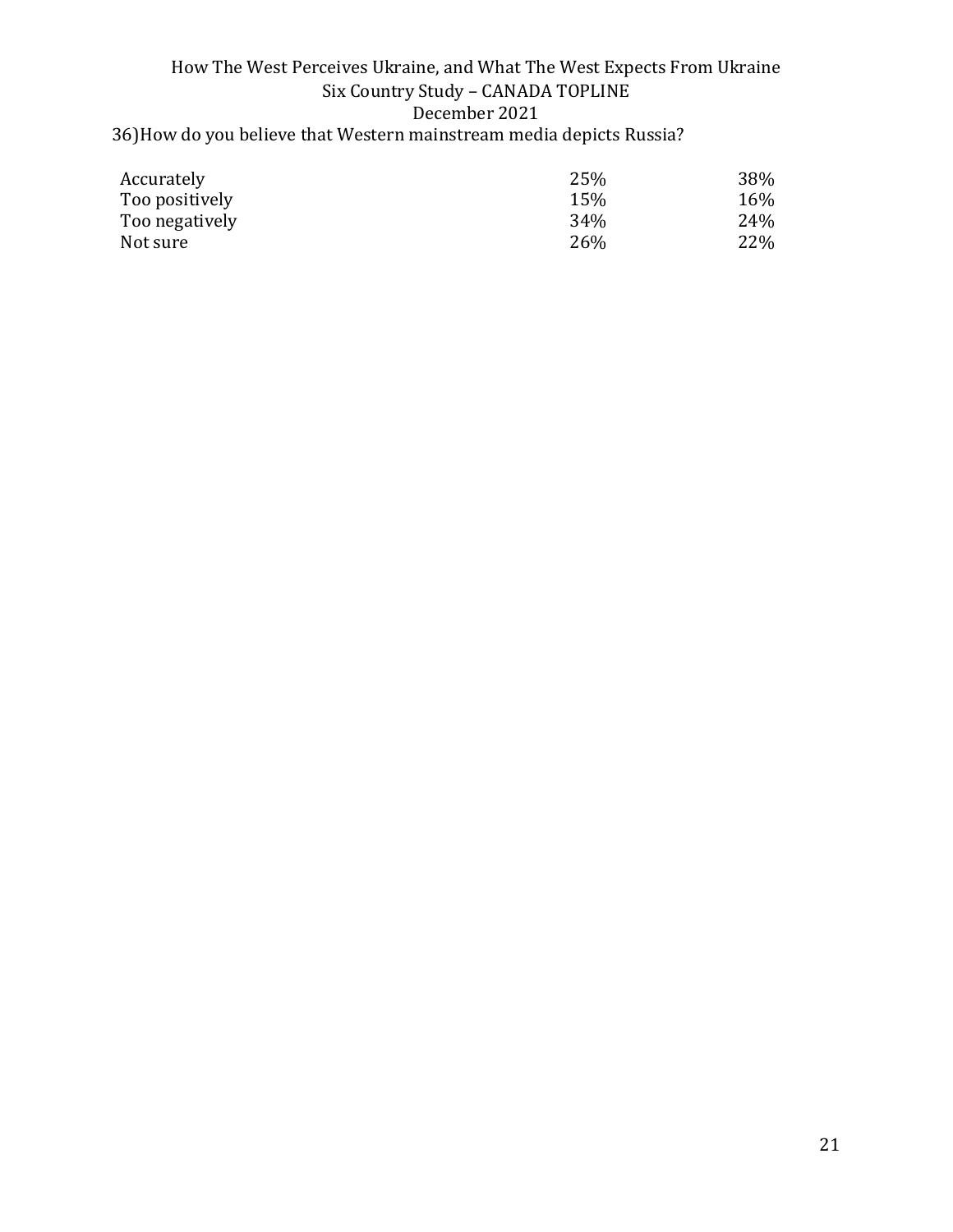36)How do you believe that Western mainstream media depicts Russia?

| | | |
|---|---|---|
| Accurately | 25% | 38% |
| Too positively | 15% | 16% |
| Too negatively | 34% | 24% |
| Not sure | 26% | 22% |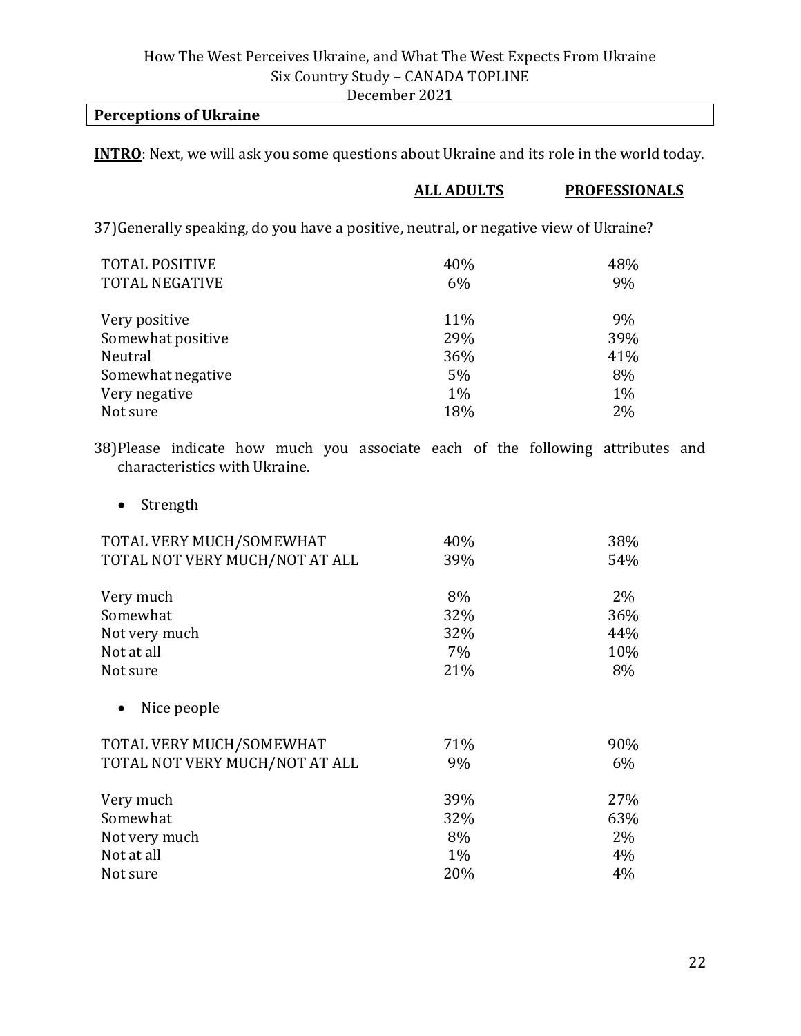How The West Perceives Ukraine, and What The West Expects From Ukraine
Six Country Study – CANADA TOPLINE
December 2021

## Perceptions of Ukraine

**INTRO**: Next, we will ask you some questions about Ukraine and its role in the world today.

37) Generally speaking, do you have a positive, neutral, or negative view of Ukraine?

| | ALL ADULTS | PROFESSIONALS |
|---|---|---|
| TOTAL POSITIVE | 40% | 48% |
| TOTAL NEGATIVE | 6% | 9% |
| Very positive | 11% | 9% |
| Somewhat positive | 29% | 39% |
| Neutral | 36% | 41% |
| Somewhat negative | 5% | 8% |
| Very negative | 1% | 1% |
| Not sure | 18% | 2% |

38) Please indicate how much you associate each of the following attributes and characteristics with Ukraine.

- Strength

| | ALL ADULTS | PROFESSIONALS |
|---|---|---|
| TOTAL VERY MUCH/SOMEWHAT | 40% | 38% |
| TOTAL NOT VERY MUCH/NOT AT ALL | 39% | 54% |
| Very much | 8% | 2% |
| Somewhat | 32% | 36% |
| Not very much | 32% | 44% |
| Not at all | 7% | 10% |
| Not sure | 21% | 8% |

- Nice people

| | ALL ADULTS | PROFESSIONALS |
|---|---|---|
| TOTAL VERY MUCH/SOMEWHAT | 71% | 90% |
| TOTAL NOT VERY MUCH/NOT AT ALL | 9% | 6% |
| Very much | 39% | 27% |
| Somewhat | 32% | 63% |
| Not very much | 8% | 2% |
| Not at all | 1% | 4% |
| Not sure | 20% | 4% |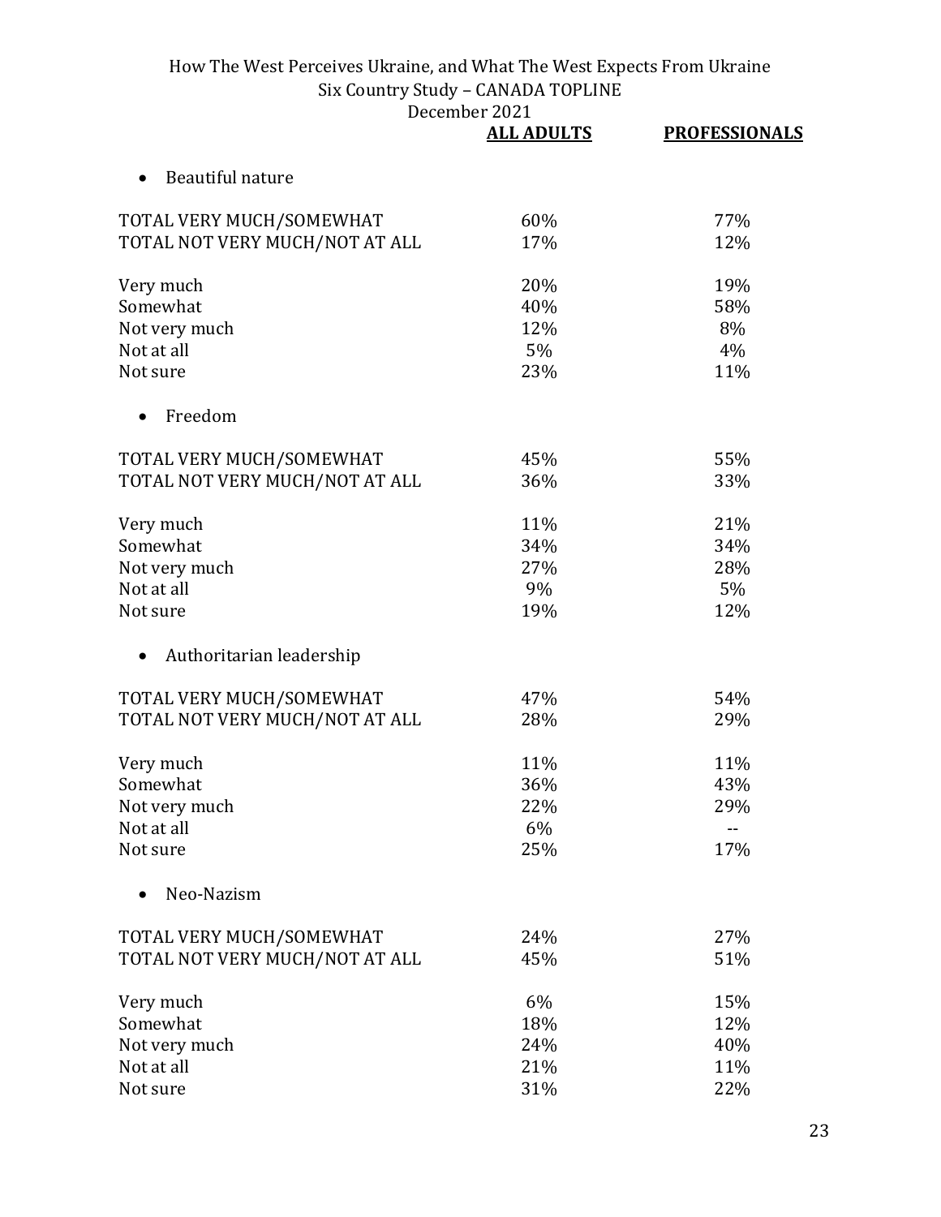| | ALL ADULTS | PROFESSIONALS |
|---|---|---|
| **• Beautiful nature** | | |
| TOTAL VERY MUCH/SOMEWHAT | 60% | 77% |
| TOTAL NOT VERY MUCH/NOT AT ALL | 17% | 12% |
| Very much | 20% | 19% |
| Somewhat | 40% | 58% |
| Not very much | 12% | 8% |
| Not at all | 5% | 4% |
| Not sure | 23% | 11% |
| **• Freedom** | | |
| TOTAL VERY MUCH/SOMEWHAT | 45% | 55% |
| TOTAL NOT VERY MUCH/NOT AT ALL | 36% | 33% |
| Very much | 11% | 21% |
| Somewhat | 34% | 34% |
| Not very much | 27% | 28% |
| Not at all | 9% | 5% |
| Not sure | 19% | 12% |
| **• Authoritarian leadership** | | |
| TOTAL VERY MUCH/SOMEWHAT | 47% | 54% |
| TOTAL NOT VERY MUCH/NOT AT ALL | 28% | 29% |
| Very much | 11% | 11% |
| Somewhat | 36% | 43% |
| Not very much | 22% | 29% |
| Not at all | 6% | -- |
| Not sure | 25% | 17% |
| **• Neo-Nazism** | | |
| TOTAL VERY MUCH/SOMEWHAT | 24% | 27% |
| TOTAL NOT VERY MUCH/NOT AT ALL | 45% | 51% |
| Very much | 6% | 15% |
| Somewhat | 18% | 12% |
| Not very much | 24% | 40% |
| Not at all | 21% | 11% |
| Not sure | 31% | 22% |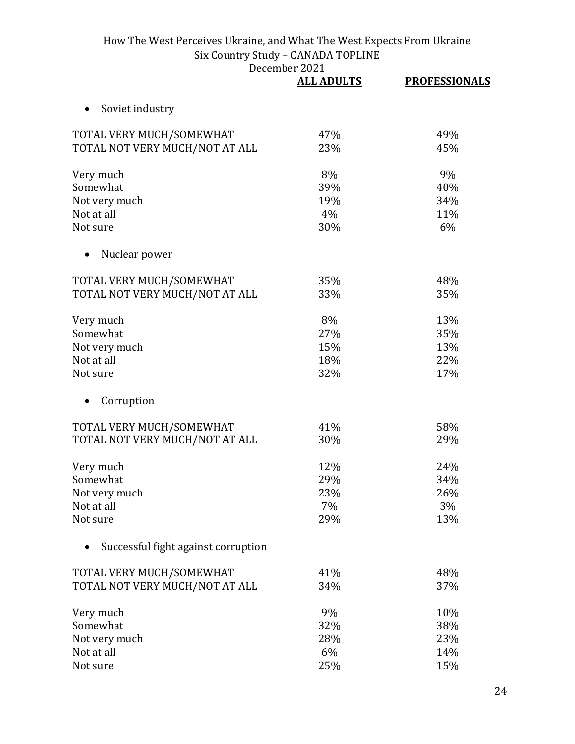| | ALL ADULTS | PROFESSIONALS |
|---|---|---|
| • Soviet industry | | |
| TOTAL VERY MUCH/SOMEWHAT | 47% | 49% |
| TOTAL NOT VERY MUCH/NOT AT ALL | 23% | 45% |
| Very much | 8% | 9% |
| Somewhat | 39% | 40% |
| Not very much | 19% | 34% |
| Not at all | 4% | 11% |
| Not sure | 30% | 6% |
| • Nuclear power | | |
| TOTAL VERY MUCH/SOMEWHAT | 35% | 48% |
| TOTAL NOT VERY MUCH/NOT AT ALL | 33% | 35% |
| Very much | 8% | 13% |
| Somewhat | 27% | 35% |
| Not very much | 15% | 13% |
| Not at all | 18% | 22% |
| Not sure | 32% | 17% |
| • Corruption | | |
| TOTAL VERY MUCH/SOMEWHAT | 41% | 58% |
| TOTAL NOT VERY MUCH/NOT AT ALL | 30% | 29% |
| Very much | 12% | 24% |
| Somewhat | 29% | 34% |
| Not very much | 23% | 26% |
| Not at all | 7% | 3% |
| Not sure | 29% | 13% |
| • Successful fight against corruption | | |
| TOTAL VERY MUCH/SOMEWHAT | 41% | 48% |
| TOTAL NOT VERY MUCH/NOT AT ALL | 34% | 37% |
| Very much | 9% | 10% |
| Somewhat | 32% | 38% |
| Not very much | 28% | 23% |
| Not at all | 6% | 14% |
| Not sure | 25% | 15% |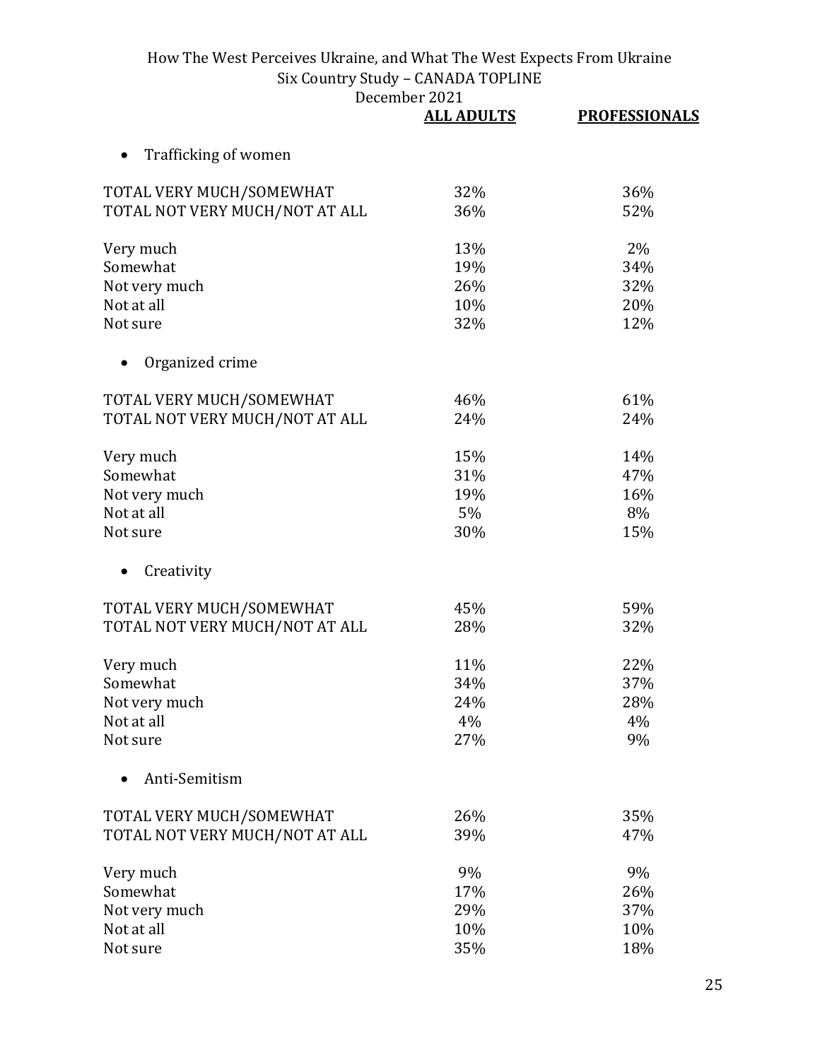|  | ALL ADULTS | PROFESSIONALS |
|---|---|---|
| **• Trafficking of women** |  |  |
| TOTAL VERY MUCH/SOMEWHAT | 32% | 36% |
| TOTAL NOT VERY MUCH/NOT AT ALL | 36% | 52% |
| Very much | 13% | 2% |
| Somewhat | 19% | 34% |
| Not very much | 26% | 32% |
| Not at all | 10% | 20% |
| Not sure | 32% | 12% |
| **• Organized crime** |  |  |
| TOTAL VERY MUCH/SOMEWHAT | 46% | 61% |
| TOTAL NOT VERY MUCH/NOT AT ALL | 24% | 24% |
| Very much | 15% | 14% |
| Somewhat | 31% | 47% |
| Not very much | 19% | 16% |
| Not at all | 5% | 8% |
| Not sure | 30% | 15% |
| **• Creativity** |  |  |
| TOTAL VERY MUCH/SOMEWHAT | 45% | 59% |
| TOTAL NOT VERY MUCH/NOT AT ALL | 28% | 32% |
| Very much | 11% | 22% |
| Somewhat | 34% | 37% |
| Not very much | 24% | 28% |
| Not at all | 4% | 4% |
| Not sure | 27% | 9% |
| **• Anti-Semitism** |  |  |
| TOTAL VERY MUCH/SOMEWHAT | 26% | 35% |
| TOTAL NOT VERY MUCH/NOT AT ALL | 39% | 47% |
| Very much | 9% | 9% |
| Somewhat | 17% | 26% |
| Not very much | 29% | 37% |
| Not at all | 10% | 10% |
| Not sure | 35% | 18% |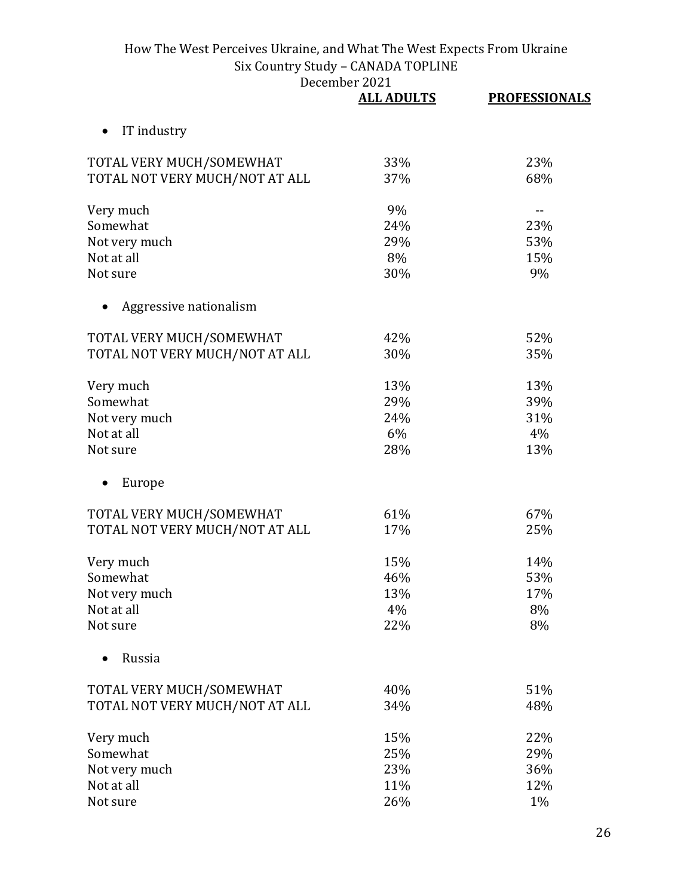| | ALL ADULTS | PROFESSIONALS |
|---|---|---|
| • IT industry | | |
| TOTAL VERY MUCH/SOMEWHAT | 33% | 23% |
| TOTAL NOT VERY MUCH/NOT AT ALL | 37% | 68% |
| Very much | 9% | -- |
| Somewhat | 24% | 23% |
| Not very much | 29% | 53% |
| Not at all | 8% | 15% |
| Not sure | 30% | 9% |
| • Aggressive nationalism | | |
| TOTAL VERY MUCH/SOMEWHAT | 42% | 52% |
| TOTAL NOT VERY MUCH/NOT AT ALL | 30% | 35% |
| Very much | 13% | 13% |
| Somewhat | 29% | 39% |
| Not very much | 24% | 31% |
| Not at all | 6% | 4% |
| Not sure | 28% | 13% |
| • Europe | | |
| TOTAL VERY MUCH/SOMEWHAT | 61% | 67% |
| TOTAL NOT VERY MUCH/NOT AT ALL | 17% | 25% |
| Very much | 15% | 14% |
| Somewhat | 46% | 53% |
| Not very much | 13% | 17% |
| Not at all | 4% | 8% |
| Not sure | 22% | 8% |
| • Russia | | |
| TOTAL VERY MUCH/SOMEWHAT | 40% | 51% |
| TOTAL NOT VERY MUCH/NOT AT ALL | 34% | 48% |
| Very much | 15% | 22% |
| Somewhat | 25% | 29% |
| Not very much | 23% | 36% |
| Not at all | 11% | 12% |
| Not sure | 26% | 1% |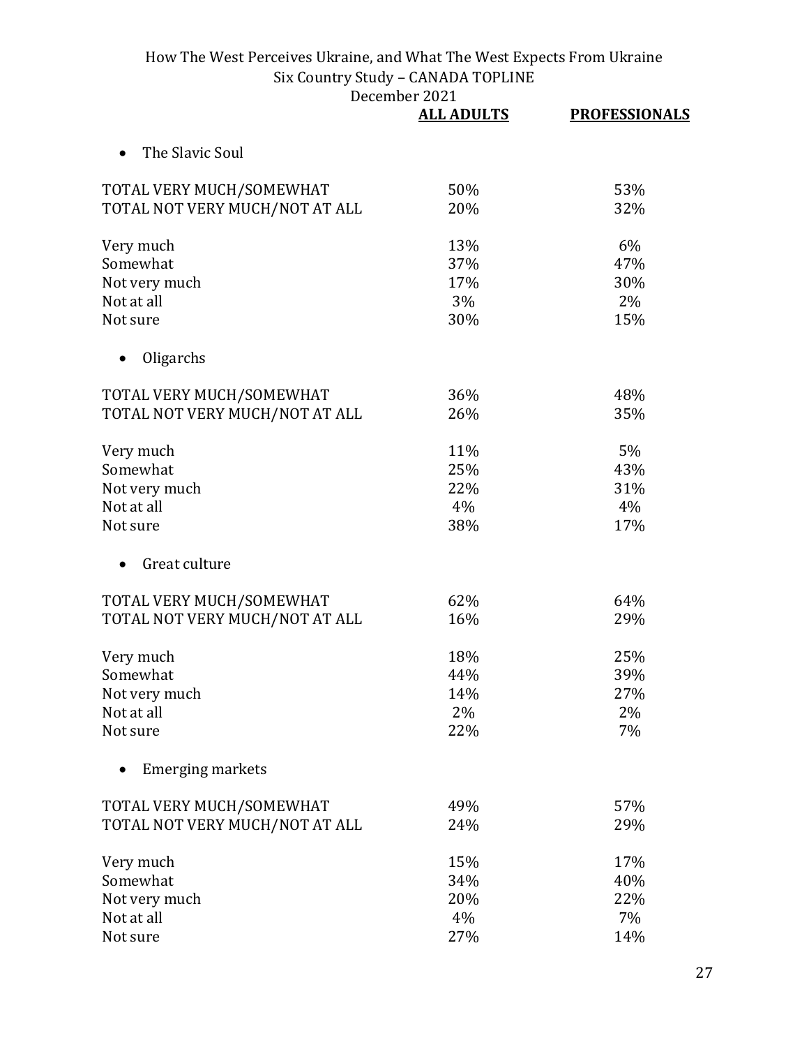| | ALL ADULTS | PROFESSIONALS |
|---|---|---|
| **The Slavic Soul** | | |
| TOTAL VERY MUCH/SOMEWHAT | 50% | 53% |
| TOTAL NOT VERY MUCH/NOT AT ALL | 20% | 32% |
| Very much | 13% | 6% |
| Somewhat | 37% | 47% |
| Not very much | 17% | 30% |
| Not at all | 3% | 2% |
| Not sure | 30% | 15% |
| **Oligarchs** | | |
| TOTAL VERY MUCH/SOMEWHAT | 36% | 48% |
| TOTAL NOT VERY MUCH/NOT AT ALL | 26% | 35% |
| Very much | 11% | 5% |
| Somewhat | 25% | 43% |
| Not very much | 22% | 31% |
| Not at all | 4% | 4% |
| Not sure | 38% | 17% |
| **Great culture** | | |
| TOTAL VERY MUCH/SOMEWHAT | 62% | 64% |
| TOTAL NOT VERY MUCH/NOT AT ALL | 16% | 29% |
| Very much | 18% | 25% |
| Somewhat | 44% | 39% |
| Not very much | 14% | 27% |
| Not at all | 2% | 2% |
| Not sure | 22% | 7% |
| **Emerging markets** | | |
| TOTAL VERY MUCH/SOMEWHAT | 49% | 57% |
| TOTAL NOT VERY MUCH/NOT AT ALL | 24% | 29% |
| Very much | 15% | 17% |
| Somewhat | 34% | 40% |
| Not very much | 20% | 22% |
| Not at all | 4% | 7% |
| Not sure | 27% | 14% |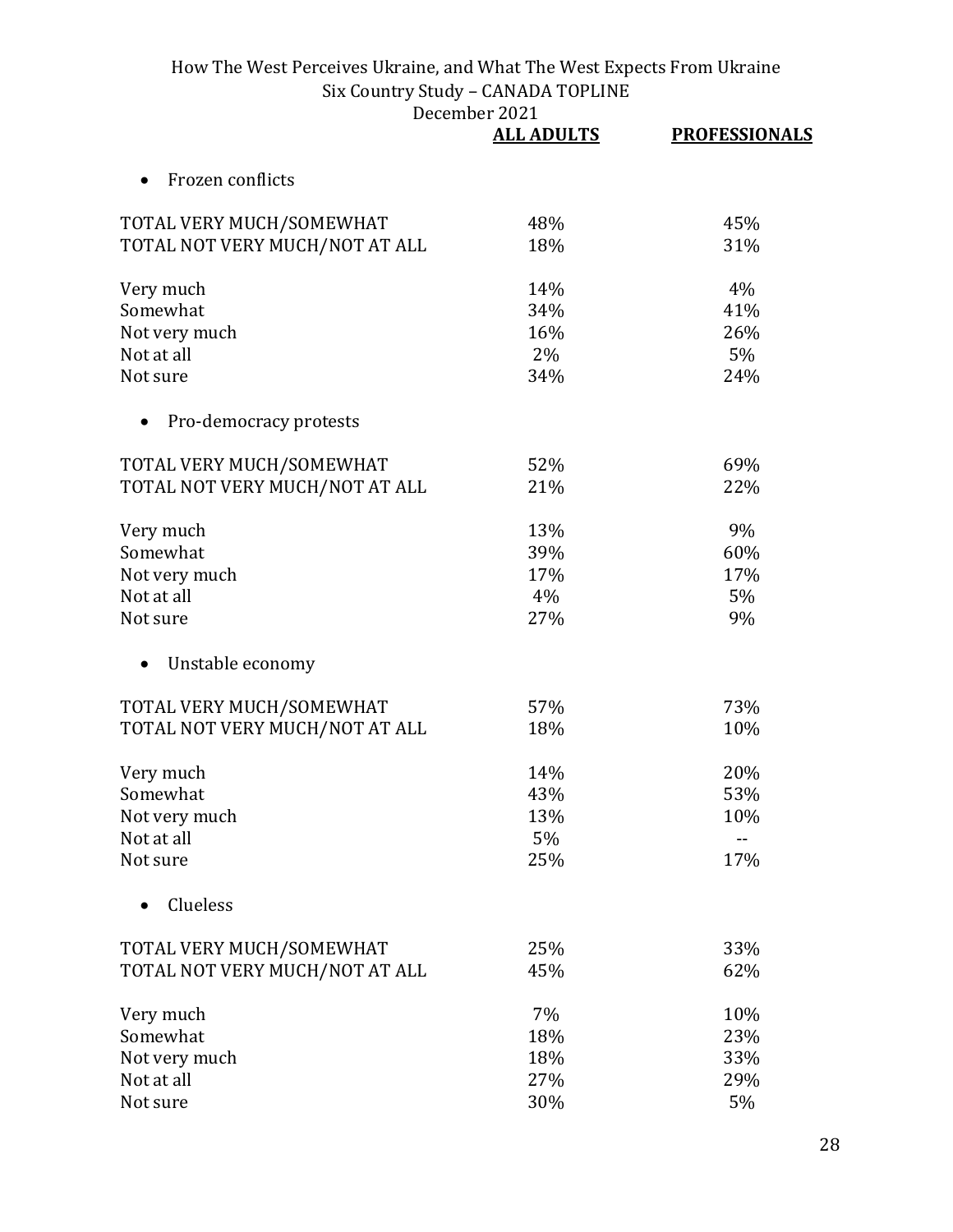How The West Perceives Ukraine, and What The West Expects From Ukraine
Six Country Study – CANADA TOPLINE
December 2021

| | ALL ADULTS | PROFESSIONALS |
|---|---|---|
| **• Frozen conflicts** | | |
| TOTAL VERY MUCH/SOMEWHAT | 48% | 45% |
| TOTAL NOT VERY MUCH/NOT AT ALL | 18% | 31% |
| Very much | 14% | 4% |
| Somewhat | 34% | 41% |
| Not very much | 16% | 26% |
| Not at all | 2% | 5% |
| Not sure | 34% | 24% |
| **• Pro-democracy protests** | | |
| TOTAL VERY MUCH/SOMEWHAT | 52% | 69% |
| TOTAL NOT VERY MUCH/NOT AT ALL | 21% | 22% |
| Very much | 13% | 9% |
| Somewhat | 39% | 60% |
| Not very much | 17% | 17% |
| Not at all | 4% | 5% |
| Not sure | 27% | 9% |
| **• Unstable economy** | | |
| TOTAL VERY MUCH/SOMEWHAT | 57% | 73% |
| TOTAL NOT VERY MUCH/NOT AT ALL | 18% | 10% |
| Very much | 14% | 20% |
| Somewhat | 43% | 53% |
| Not very much | 13% | 10% |
| Not at all | 5% | -- |
| Not sure | 25% | 17% |
| **• Clueless** | | |
| TOTAL VERY MUCH/SOMEWHAT | 25% | 33% |
| TOTAL NOT VERY MUCH/NOT AT ALL | 45% | 62% |
| Very much | 7% | 10% |
| Somewhat | 18% | 23% |
| Not very much | 18% | 33% |
| Not at all | 27% | 29% |
| Not sure | 30% | 5% |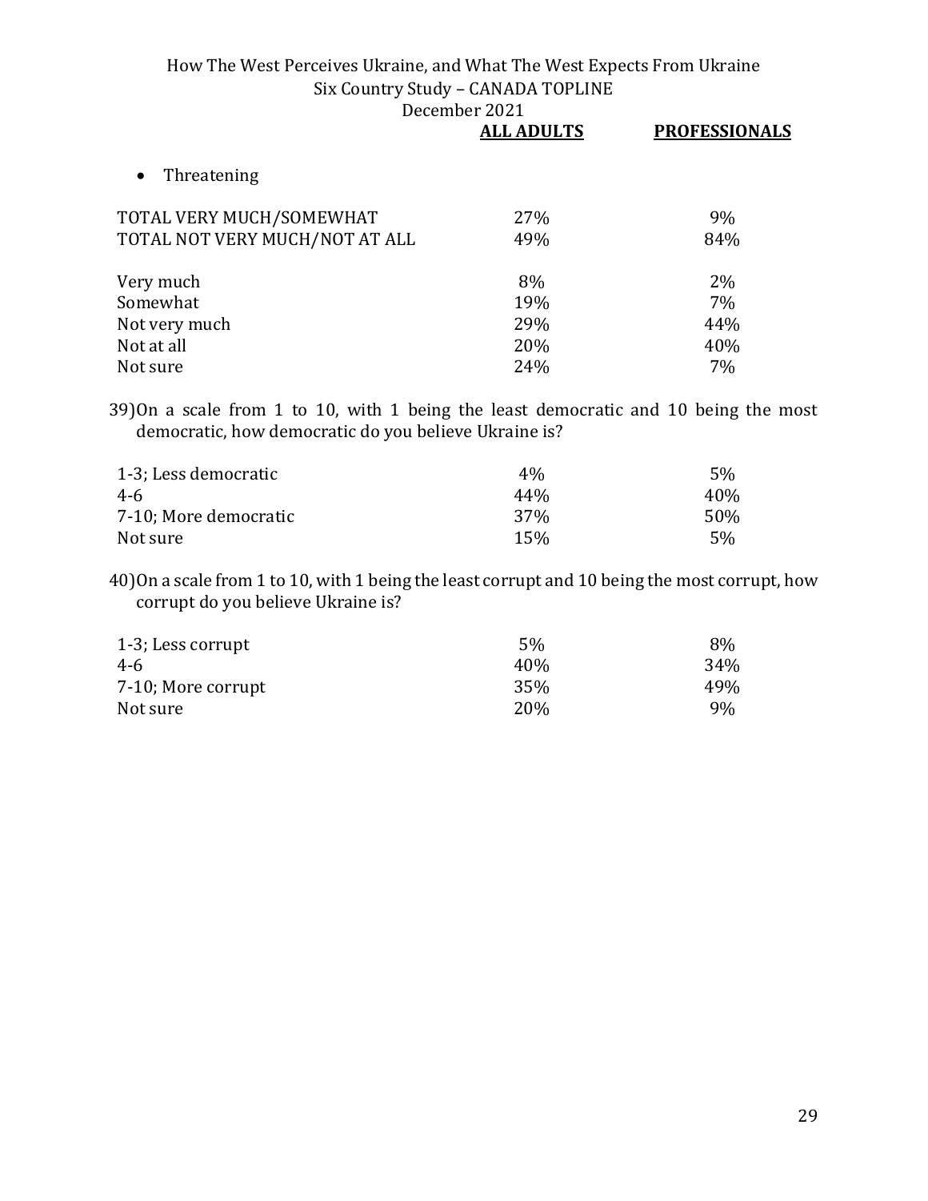| | ALL ADULTS | PROFESSIONALS |
|---|---|---|
| • Threatening | | |
| TOTAL VERY MUCH/SOMEWHAT | 27% | 9% |
| TOTAL NOT VERY MUCH/NOT AT ALL | 49% | 84% |
| Very much | 8% | 2% |
| Somewhat | 19% | 7% |
| Not very much | 29% | 44% |
| Not at all | 20% | 40% |
| Not sure | 24% | 7% |

39) On a scale from 1 to 10, with 1 being the least democratic and 10 being the most democratic, how democratic do you believe Ukraine is?

| | ALL ADULTS | PROFESSIONALS |
|---|---|---|
| 1-3; Less democratic | 4% | 5% |
| 4-6 | 44% | 40% |
| 7-10; More democratic | 37% | 50% |
| Not sure | 15% | 5% |

40) On a scale from 1 to 10, with 1 being the least corrupt and 10 being the most corrupt, how corrupt do you believe Ukraine is?

| | ALL ADULTS | PROFESSIONALS |
|---|---|---|
| 1-3; Less corrupt | 5% | 8% |
| 4-6 | 40% | 34% |
| 7-10; More corrupt | 35% | 49% |
| Not sure | 20% | 9% |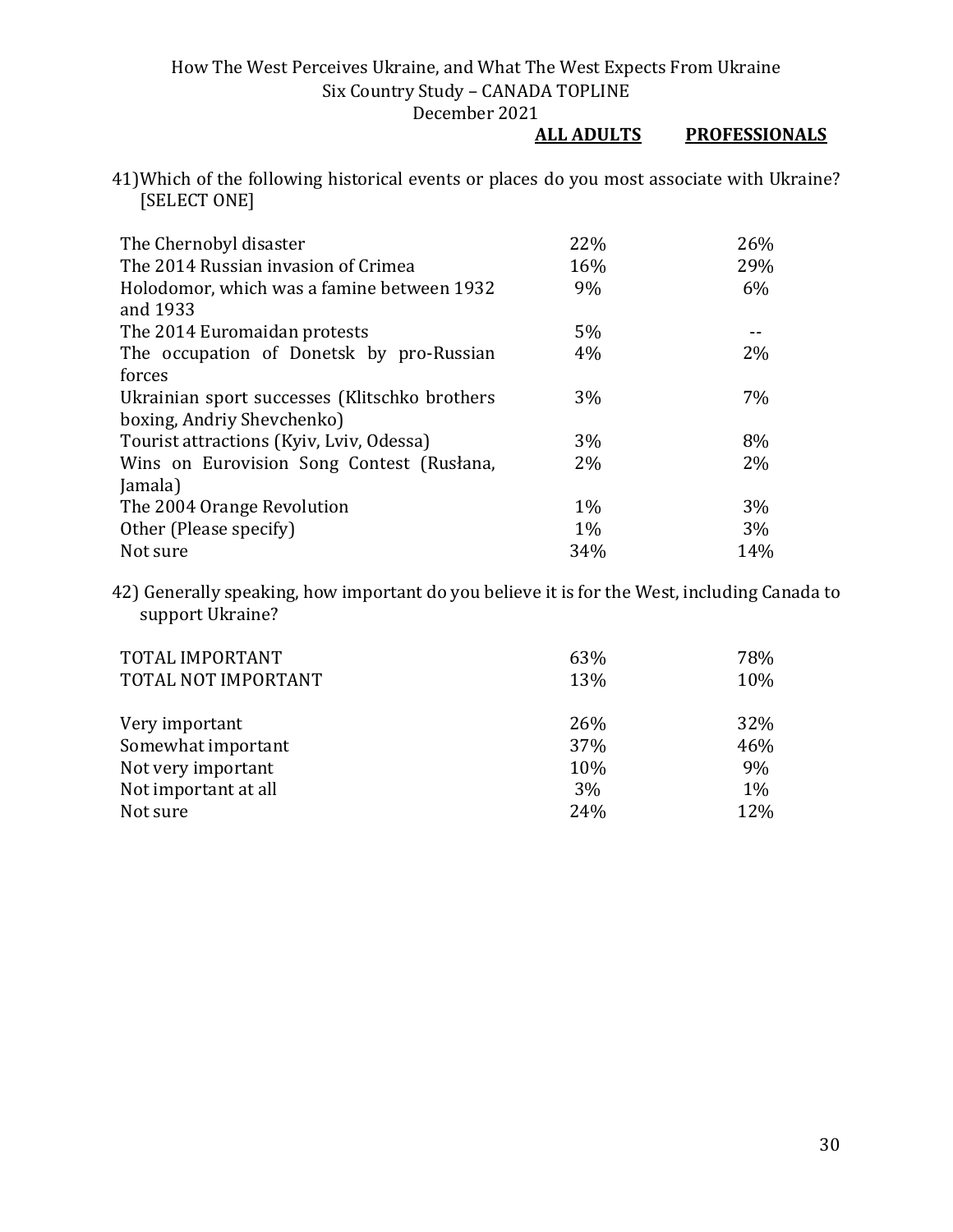41) Which of the following historical events or places do you most associate with Ukraine? [SELECT ONE]

| | ALL ADULTS | PROFESSIONALS |
|---|---|---|
| The Chernobyl disaster | 22% | 26% |
| The 2014 Russian invasion of Crimea | 16% | 29% |
| Holodomor, which was a famine between 1932 and 1933 | 9% | 6% |
| The 2014 Euromaidan protests | 5% | -- |
| The occupation of Donetsk by pro-Russian forces | 4% | 2% |
| Ukrainian sport successes (Klitschko brothers boxing, Andriy Shevchenko) | 3% | 7% |
| Tourist attractions (Kyiv, Lviv, Odessa) | 3% | 8% |
| Wins on Eurovision Song Contest (Rusłana, Jamala) | 2% | 2% |
| The 2004 Orange Revolution | 1% | 3% |
| Other (Please specify) | 1% | 3% |
| Not sure | 34% | 14% |

42) Generally speaking, how important do you believe it is for the West, including Canada to support Ukraine?

| | ALL ADULTS | PROFESSIONALS |
|---|---|---|
| TOTAL IMPORTANT | 63% | 78% |
| TOTAL NOT IMPORTANT | 13% | 10% |
| | | |
| Very important | 26% | 32% |
| Somewhat important | 37% | 46% |
| Not very important | 10% | 9% |
| Not important at all | 3% | 1% |
| Not sure | 24% | 12% |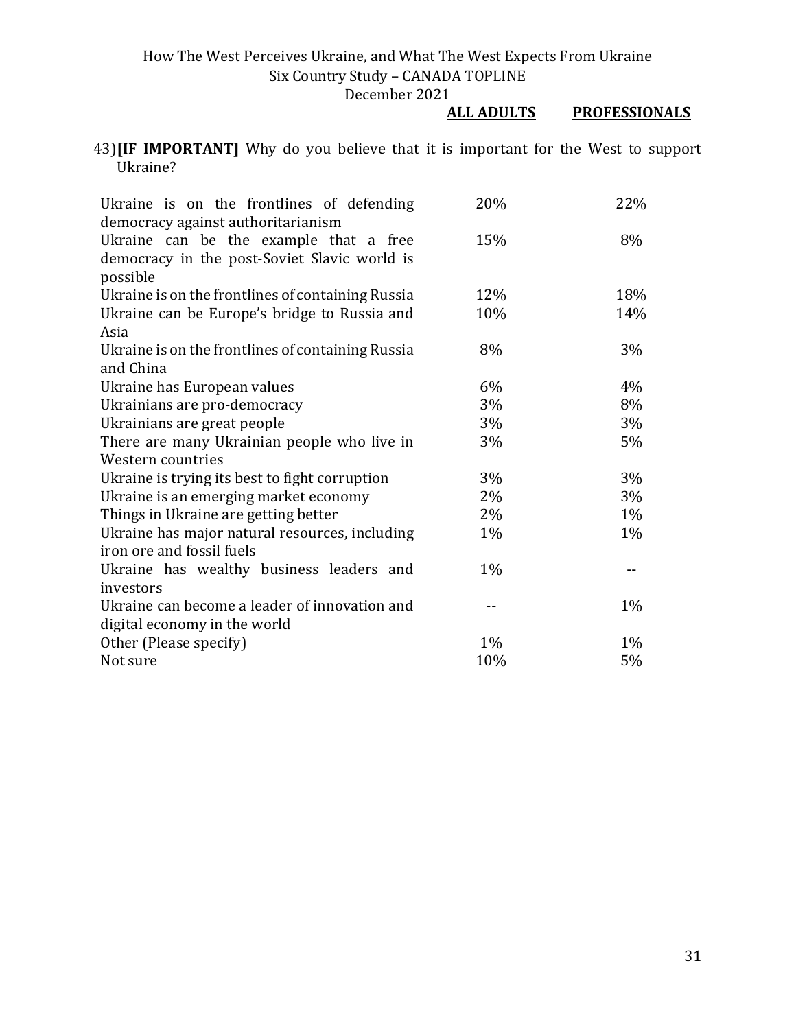43) **[IF IMPORTANT]** Why do you believe that it is important for the West to support Ukraine?

| | ALL ADULTS | PROFESSIONALS |
|---|---|---|
| Ukraine is on the frontlines of defending democracy against authoritarianism | 20% | 22% |
| Ukraine can be the example that a free democracy in the post-Soviet Slavic world is possible | 15% | 8% |
| Ukraine is on the frontlines of containing Russia | 12% | 18% |
| Ukraine can be Europe's bridge to Russia and Asia | 10% | 14% |
| Ukraine is on the frontlines of containing Russia and China | 8% | 3% |
| Ukraine has European values | 6% | 4% |
| Ukrainians are pro-democracy | 3% | 8% |
| Ukrainians are great people | 3% | 3% |
| There are many Ukrainian people who live in Western countries | 3% | 5% |
| Ukraine is trying its best to fight corruption | 3% | 3% |
| Ukraine is an emerging market economy | 2% | 3% |
| Things in Ukraine are getting better | 2% | 1% |
| Ukraine has major natural resources, including iron ore and fossil fuels | 1% | 1% |
| Ukraine has wealthy business leaders and investors | 1% | -- |
| Ukraine can become a leader of innovation and digital economy in the world | -- | 1% |
| Other (Please specify) | 1% | 1% |
| Not sure | 10% | 5% |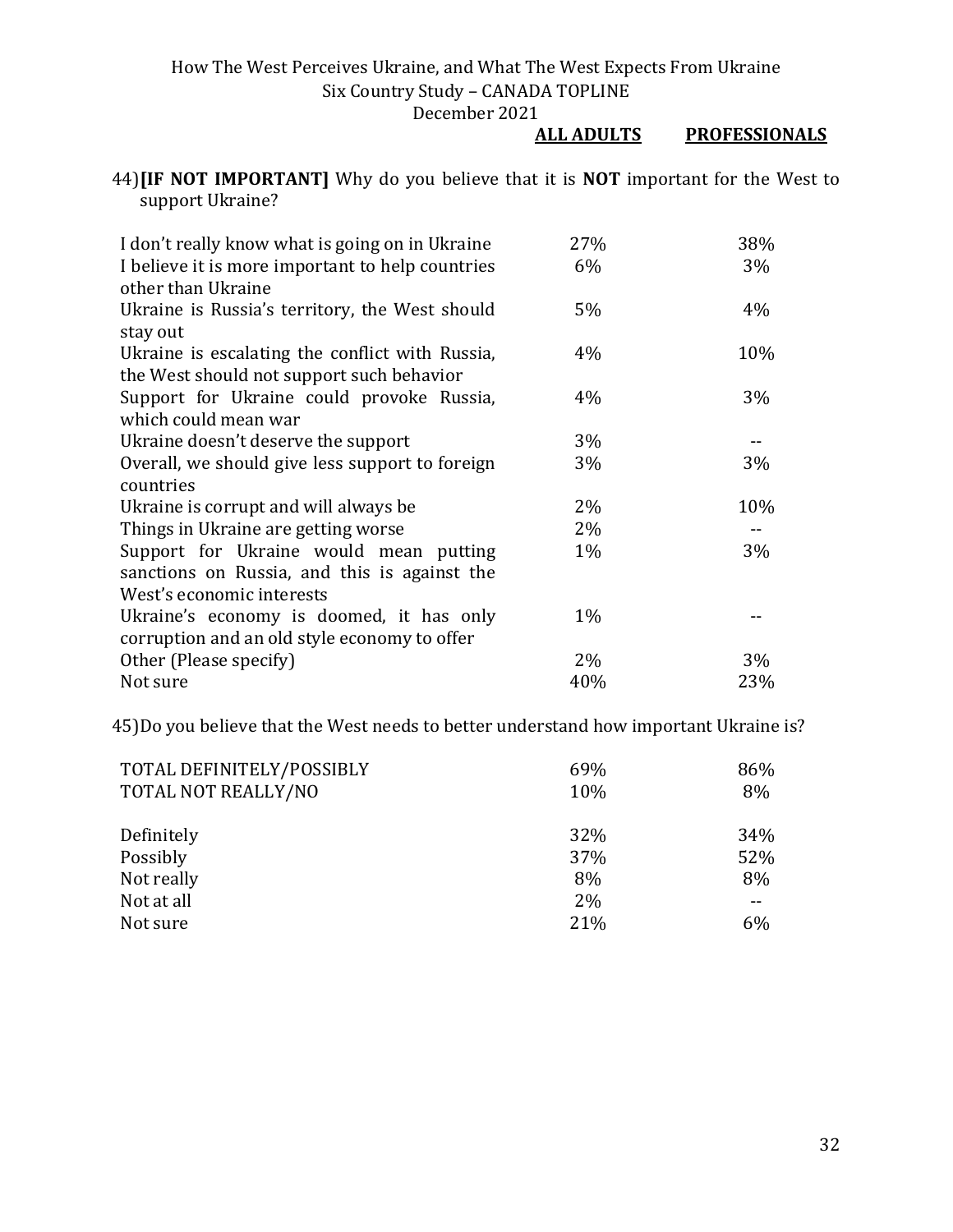44) **[IF NOT IMPORTANT]** Why do you believe that it is **NOT** important for the West to support Ukraine?

| | ALL ADULTS | PROFESSIONALS |
|---|---|---|
| I don't really know what is going on in Ukraine | 27% | 38% |
| I believe it is more important to help countries other than Ukraine | 6% | 3% |
| Ukraine is Russia's territory, the West should stay out | 5% | 4% |
| Ukraine is escalating the conflict with Russia, the West should not support such behavior | 4% | 10% |
| Support for Ukraine could provoke Russia, which could mean war | 4% | 3% |
| Ukraine doesn't deserve the support | 3% | -- |
| Overall, we should give less support to foreign countries | 3% | 3% |
| Ukraine is corrupt and will always be | 2% | 10% |
| Things in Ukraine are getting worse | 2% | -- |
| Support for Ukraine would mean putting sanctions on Russia, and this is against the West's economic interests | 1% | 3% |
| Ukraine's economy is doomed, it has only corruption and an old style economy to offer | 1% | -- |
| Other (Please specify) | 2% | 3% |
| Not sure | 40% | 23% |

45) Do you believe that the West needs to better understand how important Ukraine is?

| | ALL ADULTS | PROFESSIONALS |
|---|---|---|
| TOTAL DEFINITELY/POSSIBLY | 69% | 86% |
| TOTAL NOT REALLY/NO | 10% | 8% |
| Definitely | 32% | 34% |
| Possibly | 37% | 52% |
| Not really | 8% | 8% |
| Not at all | 2% | -- |
| Not sure | 21% | 6% |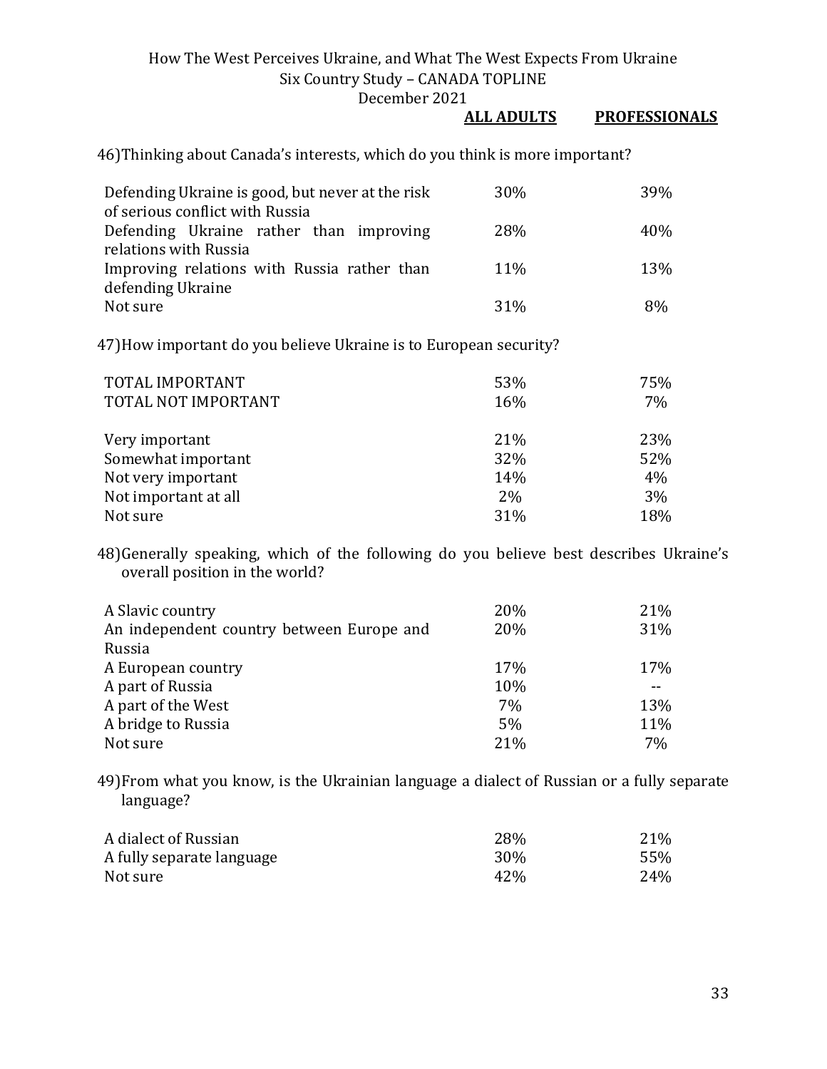46) Thinking about Canada's interests, which do you think is more important?

| | ALL ADULTS | PROFESSIONALS |
|---|---|---|
| Defending Ukraine is good, but never at the risk of serious conflict with Russia | 30% | 39% |
| Defending Ukraine rather than improving relations with Russia | 28% | 40% |
| Improving relations with Russia rather than defending Ukraine | 11% | 13% |
| Not sure | 31% | 8% |

47) How important do you believe Ukraine is to European security?

| | ALL ADULTS | PROFESSIONALS |
|---|---|---|
| TOTAL IMPORTANT | 53% | 75% |
| TOTAL NOT IMPORTANT | 16% | 7% |
| | | |
| Very important | 21% | 23% |
| Somewhat important | 32% | 52% |
| Not very important | 14% | 4% |
| Not important at all | 2% | 3% |
| Not sure | 31% | 18% |

48) Generally speaking, which of the following do you believe best describes Ukraine's overall position in the world?

| | ALL ADULTS | PROFESSIONALS |
|---|---|---|
| A Slavic country | 20% | 21% |
| An independent country between Europe and Russia | 20% | 31% |
| A European country | 17% | 17% |
| A part of Russia | 10% | -- |
| A part of the West | 7% | 13% |
| A bridge to Russia | 5% | 11% |
| Not sure | 21% | 7% |

49) From what you know, is the Ukrainian language a dialect of Russian or a fully separate language?

| | ALL ADULTS | PROFESSIONALS |
|---|---|---|
| A dialect of Russian | 28% | 21% |
| A fully separate language | 30% | 55% |
| Not sure | 42% | 24% |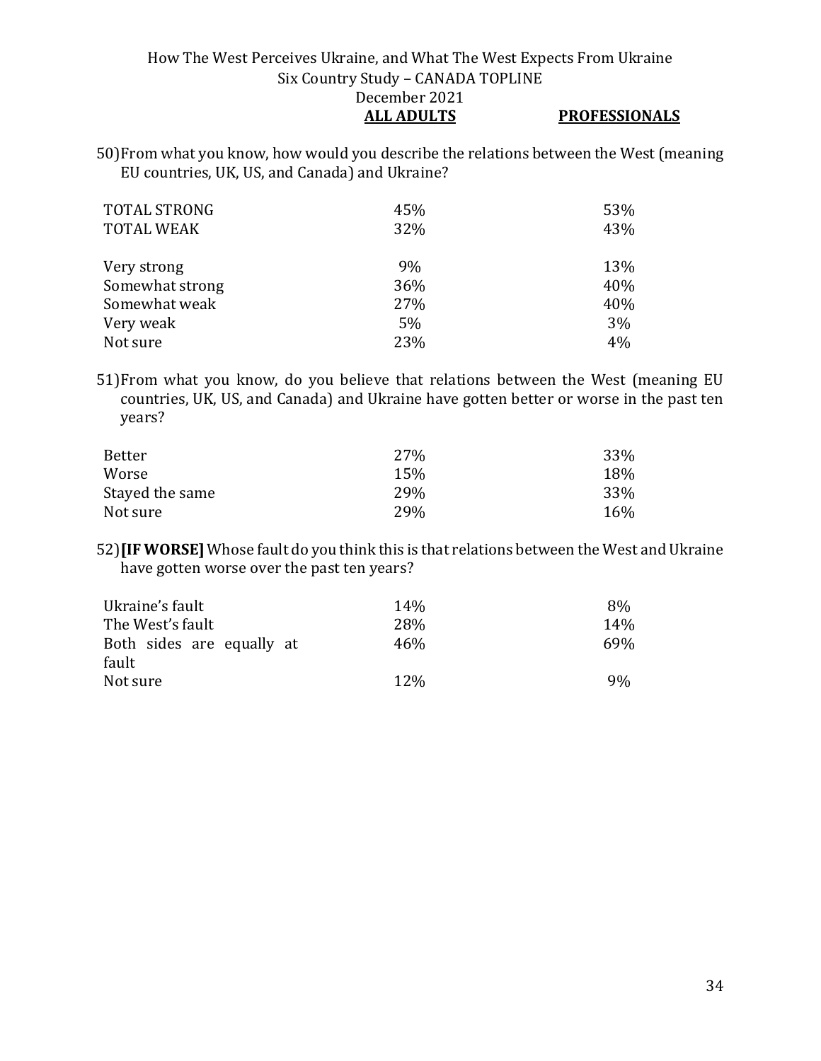50) From what you know, how would you describe the relations between the West (meaning EU countries, UK, US, and Canada) and Ukraine?

| | ALL ADULTS | PROFESSIONALS |
|---|---|---|
| TOTAL STRONG | 45% | 53% |
| TOTAL WEAK | 32% | 43% |
| | | |
| Very strong | 9% | 13% |
| Somewhat strong | 36% | 40% |
| Somewhat weak | 27% | 40% |
| Very weak | 5% | 3% |
| Not sure | 23% | 4% |

51) From what you know, do you believe that relations between the West (meaning EU countries, UK, US, and Canada) and Ukraine have gotten better or worse in the past ten years?

| | ALL ADULTS | PROFESSIONALS |
|---|---|---|
| Better | 27% | 33% |
| Worse | 15% | 18% |
| Stayed the same | 29% | 33% |
| Not sure | 29% | 16% |

52) **[IF WORSE]** Whose fault do you think this is that relations between the West and Ukraine have gotten worse over the past ten years?

| | ALL ADULTS | PROFESSIONALS |
|---|---|---|
| Ukraine's fault | 14% | 8% |
| The West's fault | 28% | 14% |
| Both sides are equally at fault | 46% | 69% |
| Not sure | 12% | 9% |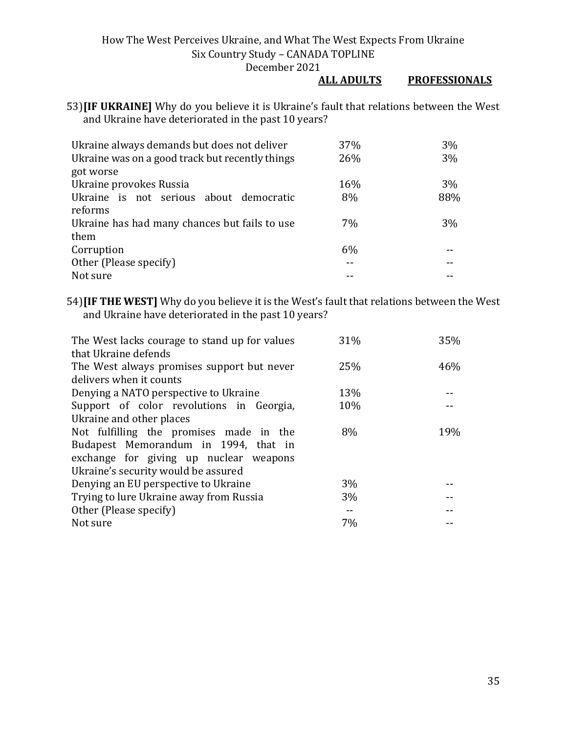53) **[IF UKRAINE]** Why do you believe it is Ukraine's fault that relations between the West and Ukraine have deteriorated in the past 10 years?

| | ALL ADULTS | PROFESSIONALS |
|---|---|---|
| Ukraine always demands but does not deliver | 37% | 3% |
| Ukraine was on a good track but recently things got worse | 26% | 3% |
| Ukraine provokes Russia | 16% | 3% |
| Ukraine is not serious about democratic reforms | 8% | 88% |
| Ukraine has had many chances but fails to use them | 7% | 3% |
| Corruption | 6% | -- |
| Other (Please specify) | -- | -- |
| Not sure | -- | -- |

54) **[IF THE WEST]** Why do you believe it is the West's fault that relations between the West and Ukraine have deteriorated in the past 10 years?

| | ALL ADULTS | PROFESSIONALS |
|---|---|---|
| The West lacks courage to stand up for values that Ukraine defends | 31% | 35% |
| The West always promises support but never delivers when it counts | 25% | 46% |
| Denying a NATO perspective to Ukraine | 13% | -- |
| Support of color revolutions in Georgia, Ukraine and other places | 10% | -- |
| Not fulfilling the promises made in the Budapest Memorandum in 1994, that in exchange for giving up nuclear weapons Ukraine's security would be assured | 8% | 19% |
| Denying an EU perspective to Ukraine | 3% | -- |
| Trying to lure Ukraine away from Russia | 3% | -- |
| Other (Please specify) | -- | -- |
| Not sure | 7% | -- |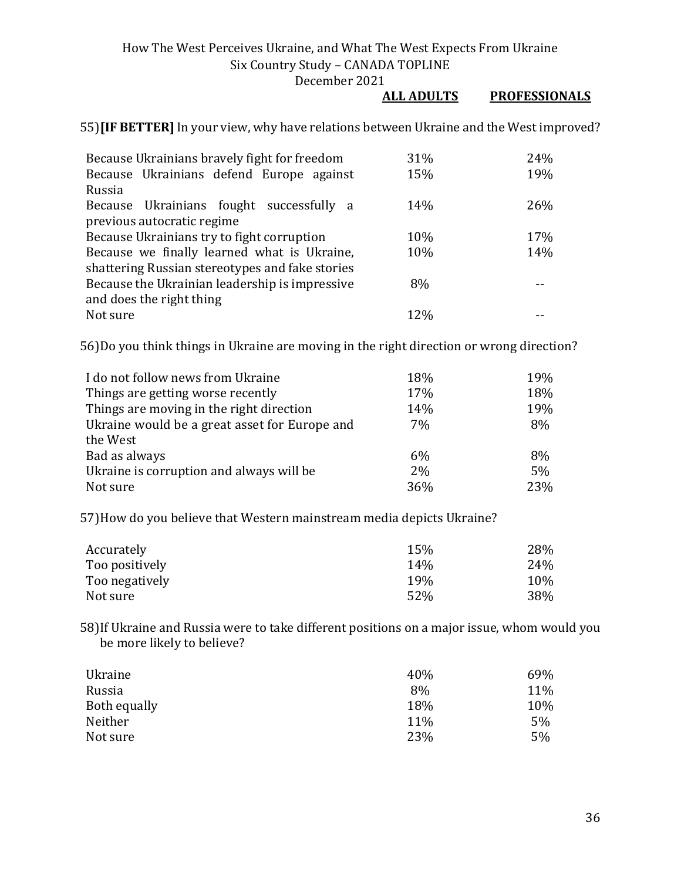| | **ALL ADULTS** | **PROFESSIONALS** |
|---|---|---|

55) **[IF BETTER]** In your view, why have relations between Ukraine and the West improved?

| | ALL ADULTS | PROFESSIONALS |
|---|---|---|
| Because Ukrainians bravely fight for freedom | 31% | 24% |
| Because Ukrainians defend Europe against Russia | 15% | 19% |
| Because Ukrainians fought successfully a previous autocratic regime | 14% | 26% |
| Because Ukrainians try to fight corruption | 10% | 17% |
| Because we finally learned what is Ukraine, shattering Russian stereotypes and fake stories | 10% | 14% |
| Because the Ukrainian leadership is impressive and does the right thing | 8% | -- |
| Not sure | 12% | -- |

56) Do you think things in Ukraine are moving in the right direction or wrong direction?

| | ALL ADULTS | PROFESSIONALS |
|---|---|---|
| I do not follow news from Ukraine | 18% | 19% |
| Things are getting worse recently | 17% | 18% |
| Things are moving in the right direction | 14% | 19% |
| Ukraine would be a great asset for Europe and the West | 7% | 8% |
| Bad as always | 6% | 8% |
| Ukraine is corruption and always will be | 2% | 5% |
| Not sure | 36% | 23% |

57) How do you believe that Western mainstream media depicts Ukraine?

| | ALL ADULTS | PROFESSIONALS |
|---|---|---|
| Accurately | 15% | 28% |
| Too positively | 14% | 24% |
| Too negatively | 19% | 10% |
| Not sure | 52% | 38% |

58) If Ukraine and Russia were to take different positions on a major issue, whom would you be more likely to believe?

| | ALL ADULTS | PROFESSIONALS |
|---|---|---|
| Ukraine | 40% | 69% |
| Russia | 8% | 11% |
| Both equally | 18% | 10% |
| Neither | 11% | 5% |
| Not sure | 23% | 5% |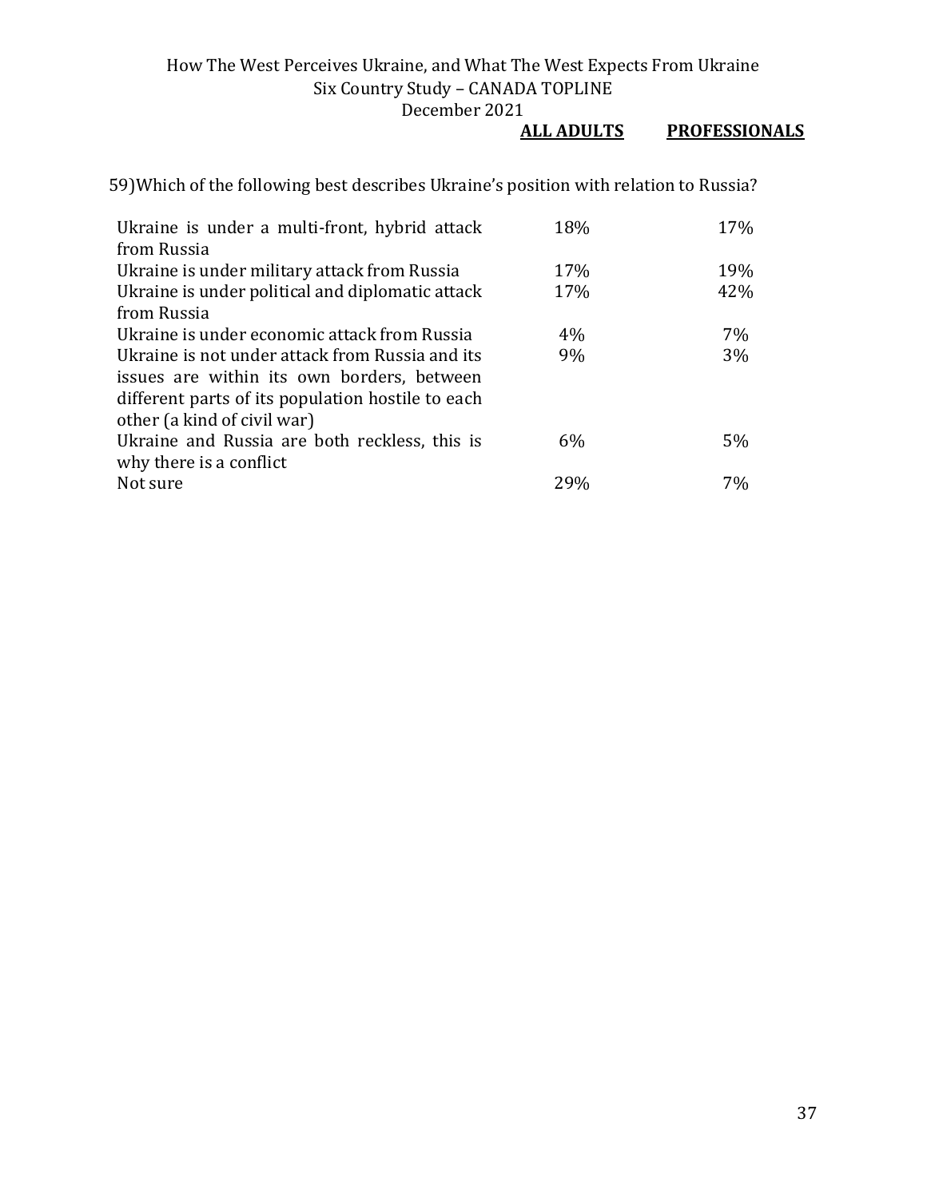59) Which of the following best describes Ukraine's position with relation to Russia?

| | ALL ADULTS | PROFESSIONALS |
|---|---|---|
| Ukraine is under a multi-front, hybrid attack from Russia | 18% | 17% |
| Ukraine is under military attack from Russia | 17% | 19% |
| Ukraine is under political and diplomatic attack from Russia | 17% | 42% |
| Ukraine is under economic attack from Russia | 4% | 7% |
| Ukraine is not under attack from Russia and its issues are within its own borders, between different parts of its population hostile to each other (a kind of civil war) | 9% | 3% |
| Ukraine and Russia are both reckless, this is why there is a conflict | 6% | 5% |
| Not sure | 29% | 7% |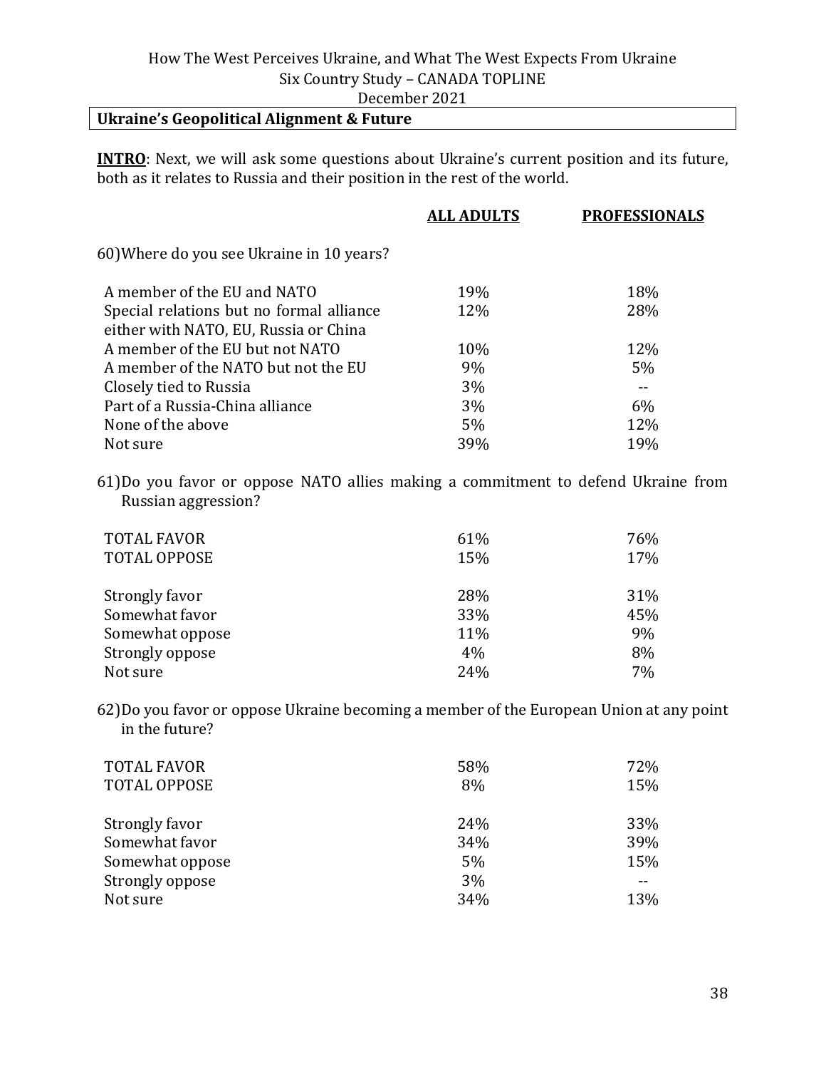How The West Perceives Ukraine, and What The West Expects From Ukraine
Six Country Study – CANADA TOPLINE
December 2021

## Ukraine's Geopolitical Alignment & Future

**INTRO**: Next, we will ask some questions about Ukraine's current position and its future, both as it relates to Russia and their position in the rest of the world.

60) Where do you see Ukraine in 10 years?

| | ALL ADULTS | PROFESSIONALS |
|---|---|---|
| A member of the EU and NATO | 19% | 18% |
| Special relations but no formal alliance either with NATO, EU, Russia or China | 12% | 28% |
| A member of the EU but not NATO | 10% | 12% |
| A member of the NATO but not the EU | 9% | 5% |
| Closely tied to Russia | 3% | -- |
| Part of a Russia-China alliance | 3% | 6% |
| None of the above | 5% | 12% |
| Not sure | 39% | 19% |

61) Do you favor or oppose NATO allies making a commitment to defend Ukraine from Russian aggression?

| | ALL ADULTS | PROFESSIONALS |
|---|---|---|
| TOTAL FAVOR | 61% | 76% |
| TOTAL OPPOSE | 15% | 17% |
| | | |
| Strongly favor | 28% | 31% |
| Somewhat favor | 33% | 45% |
| Somewhat oppose | 11% | 9% |
| Strongly oppose | 4% | 8% |
| Not sure | 24% | 7% |

62) Do you favor or oppose Ukraine becoming a member of the European Union at any point in the future?

| | ALL ADULTS | PROFESSIONALS |
|---|---|---|
| TOTAL FAVOR | 58% | 72% |
| TOTAL OPPOSE | 8% | 15% |
| | | |
| Strongly favor | 24% | 33% |
| Somewhat favor | 34% | 39% |
| Somewhat oppose | 5% | 15% |
| Strongly oppose | 3% | -- |
| Not sure | 34% | 13% |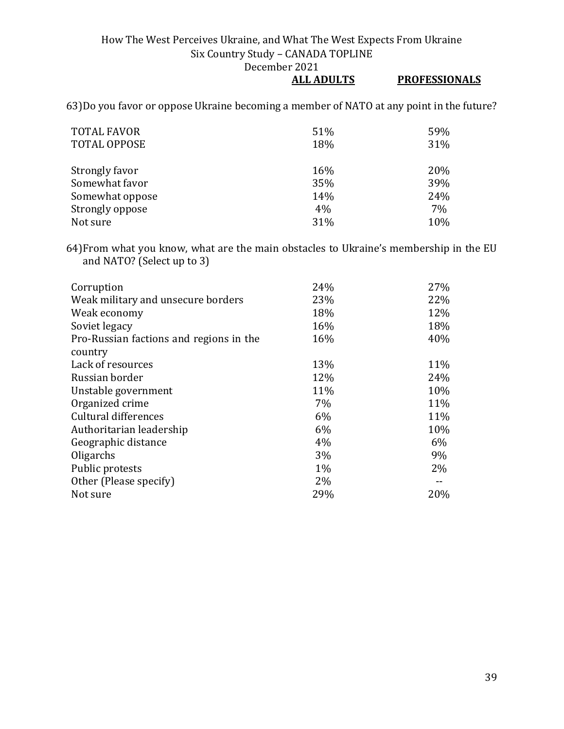| | ALL ADULTS | PROFESSIONALS |
|---|---|---|

63) Do you favor or oppose Ukraine becoming a member of NATO at any point in the future?

| | ALL ADULTS | PROFESSIONALS |
|---|---|---|
| TOTAL FAVOR | 51% | 59% |
| TOTAL OPPOSE | 18% | 31% |
| | | |
| Strongly favor | 16% | 20% |
| Somewhat favor | 35% | 39% |
| Somewhat oppose | 14% | 24% |
| Strongly oppose | 4% | 7% |
| Not sure | 31% | 10% |

64) From what you know, what are the main obstacles to Ukraine's membership in the EU and NATO? (Select up to 3)

| | ALL ADULTS | PROFESSIONALS |
|---|---|---|
| Corruption | 24% | 27% |
| Weak military and unsecure borders | 23% | 22% |
| Weak economy | 18% | 12% |
| Soviet legacy | 16% | 18% |
| Pro-Russian factions and regions in the country | 16% | 40% |
| Lack of resources | 13% | 11% |
| Russian border | 12% | 24% |
| Unstable government | 11% | 10% |
| Organized crime | 7% | 11% |
| Cultural differences | 6% | 11% |
| Authoritarian leadership | 6% | 10% |
| Geographic distance | 4% | 6% |
| Oligarchs | 3% | 9% |
| Public protests | 1% | 2% |
| Other (Please specify) | 2% | -- |
| Not sure | 29% | 20% |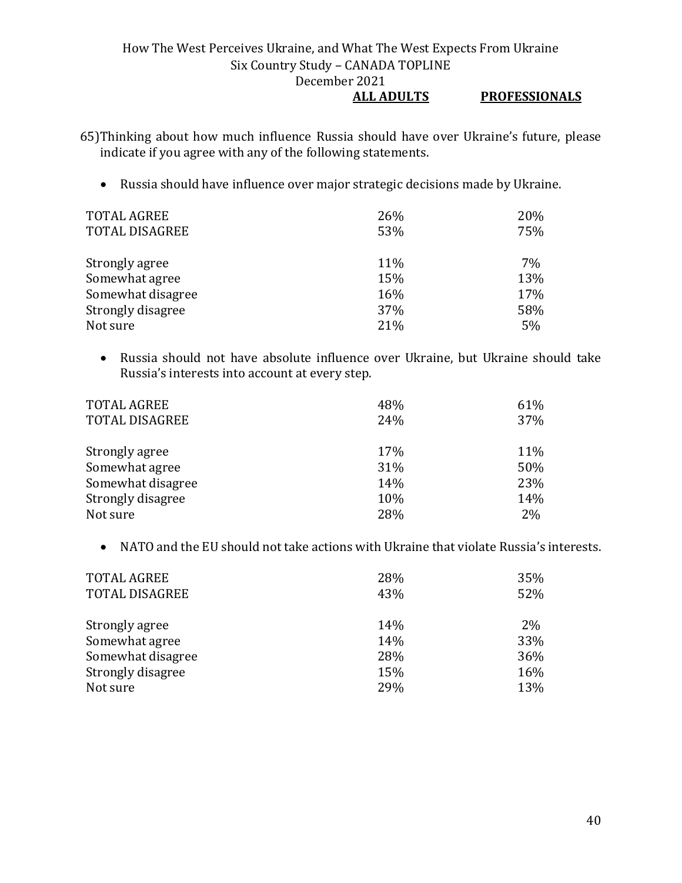65) Thinking about how much influence Russia should have over Ukraine's future, please indicate if you agree with any of the following statements.

- Russia should have influence over major strategic decisions made by Ukraine.

| | ALL ADULTS | PROFESSIONALS |
|---|---|---|
| TOTAL AGREE | 26% | 20% |
| TOTAL DISAGREE | 53% | 75% |
| | | |
| Strongly agree | 11% | 7% |
| Somewhat agree | 15% | 13% |
| Somewhat disagree | 16% | 17% |
| Strongly disagree | 37% | 58% |
| Not sure | 21% | 5% |

- Russia should not have absolute influence over Ukraine, but Ukraine should take Russia's interests into account at every step.

| | ALL ADULTS | PROFESSIONALS |
|---|---|---|
| TOTAL AGREE | 48% | 61% |
| TOTAL DISAGREE | 24% | 37% |
| | | |
| Strongly agree | 17% | 11% |
| Somewhat agree | 31% | 50% |
| Somewhat disagree | 14% | 23% |
| Strongly disagree | 10% | 14% |
| Not sure | 28% | 2% |

- NATO and the EU should not take actions with Ukraine that violate Russia's interests.

| | ALL ADULTS | PROFESSIONALS |
|---|---|---|
| TOTAL AGREE | 28% | 35% |
| TOTAL DISAGREE | 43% | 52% |
| | | |
| Strongly agree | 14% | 2% |
| Somewhat agree | 14% | 33% |
| Somewhat disagree | 28% | 36% |
| Strongly disagree | 15% | 16% |
| Not sure | 29% | 13% |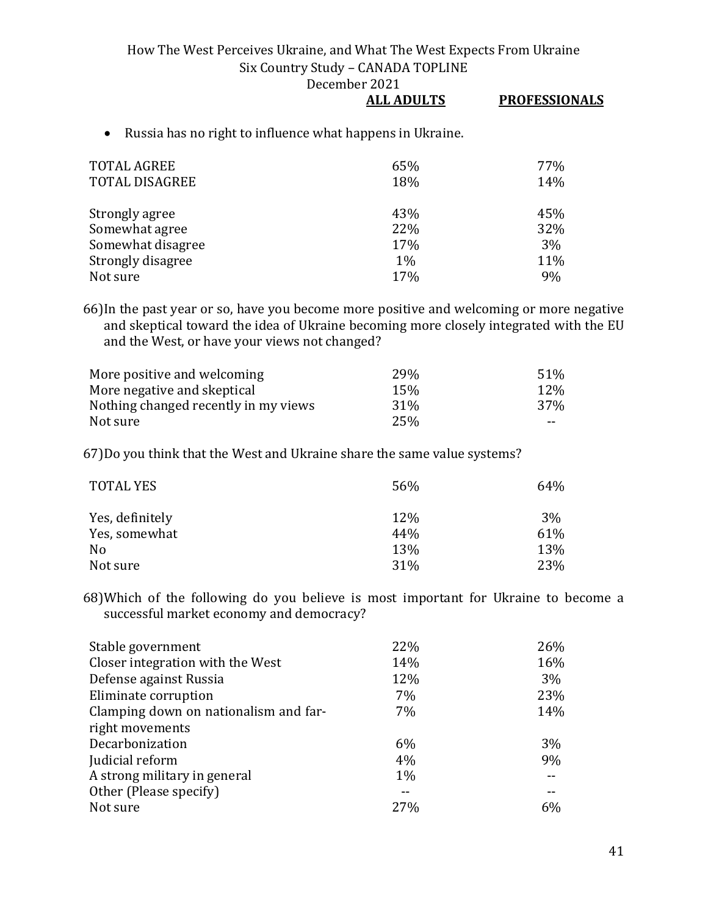- Russia has no right to influence what happens in Ukraine.

| | ALL ADULTS | PROFESSIONALS |
|---|---|---|
| TOTAL AGREE | 65% | 77% |
| TOTAL DISAGREE | 18% | 14% |
| | | |
| Strongly agree | 43% | 45% |
| Somewhat agree | 22% | 32% |
| Somewhat disagree | 17% | 3% |
| Strongly disagree | 1% | 11% |
| Not sure | 17% | 9% |

66) In the past year or so, have you become more positive and welcoming or more negative and skeptical toward the idea of Ukraine becoming more closely integrated with the EU and the West, or have your views not changed?

| | ALL ADULTS | PROFESSIONALS |
|---|---|---|
| More positive and welcoming | 29% | 51% |
| More negative and skeptical | 15% | 12% |
| Nothing changed recently in my views | 31% | 37% |
| Not sure | 25% | -- |

67) Do you think that the West and Ukraine share the same value systems?

| | ALL ADULTS | PROFESSIONALS |
|---|---|---|
| TOTAL YES | 56% | 64% |
| | | |
| Yes, definitely | 12% | 3% |
| Yes, somewhat | 44% | 61% |
| No | 13% | 13% |
| Not sure | 31% | 23% |

68) Which of the following do you believe is most important for Ukraine to become a successful market economy and democracy?

| | ALL ADULTS | PROFESSIONALS |
|---|---|---|
| Stable government | 22% | 26% |
| Closer integration with the West | 14% | 16% |
| Defense against Russia | 12% | 3% |
| Eliminate corruption | 7% | 23% |
| Clamping down on nationalism and far-right movements | 7% | 14% |
| Decarbonization | 6% | 3% |
| Judicial reform | 4% | 9% |
| A strong military in general | 1% | -- |
| Other (Please specify) | -- | -- |
| Not sure | 27% | 6% |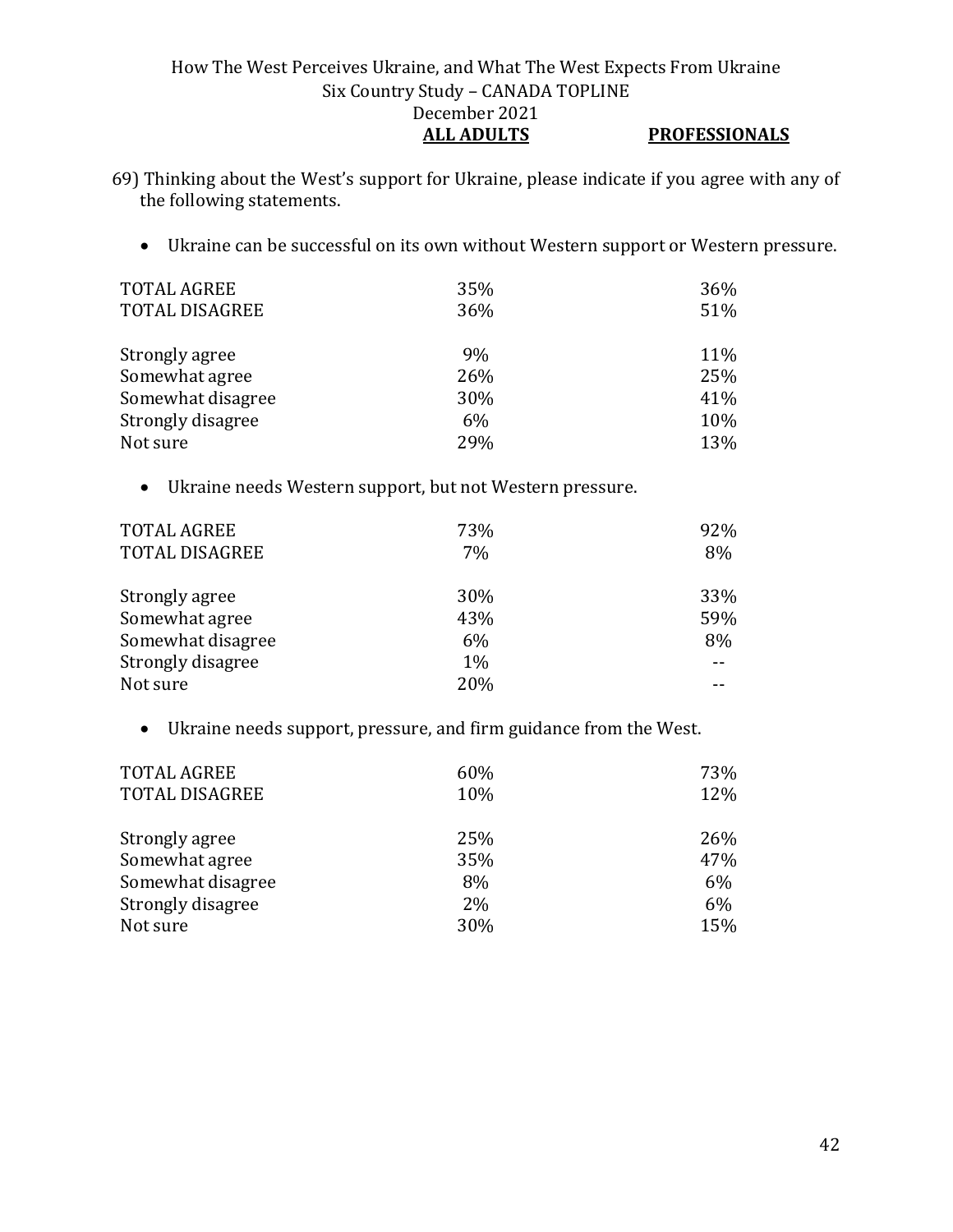How The West Perceives Ukraine, and What The West Expects From Ukraine
Six Country Study – CANADA TOPLINE
December 2021

69) Thinking about the West's support for Ukraine, please indicate if you agree with any of the following statements.

- Ukraine can be successful on its own without Western support or Western pressure.

| | ALL ADULTS | PROFESSIONALS |
|---|---|---|
| TOTAL AGREE | 35% | 36% |
| TOTAL DISAGREE | 36% | 51% |
| | | |
| Strongly agree | 9% | 11% |
| Somewhat agree | 26% | 25% |
| Somewhat disagree | 30% | 41% |
| Strongly disagree | 6% | 10% |
| Not sure | 29% | 13% |

- Ukraine needs Western support, but not Western pressure.

| | ALL ADULTS | PROFESSIONALS |
|---|---|---|
| TOTAL AGREE | 73% | 92% |
| TOTAL DISAGREE | 7% | 8% |
| | | |
| Strongly agree | 30% | 33% |
| Somewhat agree | 43% | 59% |
| Somewhat disagree | 6% | 8% |
| Strongly disagree | 1% | -- |
| Not sure | 20% | -- |

- Ukraine needs support, pressure, and firm guidance from the West.

| | ALL ADULTS | PROFESSIONALS |
|---|---|---|
| TOTAL AGREE | 60% | 73% |
| TOTAL DISAGREE | 10% | 12% |
| | | |
| Strongly agree | 25% | 26% |
| Somewhat agree | 35% | 47% |
| Somewhat disagree | 8% | 6% |
| Strongly disagree | 2% | 6% |
| Not sure | 30% | 15% |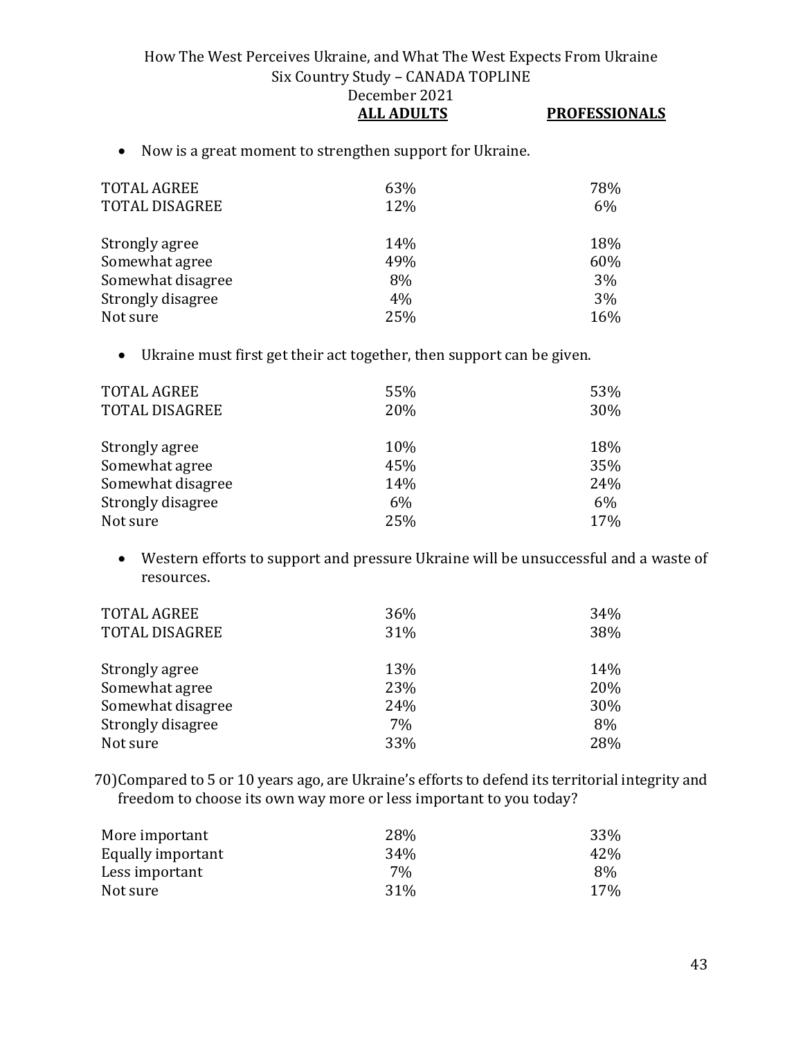- Now is a great moment to strengthen support for Ukraine.

| | ALL ADULTS | PROFESSIONALS |
|---|---|---|
| TOTAL AGREE | 63% | 78% |
| TOTAL DISAGREE | 12% | 6% |
| | | |
| Strongly agree | 14% | 18% |
| Somewhat agree | 49% | 60% |
| Somewhat disagree | 8% | 3% |
| Strongly disagree | 4% | 3% |
| Not sure | 25% | 16% |

- Ukraine must first get their act together, then support can be given.

| | ALL ADULTS | PROFESSIONALS |
|---|---|---|
| TOTAL AGREE | 55% | 53% |
| TOTAL DISAGREE | 20% | 30% |
| | | |
| Strongly agree | 10% | 18% |
| Somewhat agree | 45% | 35% |
| Somewhat disagree | 14% | 24% |
| Strongly disagree | 6% | 6% |
| Not sure | 25% | 17% |

- Western efforts to support and pressure Ukraine will be unsuccessful and a waste of resources.

| | ALL ADULTS | PROFESSIONALS |
|---|---|---|
| TOTAL AGREE | 36% | 34% |
| TOTAL DISAGREE | 31% | 38% |
| | | |
| Strongly agree | 13% | 14% |
| Somewhat agree | 23% | 20% |
| Somewhat disagree | 24% | 30% |
| Strongly disagree | 7% | 8% |
| Not sure | 33% | 28% |

70) Compared to 5 or 10 years ago, are Ukraine's efforts to defend its territorial integrity and freedom to choose its own way more or less important to you today?

| | ALL ADULTS | PROFESSIONALS |
|---|---|---|
| More important | 28% | 33% |
| Equally important | 34% | 42% |
| Less important | 7% | 8% |
| Not sure | 31% | 17% |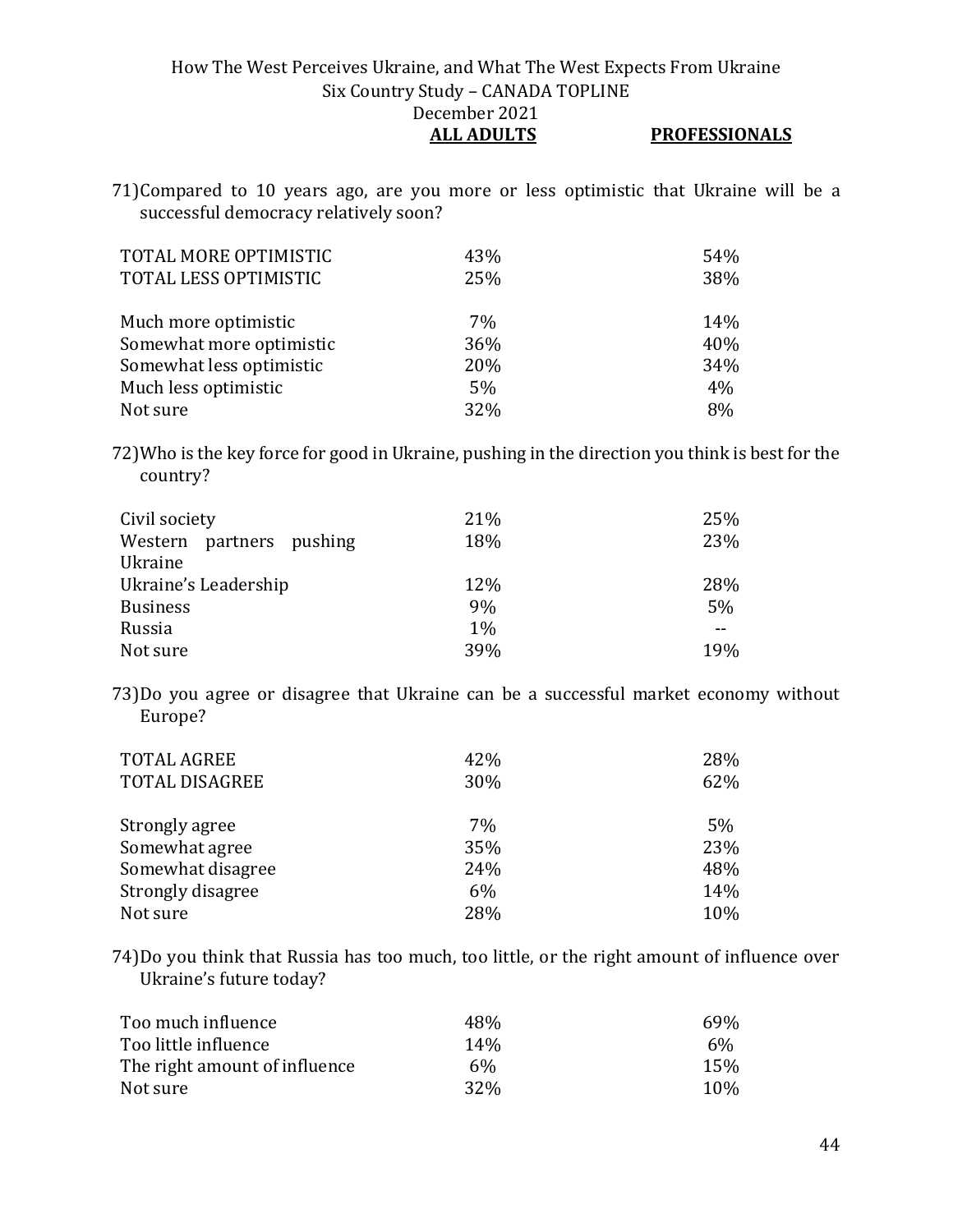71) Compared to 10 years ago, are you more or less optimistic that Ukraine will be a successful democracy relatively soon?

| | ALL ADULTS | PROFESSIONALS |
|---|---|---|
| TOTAL MORE OPTIMISTIC | 43% | 54% |
| TOTAL LESS OPTIMISTIC | 25% | 38% |
| Much more optimistic | 7% | 14% |
| Somewhat more optimistic | 36% | 40% |
| Somewhat less optimistic | 20% | 34% |
| Much less optimistic | 5% | 4% |
| Not sure | 32% | 8% |

72) Who is the key force for good in Ukraine, pushing in the direction you think is best for the country?

| | ALL ADULTS | PROFESSIONALS |
|---|---|---|
| Civil society | 21% | 25% |
| Western partners pushing Ukraine | 18% | 23% |
| Ukraine's Leadership | 12% | 28% |
| Business | 9% | 5% |
| Russia | 1% | -- |
| Not sure | 39% | 19% |

73) Do you agree or disagree that Ukraine can be a successful market economy without Europe?

| | ALL ADULTS | PROFESSIONALS |
|---|---|---|
| TOTAL AGREE | 42% | 28% |
| TOTAL DISAGREE | 30% | 62% |
| Strongly agree | 7% | 5% |
| Somewhat agree | 35% | 23% |
| Somewhat disagree | 24% | 48% |
| Strongly disagree | 6% | 14% |
| Not sure | 28% | 10% |

74) Do you think that Russia has too much, too little, or the right amount of influence over Ukraine's future today?

| | ALL ADULTS | PROFESSIONALS |
|---|---|---|
| Too much influence | 48% | 69% |
| Too little influence | 14% | 6% |
| The right amount of influence | 6% | 15% |
| Not sure | 32% | 10% |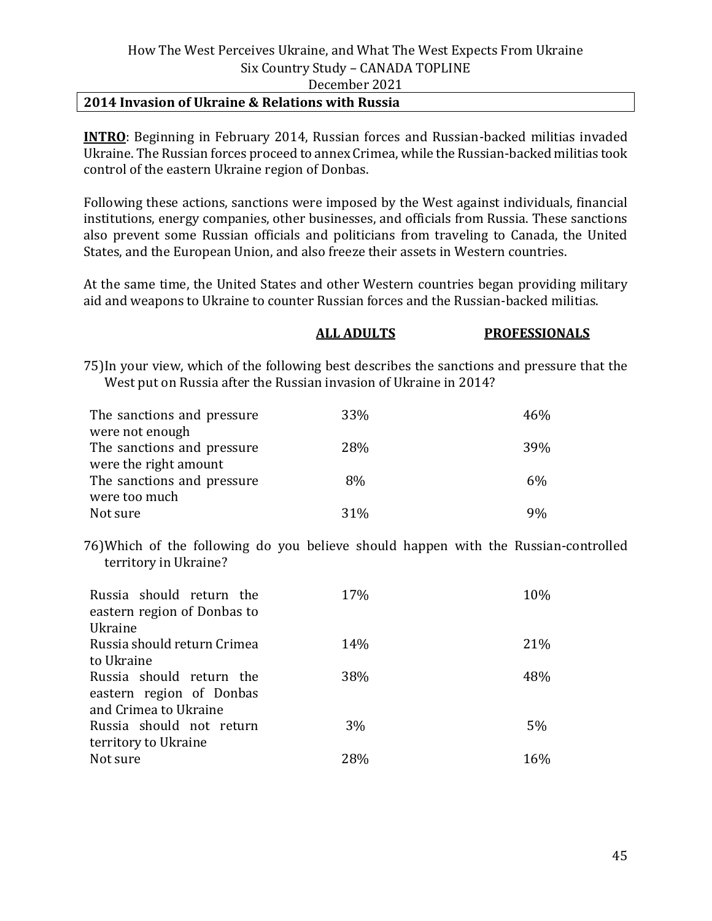## 2014 Invasion of Ukraine & Relations with Russia

**INTRO**: Beginning in February 2014, Russian forces and Russian-backed militias invaded Ukraine. The Russian forces proceed to annex Crimea, while the Russian-backed militias took control of the eastern Ukraine region of Donbas.

Following these actions, sanctions were imposed by the West against individuals, financial institutions, energy companies, other businesses, and officials from Russia. These sanctions also prevent some Russian officials and politicians from traveling to Canada, the United States, and the European Union, and also freeze their assets in Western countries.

At the same time, the United States and other Western countries began providing military aid and weapons to Ukraine to counter Russian forces and the Russian-backed militias.

75) In your view, which of the following best describes the sanctions and pressure that the West put on Russia after the Russian invasion of Ukraine in 2014?

| | ALL ADULTS | PROFESSIONALS |
|---|---|---|
| The sanctions and pressure were not enough | 33% | 46% |
| The sanctions and pressure were the right amount | 28% | 39% |
| The sanctions and pressure were too much | 8% | 6% |
| Not sure | 31% | 9% |

76) Which of the following do you believe should happen with the Russian-controlled territory in Ukraine?

| | ALL ADULTS | PROFESSIONALS |
|---|---|---|
| Russia should return the eastern region of Donbas to Ukraine | 17% | 10% |
| Russia should return Crimea to Ukraine | 14% | 21% |
| Russia should return the eastern region of Donbas and Crimea to Ukraine | 38% | 48% |
| Russia should not return territory to Ukraine | 3% | 5% |
| Not sure | 28% | 16% |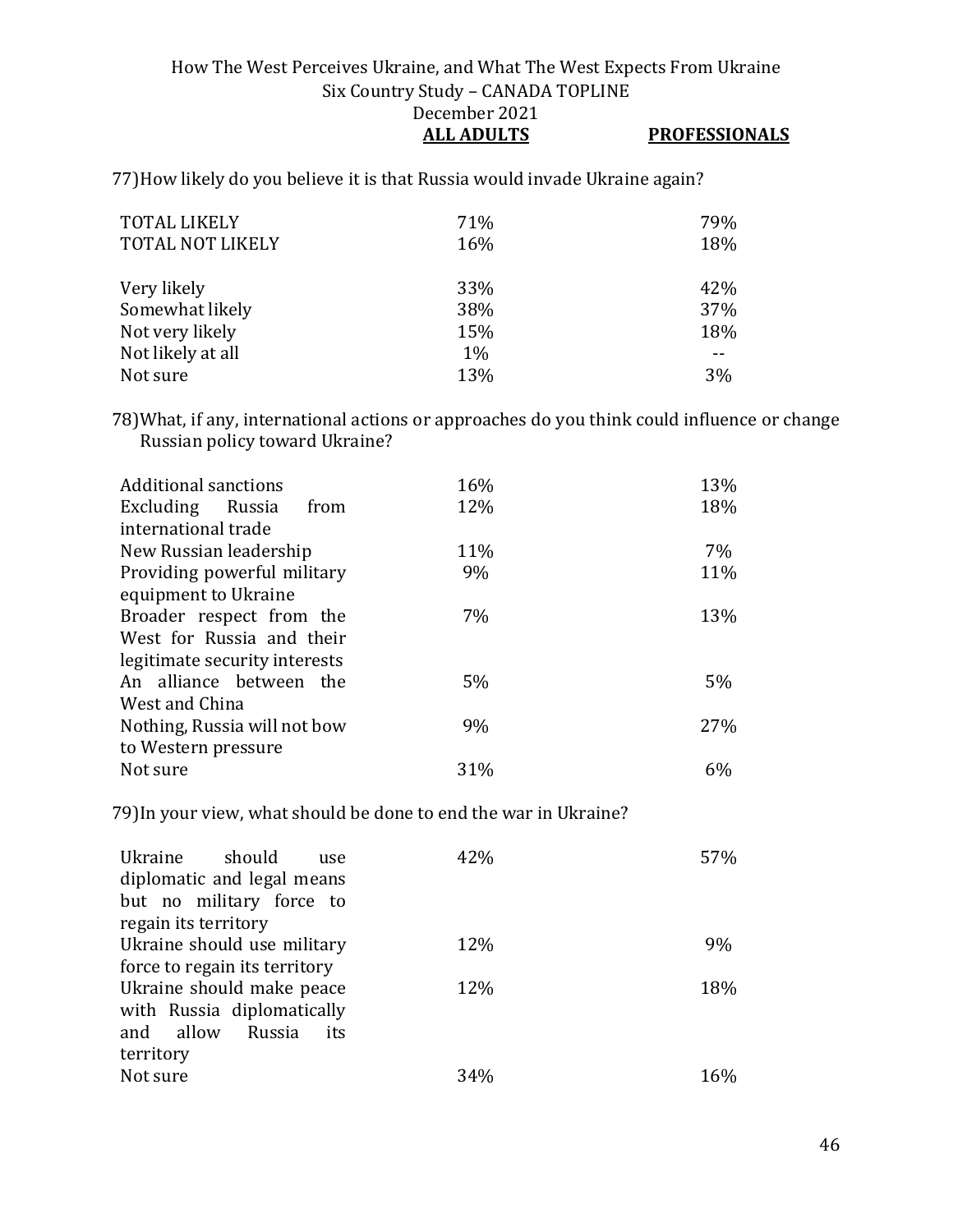77) How likely do you believe it is that Russia would invade Ukraine again?

| | ALL ADULTS | PROFESSIONALS |
|---|---|---|
| TOTAL LIKELY | 71% | 79% |
| TOTAL NOT LIKELY | 16% | 18% |
| | | |
| Very likely | 33% | 42% |
| Somewhat likely | 38% | 37% |
| Not very likely | 15% | 18% |
| Not likely at all | 1% | -- |
| Not sure | 13% | 3% |

78) What, if any, international actions or approaches do you think could influence or change Russian policy toward Ukraine?

| | ALL ADULTS | PROFESSIONALS |
|---|---|---|
| Additional sanctions | 16% | 13% |
| Excluding Russia from international trade | 12% | 18% |
| New Russian leadership | 11% | 7% |
| Providing powerful military equipment to Ukraine | 9% | 11% |
| Broader respect from the West for Russia and their legitimate security interests | 7% | 13% |
| An alliance between the West and China | 5% | 5% |
| Nothing, Russia will not bow to Western pressure | 9% | 27% |
| Not sure | 31% | 6% |

79) In your view, what should be done to end the war in Ukraine?

| | ALL ADULTS | PROFESSIONALS |
|---|---|---|
| Ukraine should use diplomatic and legal means but no military force to regain its territory | 42% | 57% |
| Ukraine should use military force to regain its territory | 12% | 9% |
| Ukraine should make peace with Russia diplomatically and allow Russia its territory | 12% | 18% |
| Not sure | 34% | 16% |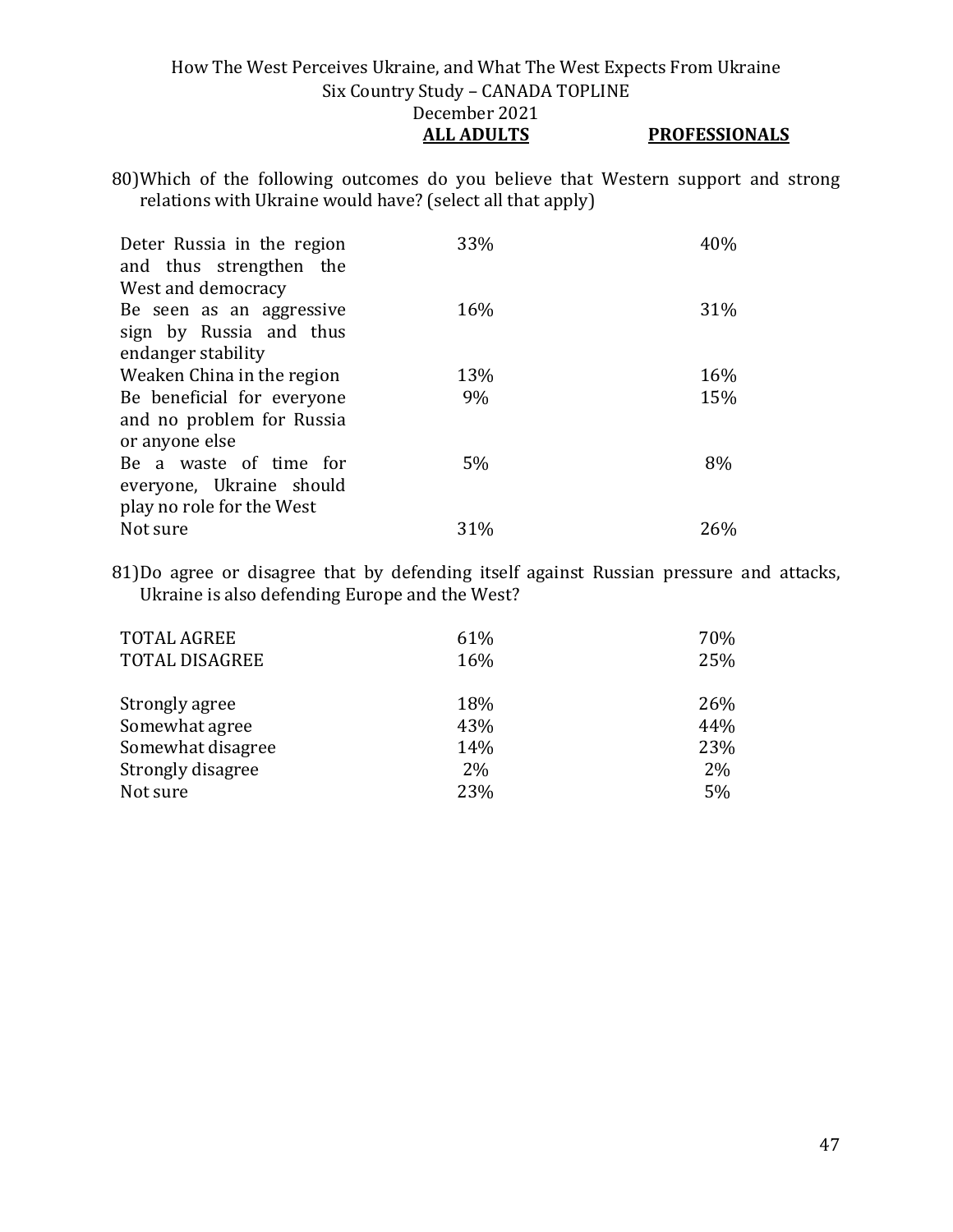80)Which of the following outcomes do you believe that Western support and strong relations with Ukraine would have? (select all that apply)

| | ALL ADULTS | PROFESSIONALS |
|---|---|---|
| Deter Russia in the region and thus strengthen the West and democracy | 33% | 40% |
| Be seen as an aggressive sign by Russia and thus endanger stability | 16% | 31% |
| Weaken China in the region | 13% | 16% |
| Be beneficial for everyone and no problem for Russia or anyone else | 9% | 15% |
| Be a waste of time for everyone, Ukraine should play no role for the West | 5% | 8% |
| Not sure | 31% | 26% |

81)Do agree or disagree that by defending itself against Russian pressure and attacks, Ukraine is also defending Europe and the West?

| | ALL ADULTS | PROFESSIONALS |
|---|---|---|
| TOTAL AGREE | 61% | 70% |
| TOTAL DISAGREE | 16% | 25% |
| | | |
| Strongly agree | 18% | 26% |
| Somewhat agree | 43% | 44% |
| Somewhat disagree | 14% | 23% |
| Strongly disagree | 2% | 2% |
| Not sure | 23% | 5% |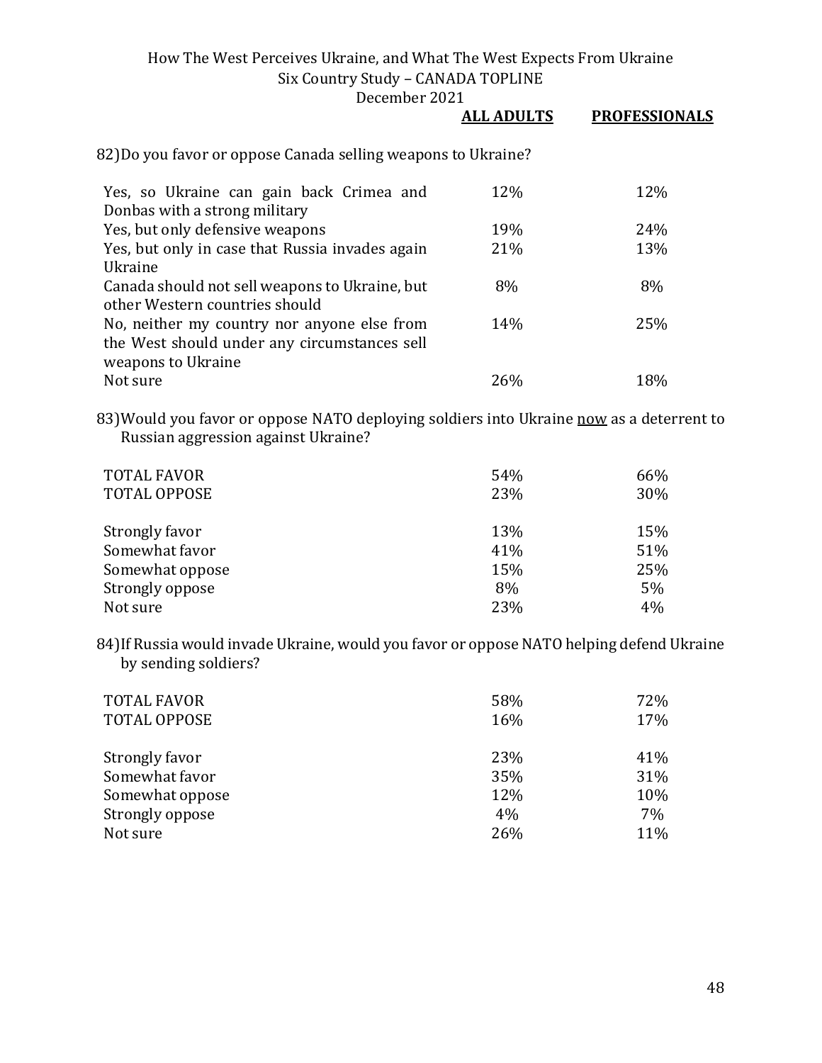| | ALL ADULTS | PROFESSIONALS |
|---|---|---|

82) Do you favor or oppose Canada selling weapons to Ukraine?

| | ALL ADULTS | PROFESSIONALS |
|---|---|---|
| Yes, so Ukraine can gain back Crimea and Donbas with a strong military | 12% | 12% |
| Yes, but only defensive weapons | 19% | 24% |
| Yes, but only in case that Russia invades again Ukraine | 21% | 13% |
| Canada should not sell weapons to Ukraine, but other Western countries should | 8% | 8% |
| No, neither my country nor anyone else from the West should under any circumstances sell weapons to Ukraine | 14% | 25% |
| Not sure | 26% | 18% |

83) Would you favor or oppose NATO deploying soldiers into Ukraine <u>now</u> as a deterrent to Russian aggression against Ukraine?

| | ALL ADULTS | PROFESSIONALS |
|---|---|---|
| TOTAL FAVOR | 54% | 66% |
| TOTAL OPPOSE | 23% | 30% |
| | | |
| Strongly favor | 13% | 15% |
| Somewhat favor | 41% | 51% |
| Somewhat oppose | 15% | 25% |
| Strongly oppose | 8% | 5% |
| Not sure | 23% | 4% |

84) If Russia would invade Ukraine, would you favor or oppose NATO helping defend Ukraine by sending soldiers?

| | ALL ADULTS | PROFESSIONALS |
|---|---|---|
| TOTAL FAVOR | 58% | 72% |
| TOTAL OPPOSE | 16% | 17% |
| | | |
| Strongly favor | 23% | 41% |
| Somewhat favor | 35% | 31% |
| Somewhat oppose | 12% | 10% |
| Strongly oppose | 4% | 7% |
| Not sure | 26% | 11% |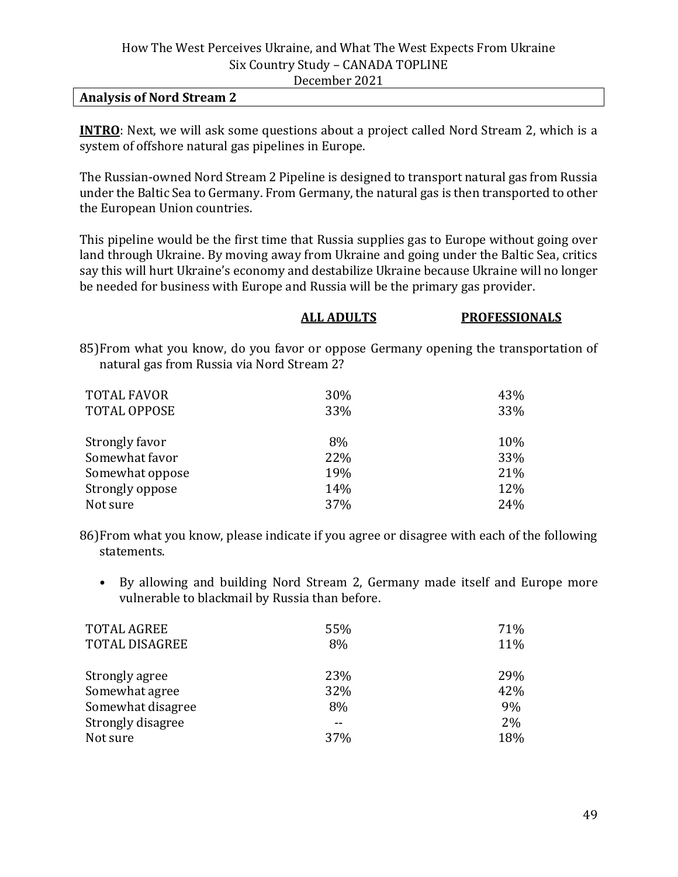## Analysis of Nord Stream 2

**INTRO**: Next, we will ask some questions about a project called Nord Stream 2, which is a system of offshore natural gas pipelines in Europe.

The Russian-owned Nord Stream 2 Pipeline is designed to transport natural gas from Russia under the Baltic Sea to Germany. From Germany, the natural gas is then transported to other the European Union countries.

This pipeline would be the first time that Russia supplies gas to Europe without going over land through Ukraine. By moving away from Ukraine and going under the Baltic Sea, critics say this will hurt Ukraine's economy and destabilize Ukraine because Ukraine will no longer be needed for business with Europe and Russia will be the primary gas provider.

85) From what you know, do you favor or oppose Germany opening the transportation of natural gas from Russia via Nord Stream 2?

| | ALL ADULTS | PROFESSIONALS |
|---|---|---|
| TOTAL FAVOR | 30% | 43% |
| TOTAL OPPOSE | 33% | 33% |
| | | |
| Strongly favor | 8% | 10% |
| Somewhat favor | 22% | 33% |
| Somewhat oppose | 19% | 21% |
| Strongly oppose | 14% | 12% |
| Not sure | 37% | 24% |

86) From what you know, please indicate if you agree or disagree with each of the following statements.

- By allowing and building Nord Stream 2, Germany made itself and Europe more vulnerable to blackmail by Russia than before.

| | ALL ADULTS | PROFESSIONALS |
|---|---|---|
| TOTAL AGREE | 55% | 71% |
| TOTAL DISAGREE | 8% | 11% |
| | | |
| Strongly agree | 23% | 29% |
| Somewhat agree | 32% | 42% |
| Somewhat disagree | 8% | 9% |
| Strongly disagree | -- | 2% |
| Not sure | 37% | 18% |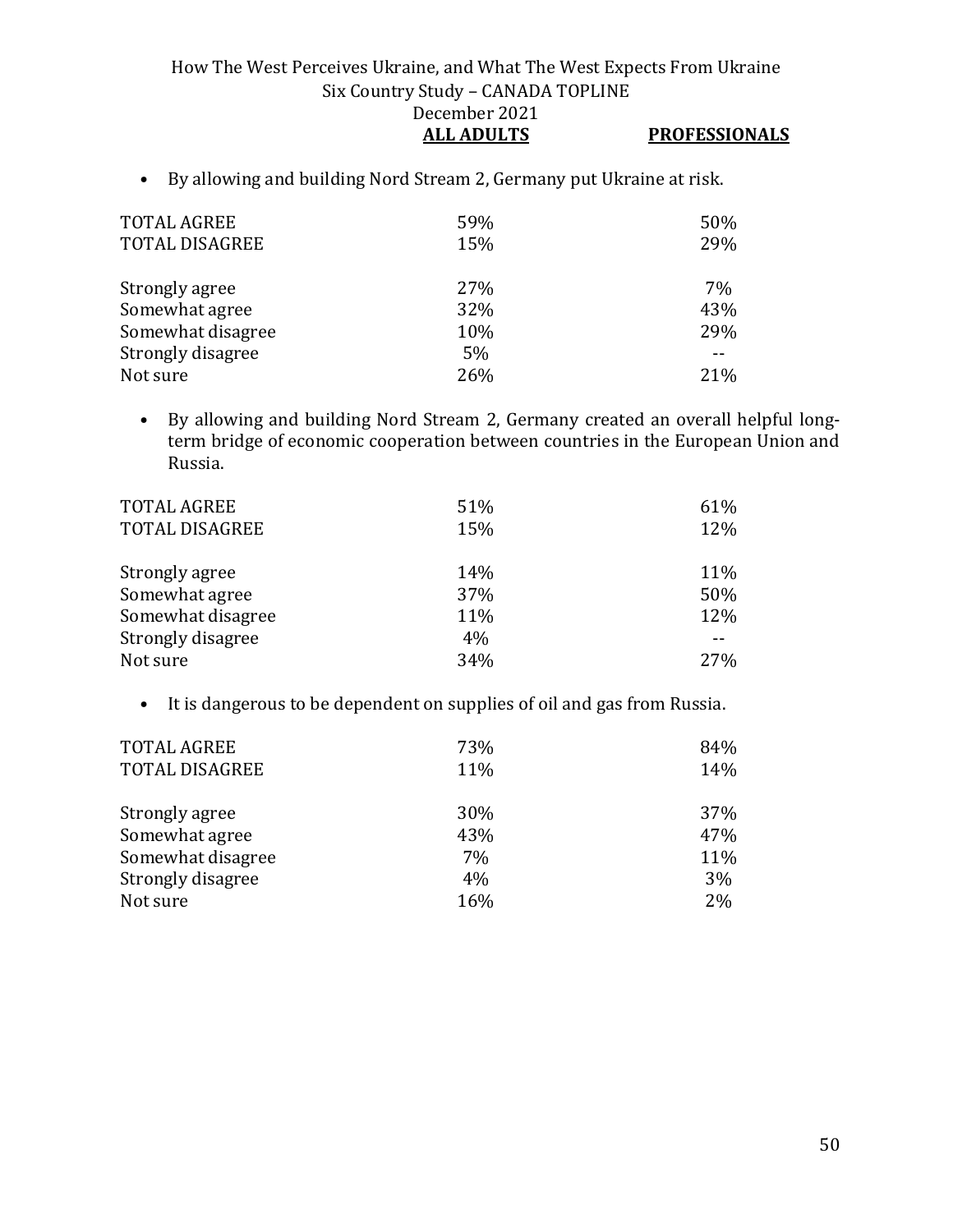- By allowing and building Nord Stream 2, Germany put Ukraine at risk.

| | ALL ADULTS | PROFESSIONALS |
|---|---|---|
| TOTAL AGREE | 59% | 50% |
| TOTAL DISAGREE | 15% | 29% |
| | | |
| Strongly agree | 27% | 7% |
| Somewhat agree | 32% | 43% |
| Somewhat disagree | 10% | 29% |
| Strongly disagree | 5% | -- |
| Not sure | 26% | 21% |

- By allowing and building Nord Stream 2, Germany created an overall helpful long-term bridge of economic cooperation between countries in the European Union and Russia.

| | ALL ADULTS | PROFESSIONALS |
|---|---|---|
| TOTAL AGREE | 51% | 61% |
| TOTAL DISAGREE | 15% | 12% |
| | | |
| Strongly agree | 14% | 11% |
| Somewhat agree | 37% | 50% |
| Somewhat disagree | 11% | 12% |
| Strongly disagree | 4% | -- |
| Not sure | 34% | 27% |

- It is dangerous to be dependent on supplies of oil and gas from Russia.

| | ALL ADULTS | PROFESSIONALS |
|---|---|---|
| TOTAL AGREE | 73% | 84% |
| TOTAL DISAGREE | 11% | 14% |
| | | |
| Strongly agree | 30% | 37% |
| Somewhat agree | 43% | 47% |
| Somewhat disagree | 7% | 11% |
| Strongly disagree | 4% | 3% |
| Not sure | 16% | 2% |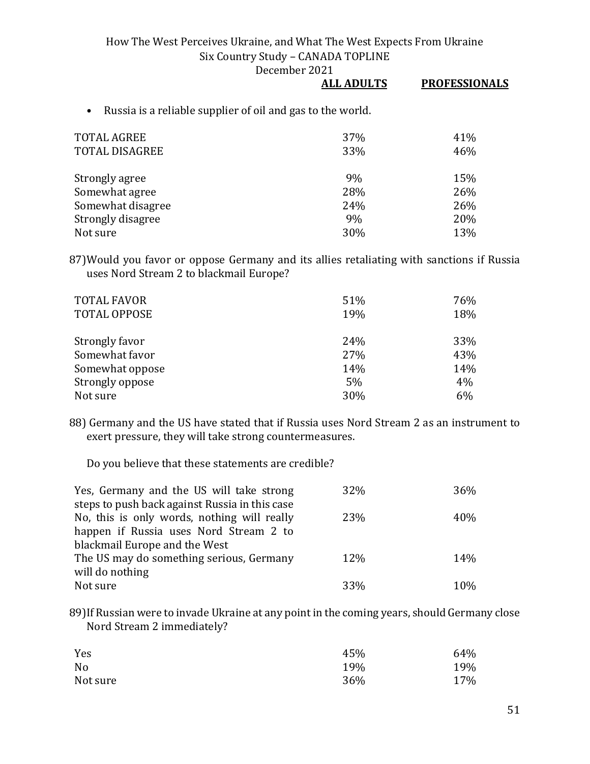- Russia is a reliable supplier of oil and gas to the world.

| | ALL ADULTS | PROFESSIONALS |
|---|---|---|
| TOTAL AGREE | 37% | 41% |
| TOTAL DISAGREE | 33% | 46% |
| | | |
| Strongly agree | 9% | 15% |
| Somewhat agree | 28% | 26% |
| Somewhat disagree | 24% | 26% |
| Strongly disagree | 9% | 20% |
| Not sure | 30% | 13% |

87) Would you favor or oppose Germany and its allies retaliating with sanctions if Russia uses Nord Stream 2 to blackmail Europe?

| | ALL ADULTS | PROFESSIONALS |
|---|---|---|
| TOTAL FAVOR | 51% | 76% |
| TOTAL OPPOSE | 19% | 18% |
| | | |
| Strongly favor | 24% | 33% |
| Somewhat favor | 27% | 43% |
| Somewhat oppose | 14% | 14% |
| Strongly oppose | 5% | 4% |
| Not sure | 30% | 6% |

88) Germany and the US have stated that if Russia uses Nord Stream 2 as an instrument to exert pressure, they will take strong countermeasures.

Do you believe that these statements are credible?

| | ALL ADULTS | PROFESSIONALS |
|---|---|---|
| Yes, Germany and the US will take strong steps to push back against Russia in this case | 32% | 36% |
| No, this is only words, nothing will really happen if Russia uses Nord Stream 2 to blackmail Europe and the West | 23% | 40% |
| The US may do something serious, Germany will do nothing | 12% | 14% |
| Not sure | 33% | 10% |

89) If Russian were to invade Ukraine at any point in the coming years, should Germany close Nord Stream 2 immediately?

| | ALL ADULTS | PROFESSIONALS |
|---|---|---|
| Yes | 45% | 64% |
| No | 19% | 19% |
| Not sure | 36% | 17% |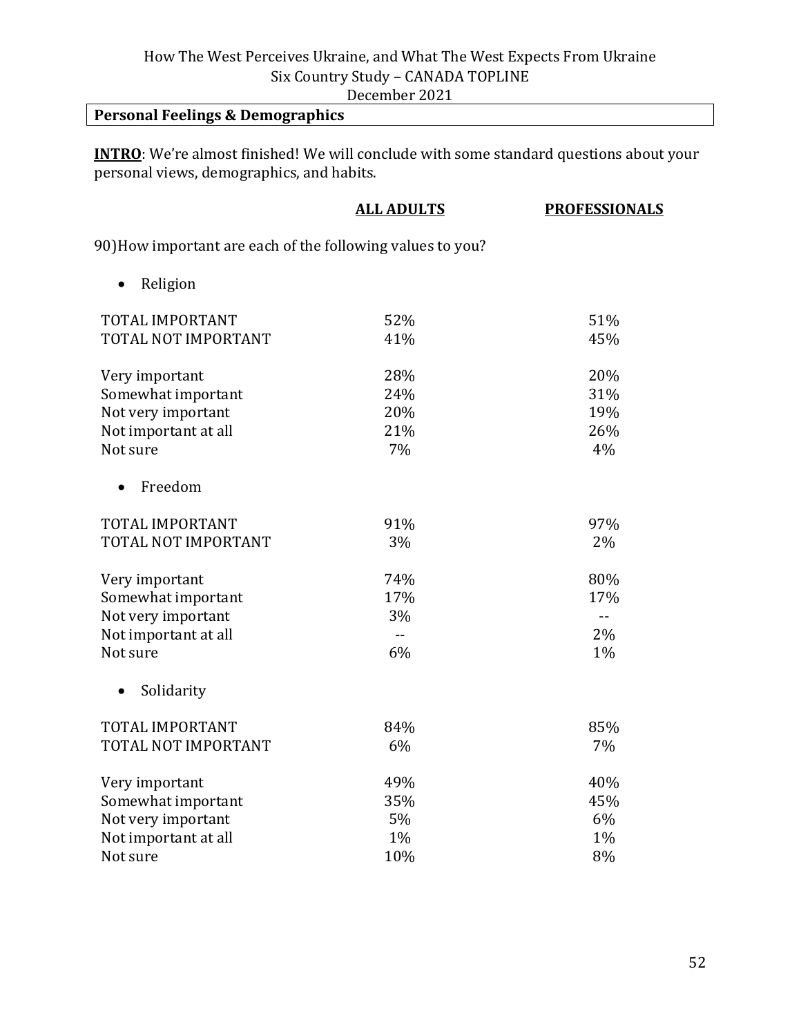## Personal Feelings & Demographics

**INTRO**: We're almost finished! We will conclude with some standard questions about your personal views, demographics, and habits.

90)How important are each of the following values to you?

- Religion

| | ALL ADULTS | PROFESSIONALS |
|---|---|---|
| TOTAL IMPORTANT | 52% | 51% |
| TOTAL NOT IMPORTANT | 41% | 45% |
| Very important | 28% | 20% |
| Somewhat important | 24% | 31% |
| Not very important | 20% | 19% |
| Not important at all | 21% | 26% |
| Not sure | 7% | 4% |

- Freedom

| | ALL ADULTS | PROFESSIONALS |
|---|---|---|
| TOTAL IMPORTANT | 91% | 97% |
| TOTAL NOT IMPORTANT | 3% | 2% |
| Very important | 74% | 80% |
| Somewhat important | 17% | 17% |
| Not very important | 3% | -- |
| Not important at all | -- | 2% |
| Not sure | 6% | 1% |

- Solidarity

| | ALL ADULTS | PROFESSIONALS |
|---|---|---|
| TOTAL IMPORTANT | 84% | 85% |
| TOTAL NOT IMPORTANT | 6% | 7% |
| Very important | 49% | 40% |
| Somewhat important | 35% | 45% |
| Not very important | 5% | 6% |
| Not important at all | 1% | 1% |
| Not sure | 10% | 8% |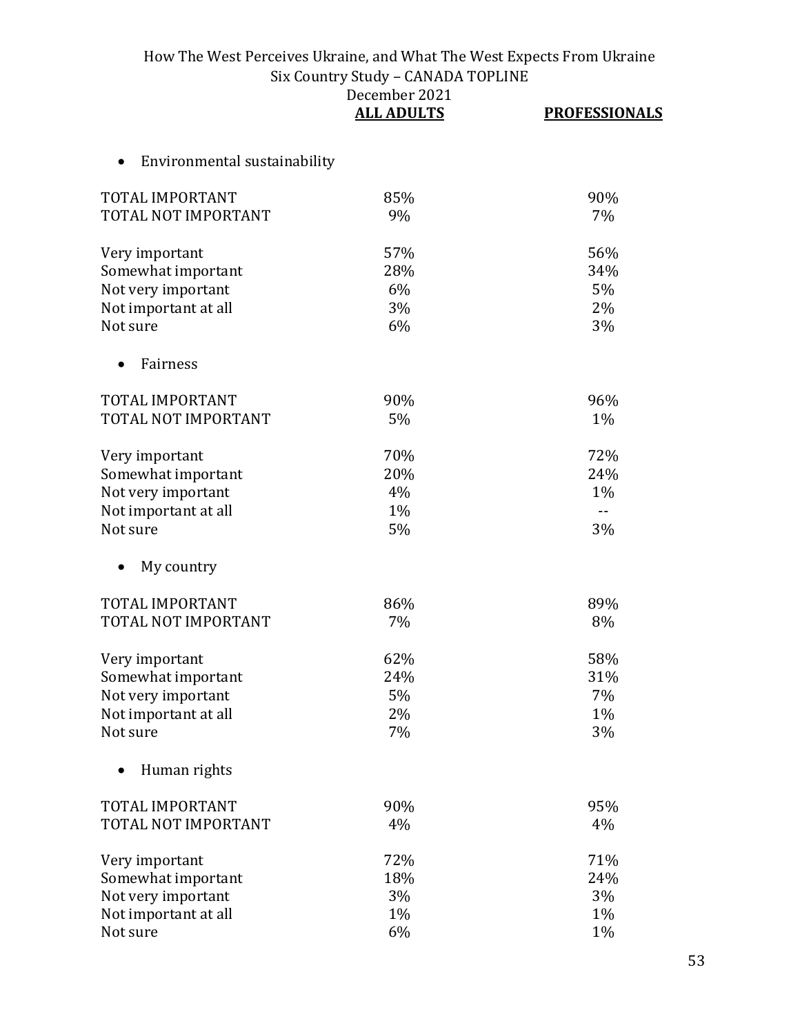| | ALL ADULTS | PROFESSIONALS |
|---|---|---|
| • Environmental sustainability | | |
| TOTAL IMPORTANT | 85% | 90% |
| TOTAL NOT IMPORTANT | 9% | 7% |
| Very important | 57% | 56% |
| Somewhat important | 28% | 34% |
| Not very important | 6% | 5% |
| Not important at all | 3% | 2% |
| Not sure | 6% | 3% |
| • Fairness | | |
| TOTAL IMPORTANT | 90% | 96% |
| TOTAL NOT IMPORTANT | 5% | 1% |
| Very important | 70% | 72% |
| Somewhat important | 20% | 24% |
| Not very important | 4% | 1% |
| Not important at all | 1% | -- |
| Not sure | 5% | 3% |
| • My country | | |
| TOTAL IMPORTANT | 86% | 89% |
| TOTAL NOT IMPORTANT | 7% | 8% |
| Very important | 62% | 58% |
| Somewhat important | 24% | 31% |
| Not very important | 5% | 7% |
| Not important at all | 2% | 1% |
| Not sure | 7% | 3% |
| • Human rights | | |
| TOTAL IMPORTANT | 90% | 95% |
| TOTAL NOT IMPORTANT | 4% | 4% |
| Very important | 72% | 71% |
| Somewhat important | 18% | 24% |
| Not very important | 3% | 3% |
| Not important at all | 1% | 1% |
| Not sure | 6% | 1% |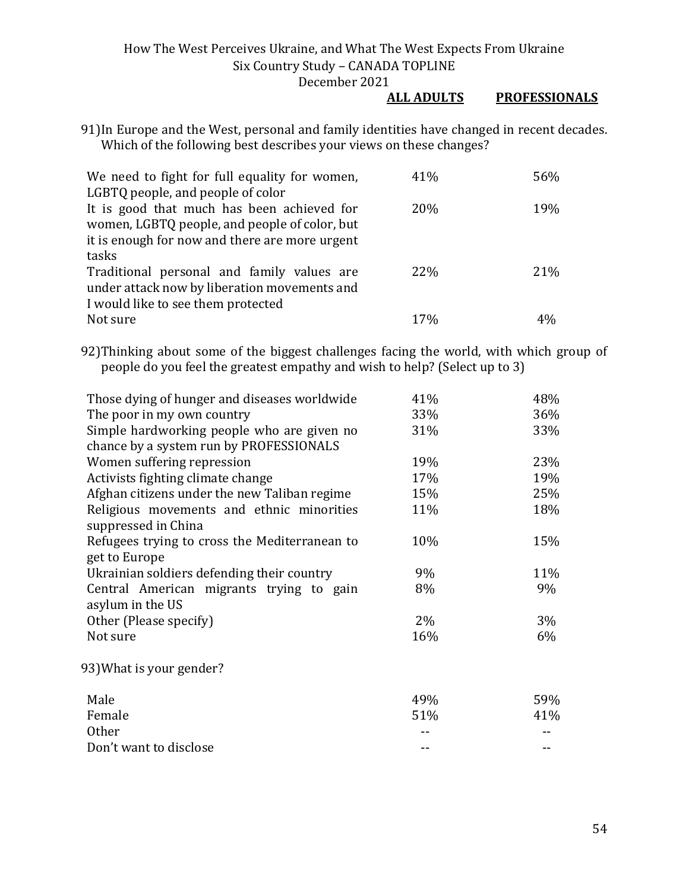| | ALL ADULTS | PROFESSIONALS |
|---|---|---|

91) In Europe and the West, personal and family identities have changed in recent decades. Which of the following best describes your views on these changes?

| | ALL ADULTS | PROFESSIONALS |
|---|---|---|
| We need to fight for full equality for women, LGBTQ people, and people of color | 41% | 56% |
| It is good that much has been achieved for women, LGBTQ people, and people of color, but it is enough for now and there are more urgent tasks | 20% | 19% |
| Traditional personal and family values are under attack now by liberation movements and I would like to see them protected | 22% | 21% |
| Not sure | 17% | 4% |

92) Thinking about some of the biggest challenges facing the world, with which group of people do you feel the greatest empathy and wish to help? (Select up to 3)

| | ALL ADULTS | PROFESSIONALS |
|---|---|---|
| Those dying of hunger and diseases worldwide | 41% | 48% |
| The poor in my own country | 33% | 36% |
| Simple hardworking people who are given no chance by a system run by PROFESSIONALS | 31% | 33% |
| Women suffering repression | 19% | 23% |
| Activists fighting climate change | 17% | 19% |
| Afghan citizens under the new Taliban regime | 15% | 25% |
| Religious movements and ethnic minorities suppressed in China | 11% | 18% |
| Refugees trying to cross the Mediterranean to get to Europe | 10% | 15% |
| Ukrainian soldiers defending their country | 9% | 11% |
| Central American migrants trying to gain asylum in the US | 8% | 9% |
| Other (Please specify) | 2% | 3% |
| Not sure | 16% | 6% |

93) What is your gender?

| | ALL ADULTS | PROFESSIONALS |
|---|---|---|
| Male | 49% | 59% |
| Female | 51% | 41% |
| Other | -- | -- |
| Don't want to disclose | -- | -- |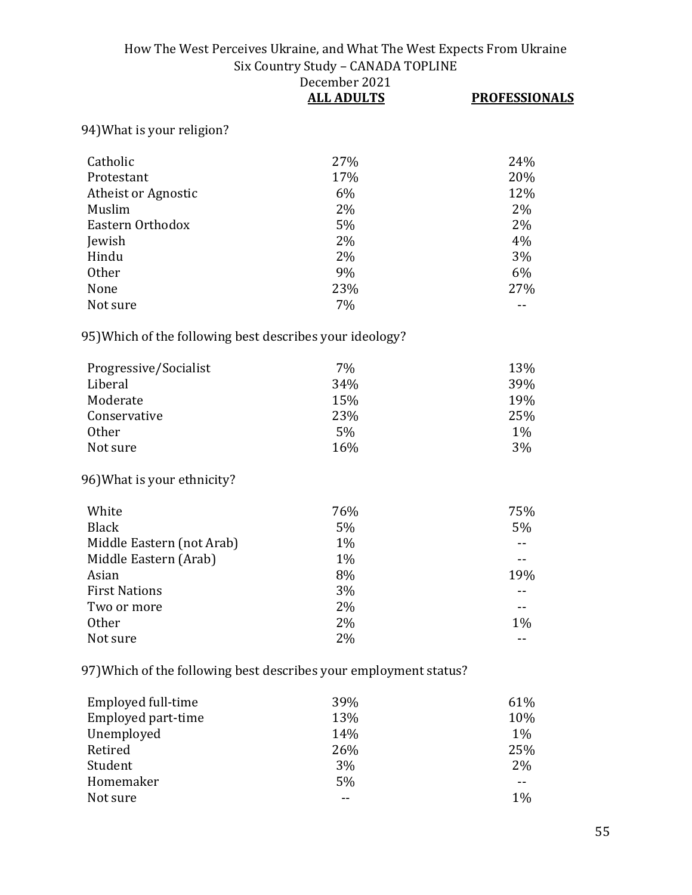| | ALL ADULTS | PROFESSIONALS |
|---|---|---|

94)What is your religion?

| | ALL ADULTS | PROFESSIONALS |
|---|---|---|
| Catholic | 27% | 24% |
| Protestant | 17% | 20% |
| Atheist or Agnostic | 6% | 12% |
| Muslim | 2% | 2% |
| Eastern Orthodox | 5% | 2% |
| Jewish | 2% | 4% |
| Hindu | 2% | 3% |
| Other | 9% | 6% |
| None | 23% | 27% |
| Not sure | 7% | -- |

95)Which of the following best describes your ideology?

| | ALL ADULTS | PROFESSIONALS |
|---|---|---|
| Progressive/Socialist | 7% | 13% |
| Liberal | 34% | 39% |
| Moderate | 15% | 19% |
| Conservative | 23% | 25% |
| Other | 5% | 1% |
| Not sure | 16% | 3% |

96)What is your ethnicity?

| | ALL ADULTS | PROFESSIONALS |
|---|---|---|
| White | 76% | 75% |
| Black | 5% | 5% |
| Middle Eastern (not Arab) | 1% | -- |
| Middle Eastern (Arab) | 1% | -- |
| Asian | 8% | 19% |
| First Nations | 3% | -- |
| Two or more | 2% | -- |
| Other | 2% | 1% |
| Not sure | 2% | -- |

97)Which of the following best describes your employment status?

| | ALL ADULTS | PROFESSIONALS |
|---|---|---|
| Employed full-time | 39% | 61% |
| Employed part-time | 13% | 10% |
| Unemployed | 14% | 1% |
| Retired | 26% | 25% |
| Student | 3% | 2% |
| Homemaker | 5% | -- |
| Not sure | -- | 1% |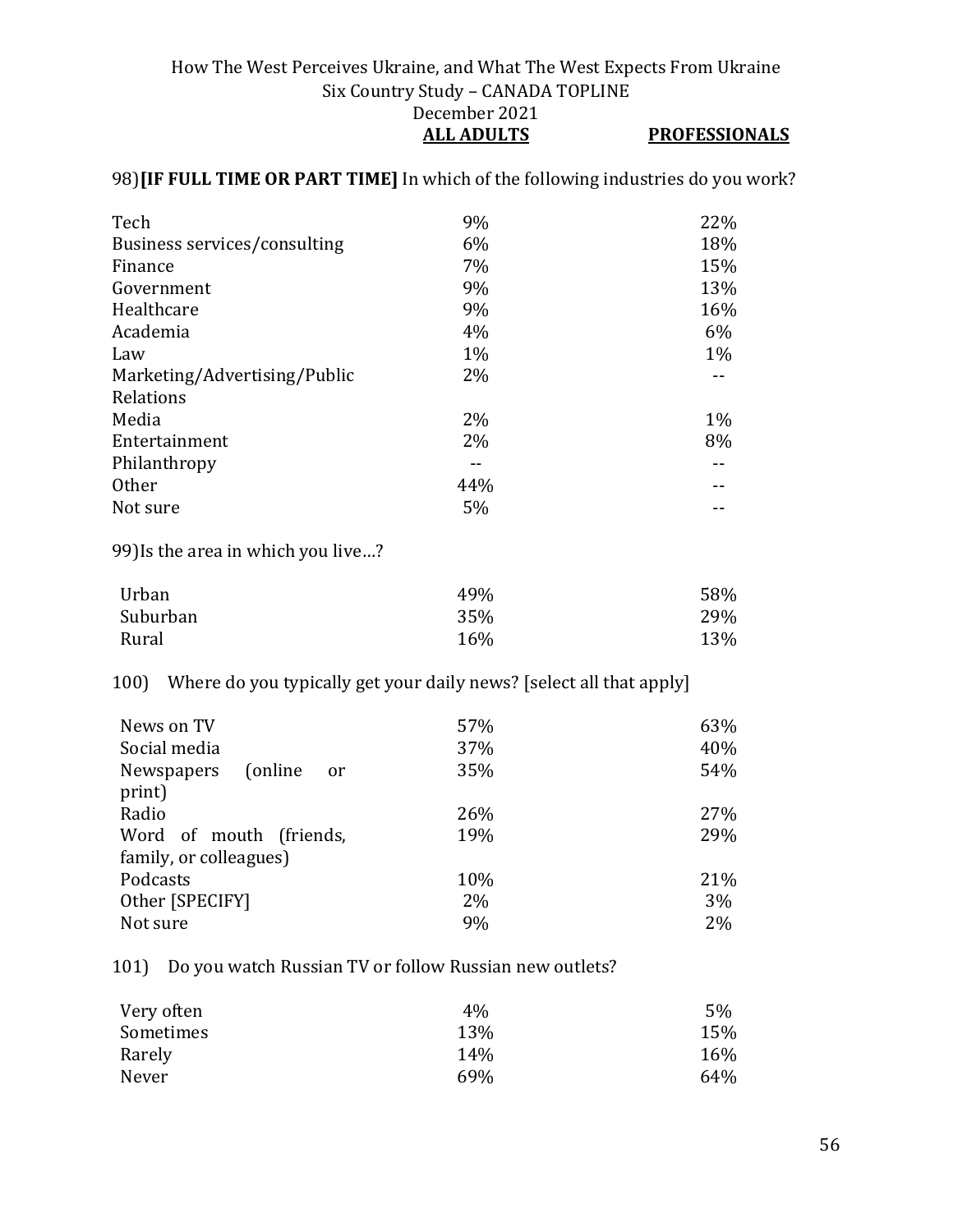How The West Perceives Ukraine, and What The West Expects From Ukraine
Six Country Study – CANADA TOPLINE
December 2021

98) **[IF FULL TIME OR PART TIME]** In which of the following industries do you work?

| | ALL ADULTS | PROFESSIONALS |
|---|---|---|
| Tech | 9% | 22% |
| Business services/consulting | 6% | 18% |
| Finance | 7% | 15% |
| Government | 9% | 13% |
| Healthcare | 9% | 16% |
| Academia | 4% | 6% |
| Law | 1% | 1% |
| Marketing/Advertising/Public Relations | 2% | -- |
| Media | 2% | 1% |
| Entertainment | 2% | 8% |
| Philanthropy | -- | -- |
| Other | 44% | -- |
| Not sure | 5% | -- |

99) Is the area in which you live…?

| | ALL ADULTS | PROFESSIONALS |
|---|---|---|
| Urban | 49% | 58% |
| Suburban | 35% | 29% |
| Rural | 16% | 13% |

100) Where do you typically get your daily news? [select all that apply]

| | ALL ADULTS | PROFESSIONALS |
|---|---|---|
| News on TV | 57% | 63% |
| Social media | 37% | 40% |
| Newspapers (online or print) | 35% | 54% |
| Radio | 26% | 27% |
| Word of mouth (friends, family, or colleagues) | 19% | 29% |
| Podcasts | 10% | 21% |
| Other [SPECIFY] | 2% | 3% |
| Not sure | 9% | 2% |

101) Do you watch Russian TV or follow Russian new outlets?

| | ALL ADULTS | PROFESSIONALS |
|---|---|---|
| Very often | 4% | 5% |
| Sometimes | 13% | 15% |
| Rarely | 14% | 16% |
| Never | 69% | 64% |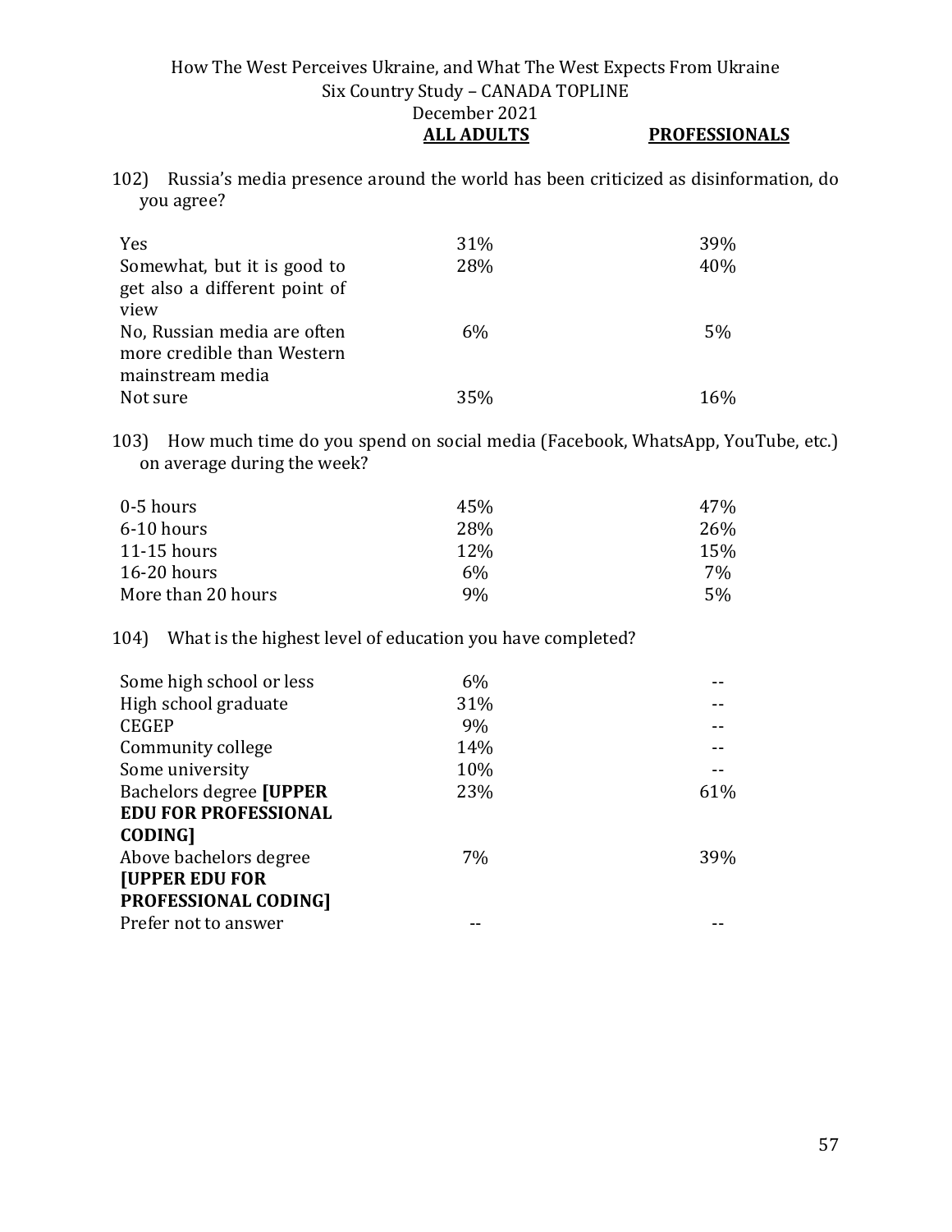| | ALL ADULTS | PROFESSIONALS |
|---|---|---|

102) Russia's media presence around the world has been criticized as disinformation, do you agree?

| | ALL ADULTS | PROFESSIONALS |
|---|---|---|
| Yes | 31% | 39% |
| Somewhat, but it is good to get also a different point of view | 28% | 40% |
| No, Russian media are often more credible than Western mainstream media | 6% | 5% |
| Not sure | 35% | 16% |

103) How much time do you spend on social media (Facebook, WhatsApp, YouTube, etc.) on average during the week?

| | ALL ADULTS | PROFESSIONALS |
|---|---|---|
| 0-5 hours | 45% | 47% |
| 6-10 hours | 28% | 26% |
| 11-15 hours | 12% | 15% |
| 16-20 hours | 6% | 7% |
| More than 20 hours | 9% | 5% |

104) What is the highest level of education you have completed?

| | ALL ADULTS | PROFESSIONALS |
|---|---|---|
| Some high school or less | 6% | -- |
| High school graduate | 31% | -- |
| CEGEP | 9% | -- |
| Community college | 14% | -- |
| Some university | 10% | -- |
| Bachelors degree **[UPPER EDU FOR PROFESSIONAL CODING]** | 23% | 61% |
| Above bachelors degree **[UPPER EDU FOR PROFESSIONAL CODING]** | 7% | 39% |
| Prefer not to answer | -- | -- |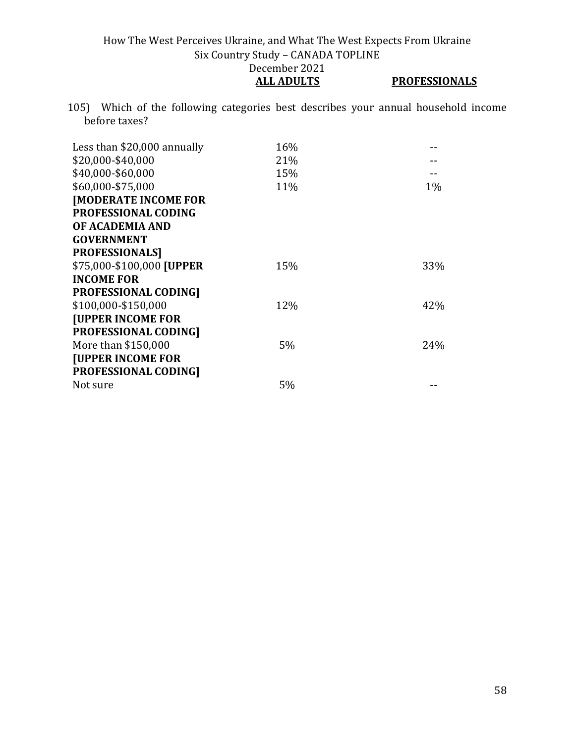How The West Perceives Ukraine, and What The West Expects From Ukraine
Six Country Study – CANADA TOPLINE
December 2021

105) Which of the following categories best describes your annual household income before taxes?

| | ALL ADULTS | PROFESSIONALS |
|---|---|---|
| Less than $20,000 annually | 16% | -- |
| $20,000-$40,000 | 21% | -- |
| $40,000-$60,000 | 15% | -- |
| $60,000-$75,000 **[MODERATE INCOME FOR PROFESSIONAL CODING OF ACADEMIA AND GOVERNMENT PROFESSIONALS]** | 11% | 1% |
| $75,000-$100,000 **[UPPER INCOME FOR PROFESSIONAL CODING]** | 15% | 33% |
| $100,000-$150,000 **[UPPER INCOME FOR PROFESSIONAL CODING]** | 12% | 42% |
| More than $150,000 **[UPPER INCOME FOR PROFESSIONAL CODING]** | 5% | 24% |
| Not sure | 5% | -- |